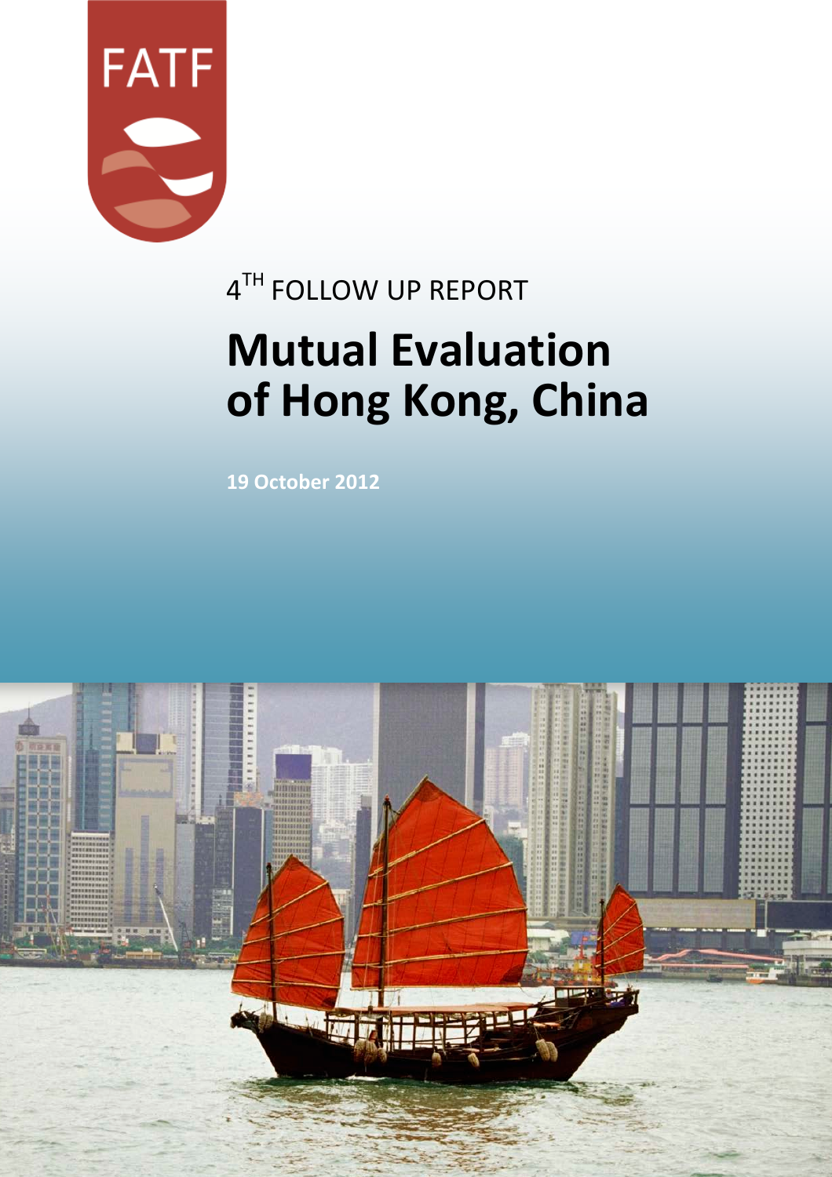FATF

4[TH] FOLLOW UP REPORT

# Mutual Evaluation of Hong Kong, China

**19 October 2012**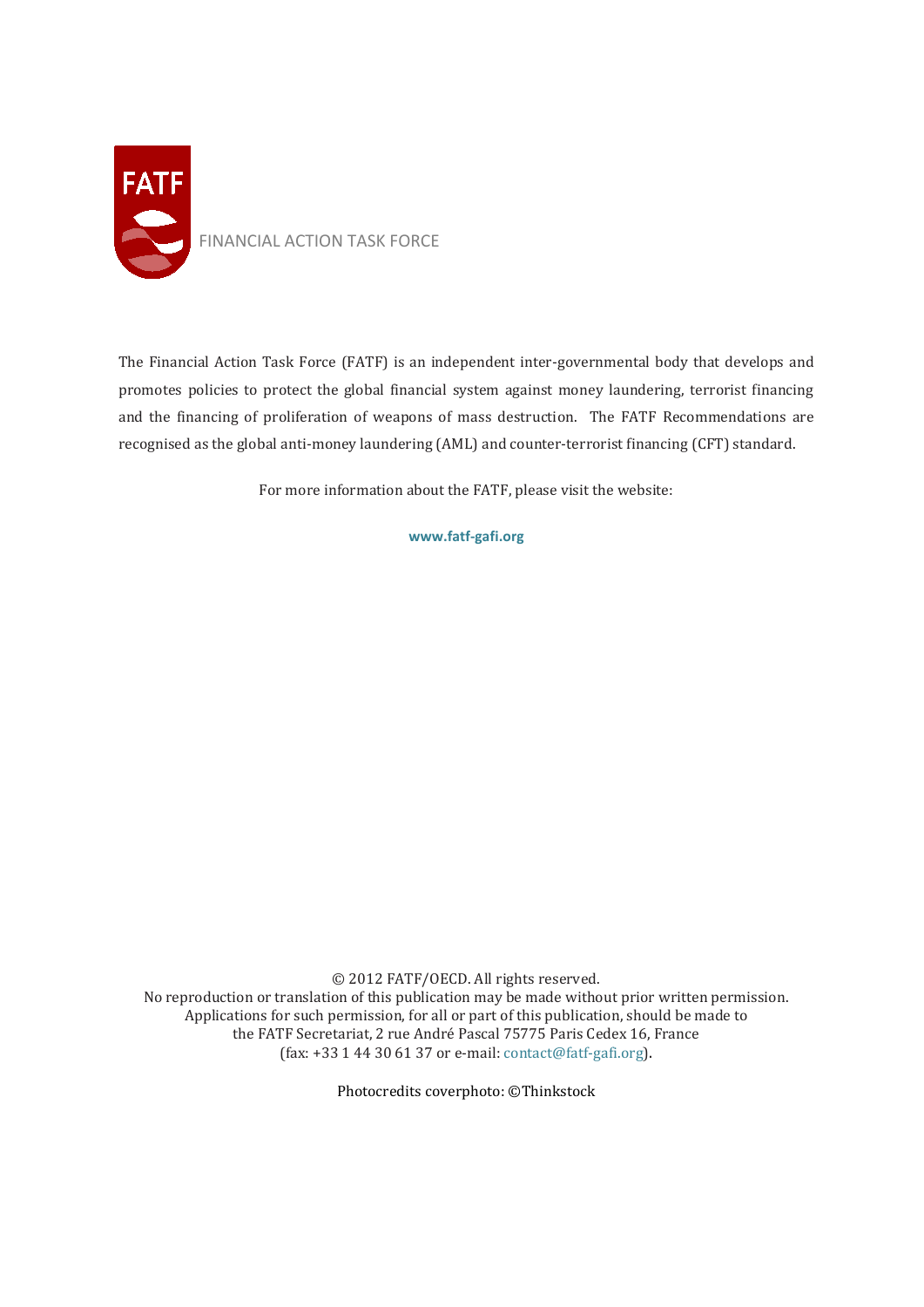FATF

FINANCIAL ACTION TASK FORCE

The Financial Action Task Force (FATF) is an independent inter-governmental body that develops and promotes policies to protect the global financial system against money laundering, terrorist financing and the financing of proliferation of weapons of mass destruction. The FATF Recommendations are recognised as the global anti-money laundering (AML) and counter-terrorist financing (CFT) standard.

For more information about the FATF, please visit the website:

**www.fatf-gafi.org**

© 2012 FATF/OECD. All rights reserved.
No reproduction or translation of this publication may be made without prior written permission.
Applications for such permission, for all or part of this publication, should be made to
the FATF Secretariat, 2 rue André Pascal 75775 Paris Cedex 16, France
(fax: +33 1 44 30 61 37 or e-mail: contact@fatf-gafi.org).

Photocredits coverphoto: ©Thinkstock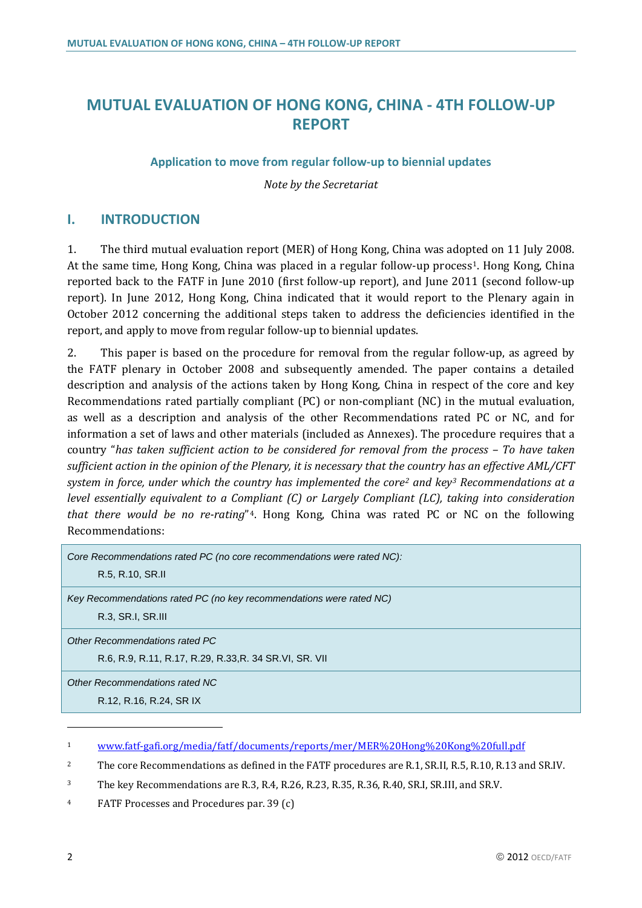# MUTUAL EVALUATION OF HONG KONG, CHINA - 4TH FOLLOW-UP REPORT

### Application to move from regular follow-up to biennial updates

*Note by the Secretariat*

## I. INTRODUCTION

1. The third mutual evaluation report (MER) of Hong Kong, China was adopted on 11 July 2008. At the same time, Hong Kong, China was placed in a regular follow-up process[1]. Hong Kong, China reported back to the FATF in June 2010 (first follow-up report), and June 2011 (second follow-up report). In June 2012, Hong Kong, China indicated that it would report to the Plenary again in October 2012 concerning the additional steps taken to address the deficiencies identified in the report, and apply to move from regular follow-up to biennial updates.

2. This paper is based on the procedure for removal from the regular follow-up, as agreed by the FATF plenary in October 2008 and subsequently amended. The paper contains a detailed description and analysis of the actions taken by Hong Kong, China in respect of the core and key Recommendations rated partially compliant (PC) or non-compliant (NC) in the mutual evaluation, as well as a description and analysis of the other Recommendations rated PC or NC, and for information a set of laws and other materials (included as Annexes). The procedure requires that a country "*has taken sufficient action to be considered for removal from the process – To have taken sufficient action in the opinion of the Plenary, it is necessary that the country has an effective AML/CFT system in force, under which the country has implemented the core*[2] *and key*[3] *Recommendations at a level essentially equivalent to a Compliant (C) or Largely Compliant (LC), taking into consideration that there would be no re-rating*"[4]. Hong Kong, China was rated PC or NC on the following Recommendations:

| |
|---|
| *Core Recommendations rated PC (no core recommendations were rated NC):*<br>R.5, R.10, SR.II |
| *Key Recommendations rated PC (no key recommendations were rated NC)*<br>R.3, SR.I, SR.III |
| *Other Recommendations rated PC*<br>R.6, R.9, R.11, R.17, R.29, R.33,R. 34 SR.VI, SR. VII |
| *Other Recommendations rated NC*<br>R.12, R.16, R.24, SR IX |

---

[1] www.fatf-gafi.org/media/fatf/documents/reports/mer/MER%20Hong%20Kong%20full.pdf

[2] The core Recommendations as defined in the FATF procedures are R.1, SR.II, R.5, R.10, R.13 and SR.IV.

[3] The key Recommendations are R.3, R.4, R.26, R.23, R.35, R.36, R.40, SR.I, SR.III, and SR.V.

[4] FATF Processes and Procedures par. 39 (c)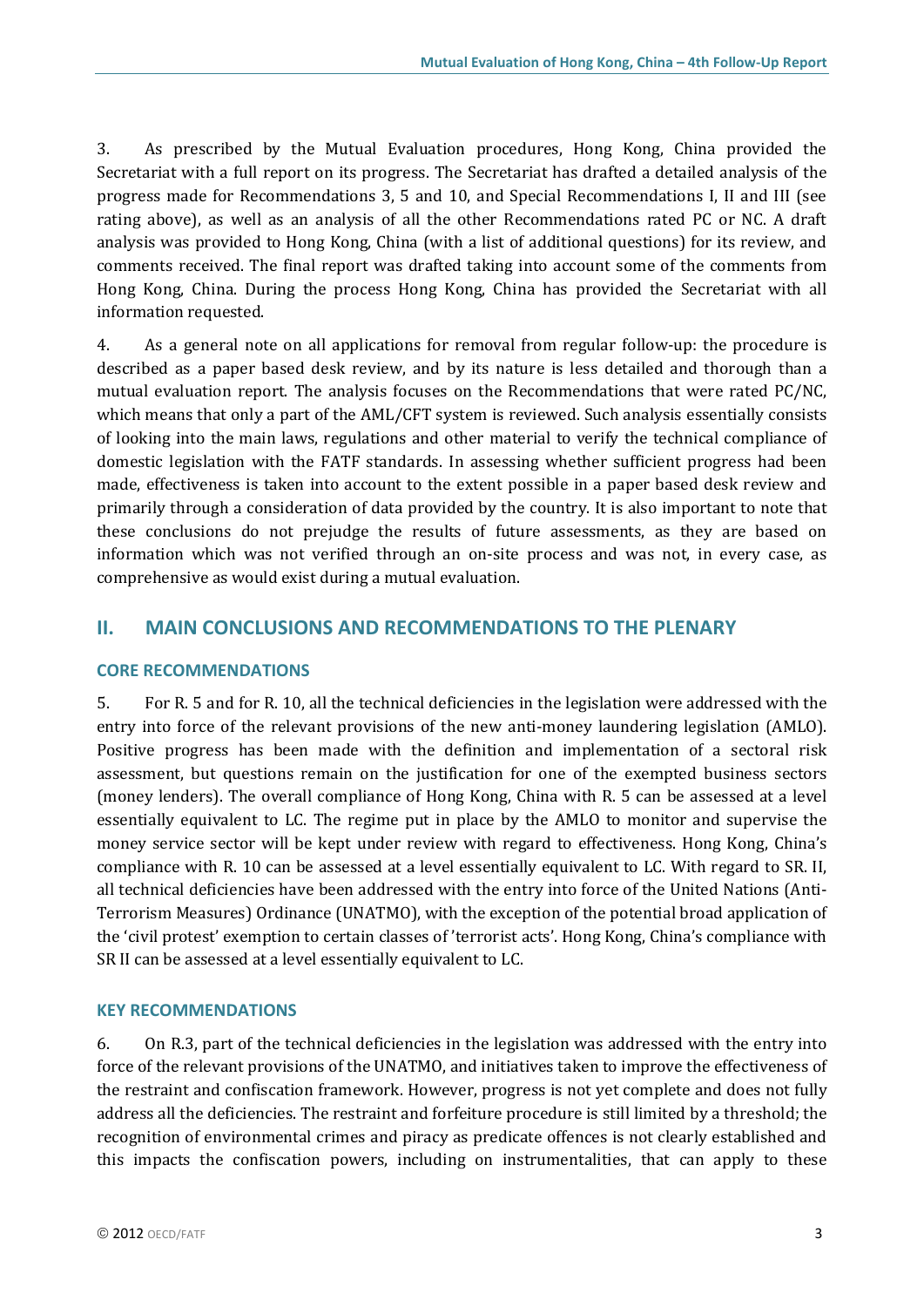3. As prescribed by the Mutual Evaluation procedures, Hong Kong, China provided the Secretariat with a full report on its progress. The Secretariat has drafted a detailed analysis of the progress made for Recommendations 3, 5 and 10, and Special Recommendations I, II and III (see rating above), as well as an analysis of all the other Recommendations rated PC or NC. A draft analysis was provided to Hong Kong, China (with a list of additional questions) for its review, and comments received. The final report was drafted taking into account some of the comments from Hong Kong, China. During the process Hong Kong, China has provided the Secretariat with all information requested.

4. As a general note on all applications for removal from regular follow-up: the procedure is described as a paper based desk review, and by its nature is less detailed and thorough than a mutual evaluation report. The analysis focuses on the Recommendations that were rated PC/NC, which means that only a part of the AML/CFT system is reviewed. Such analysis essentially consists of looking into the main laws, regulations and other material to verify the technical compliance of domestic legislation with the FATF standards. In assessing whether sufficient progress had been made, effectiveness is taken into account to the extent possible in a paper based desk review and primarily through a consideration of data provided by the country. It is also important to note that these conclusions do not prejudge the results of future assessments, as they are based on information which was not verified through an on-site process and was not, in every case, as comprehensive as would exist during a mutual evaluation.

## II. MAIN CONCLUSIONS AND RECOMMENDATIONS TO THE PLENARY

### CORE RECOMMENDATIONS

5. For R. 5 and for R. 10, all the technical deficiencies in the legislation were addressed with the entry into force of the relevant provisions of the new anti-money laundering legislation (AMLO). Positive progress has been made with the definition and implementation of a sectoral risk assessment, but questions remain on the justification for one of the exempted business sectors (money lenders). The overall compliance of Hong Kong, China with R. 5 can be assessed at a level essentially equivalent to LC. The regime put in place by the AMLO to monitor and supervise the money service sector will be kept under review with regard to effectiveness. Hong Kong, China's compliance with R. 10 can be assessed at a level essentially equivalent to LC. With regard to SR. II, all technical deficiencies have been addressed with the entry into force of the United Nations (Anti-Terrorism Measures) Ordinance (UNATMO), with the exception of the potential broad application of the 'civil protest' exemption to certain classes of 'terrorist acts'. Hong Kong, China's compliance with SR II can be assessed at a level essentially equivalent to LC.

### KEY RECOMMENDATIONS

6. On R.3, part of the technical deficiencies in the legislation was addressed with the entry into force of the relevant provisions of the UNATMO, and initiatives taken to improve the effectiveness of the restraint and confiscation framework. However, progress is not yet complete and does not fully address all the deficiencies. The restraint and forfeiture procedure is still limited by a threshold; the recognition of environmental crimes and piracy as predicate offences is not clearly established and this impacts the confiscation powers, including on instrumentalities, that can apply to these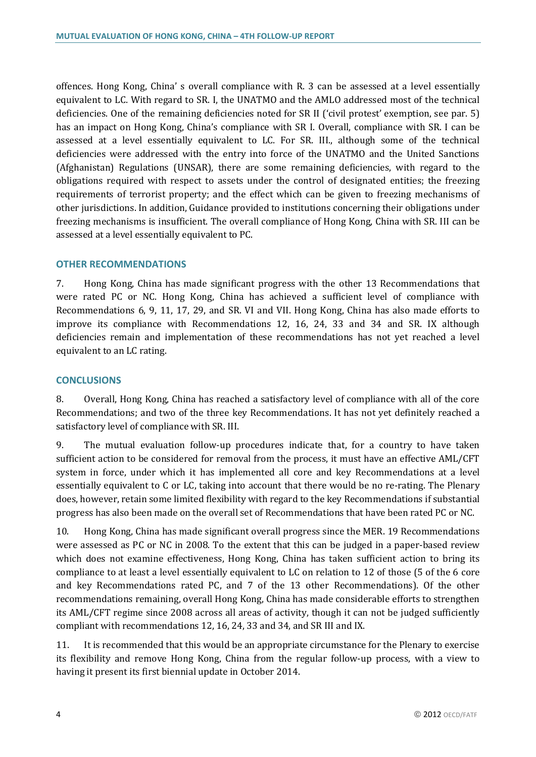offences. Hong Kong, China' s overall compliance with R. 3 can be assessed at a level essentially equivalent to LC. With regard to SR. I, the UNATMO and the AMLO addressed most of the technical deficiencies. One of the remaining deficiencies noted for SR II ('civil protest' exemption, see par. 5) has an impact on Hong Kong, China's compliance with SR I. Overall, compliance with SR. I can be assessed at a level essentially equivalent to LC. For SR. III., although some of the technical deficiencies were addressed with the entry into force of the UNATMO and the United Sanctions (Afghanistan) Regulations (UNSAR), there are some remaining deficiencies, with regard to the obligations required with respect to assets under the control of designated entities; the freezing requirements of terrorist property; and the effect which can be given to freezing mechanisms of other jurisdictions. In addition, Guidance provided to institutions concerning their obligations under freezing mechanisms is insufficient. The overall compliance of Hong Kong, China with SR. III can be assessed at a level essentially equivalent to PC.

## OTHER RECOMMENDATIONS

7. Hong Kong, China has made significant progress with the other 13 Recommendations that were rated PC or NC. Hong Kong, China has achieved a sufficient level of compliance with Recommendations 6, 9, 11, 17, 29, and SR. VI and VII. Hong Kong, China has also made efforts to improve its compliance with Recommendations 12, 16, 24, 33 and 34 and SR. IX although deficiencies remain and implementation of these recommendations has not yet reached a level equivalent to an LC rating.

## CONCLUSIONS

8. Overall, Hong Kong, China has reached a satisfactory level of compliance with all of the core Recommendations; and two of the three key Recommendations. It has not yet definitely reached a satisfactory level of compliance with SR. III.

9. The mutual evaluation follow-up procedures indicate that, for a country to have taken sufficient action to be considered for removal from the process, it must have an effective AML/CFT system in force, under which it has implemented all core and key Recommendations at a level essentially equivalent to C or LC, taking into account that there would be no re-rating. The Plenary does, however, retain some limited flexibility with regard to the key Recommendations if substantial progress has also been made on the overall set of Recommendations that have been rated PC or NC.

10. Hong Kong, China has made significant overall progress since the MER. 19 Recommendations were assessed as PC or NC in 2008. To the extent that this can be judged in a paper-based review which does not examine effectiveness, Hong Kong, China has taken sufficient action to bring its compliance to at least a level essentially equivalent to LC on relation to 12 of those (5 of the 6 core and key Recommendations rated PC, and 7 of the 13 other Recommendations). Of the other recommendations remaining, overall Hong Kong, China has made considerable efforts to strengthen its AML/CFT regime since 2008 across all areas of activity, though it can not be judged sufficiently compliant with recommendations 12, 16, 24, 33 and 34, and SR III and IX.

11. It is recommended that this would be an appropriate circumstance for the Plenary to exercise its flexibility and remove Hong Kong, China from the regular follow-up process, with a view to having it present its first biennial update in October 2014.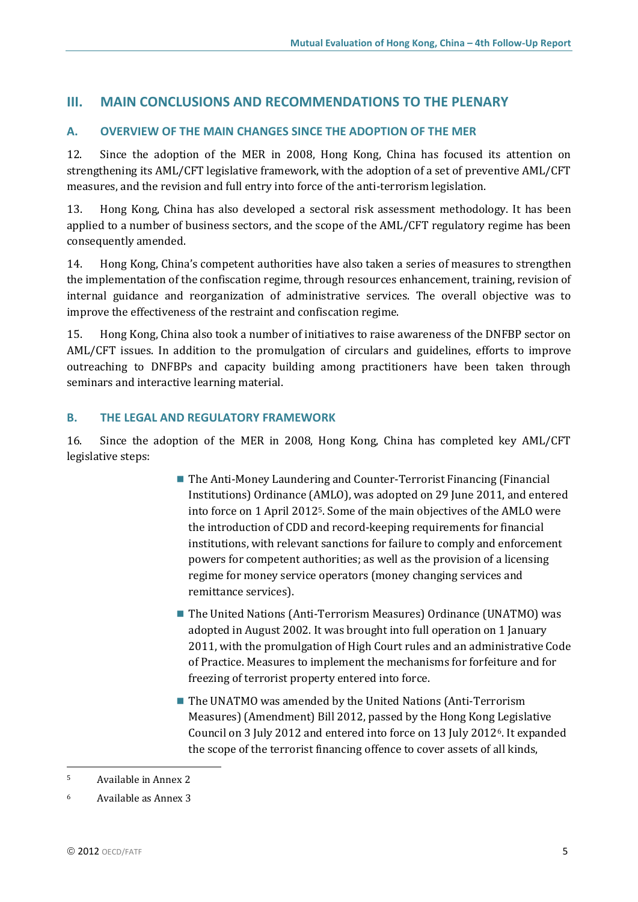## III. MAIN CONCLUSIONS AND RECOMMENDATIONS TO THE PLENARY

### A. OVERVIEW OF THE MAIN CHANGES SINCE THE ADOPTION OF THE MER

12. Since the adoption of the MER in 2008, Hong Kong, China has focused its attention on strengthening its AML/CFT legislative framework, with the adoption of a set of preventive AML/CFT measures, and the revision and full entry into force of the anti-terrorism legislation.

13. Hong Kong, China has also developed a sectoral risk assessment methodology. It has been applied to a number of business sectors, and the scope of the AML/CFT regulatory regime has been consequently amended.

14. Hong Kong, China's competent authorities have also taken a series of measures to strengthen the implementation of the confiscation regime, through resources enhancement, training, revision of internal guidance and reorganization of administrative services. The overall objective was to improve the effectiveness of the restraint and confiscation regime.

15. Hong Kong, China also took a number of initiatives to raise awareness of the DNFBP sector on AML/CFT issues. In addition to the promulgation of circulars and guidelines, efforts to improve outreaching to DNFBPs and capacity building among practitioners have been taken through seminars and interactive learning material.

### B. THE LEGAL AND REGULATORY FRAMEWORK

16. Since the adoption of the MER in 2008, Hong Kong, China has completed key AML/CFT legislative steps:

- The Anti-Money Laundering and Counter-Terrorist Financing (Financial Institutions) Ordinance (AMLO), was adopted on 29 June 2011, and entered into force on 1 April 2012[5]. Some of the main objectives of the AMLO were the introduction of CDD and record-keeping requirements for financial institutions, with relevant sanctions for failure to comply and enforcement powers for competent authorities; as well as the provision of a licensing regime for money service operators (money changing services and remittance services).
- The United Nations (Anti-Terrorism Measures) Ordinance (UNATMO) was adopted in August 2002. It was brought into full operation on 1 January 2011, with the promulgation of High Court rules and an administrative Code of Practice. Measures to implement the mechanisms for forfeiture and for freezing of terrorist property entered into force.
- The UNATMO was amended by the United Nations (Anti-Terrorism Measures) (Amendment) Bill 2012, passed by the Hong Kong Legislative Council on 3 July 2012 and entered into force on 13 July 2012[6]. It expanded the scope of the terrorist financing offence to cover assets of all kinds,

[5] Available in Annex 2

[6] Available as Annex 3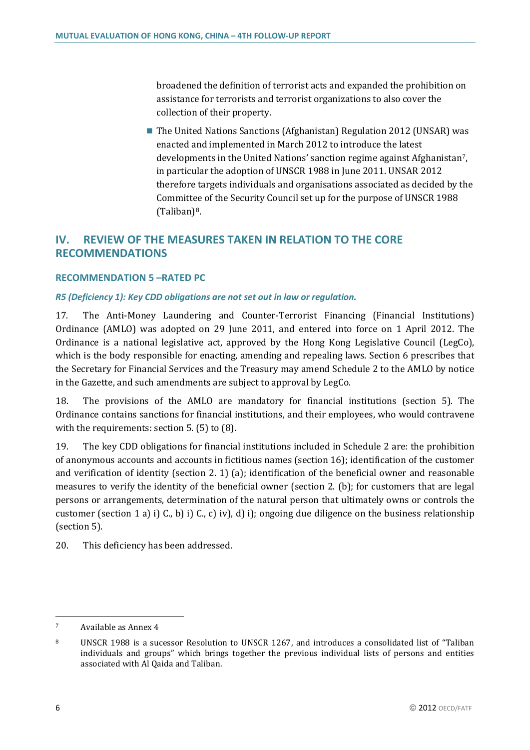broadened the definition of terrorist acts and expanded the prohibition on assistance for terrorists and terrorist organizations to also cover the collection of their property.

- The United Nations Sanctions (Afghanistan) Regulation 2012 (UNSAR) was enacted and implemented in March 2012 to introduce the latest developments in the United Nations' sanction regime against Afghanistan[7], in particular the adoption of UNSCR 1988 in June 2011. UNSAR 2012 therefore targets individuals and organisations associated as decided by the Committee of the Security Council set up for the purpose of UNSCR 1988 (Taliban)[8].

## IV. REVIEW OF THE MEASURES TAKEN IN RELATION TO THE CORE RECOMMENDATIONS

### RECOMMENDATION 5 –RATED PC

***R5 (Deficiency 1): Key CDD obligations are not set out in law or regulation.***

17. The Anti-Money Laundering and Counter-Terrorist Financing (Financial Institutions) Ordinance (AMLO) was adopted on 29 June 2011, and entered into force on 1 April 2012. The Ordinance is a national legislative act, approved by the Hong Kong Legislative Council (LegCo), which is the body responsible for enacting, amending and repealing laws. Section 6 prescribes that the Secretary for Financial Services and the Treasury may amend Schedule 2 to the AMLO by notice in the Gazette, and such amendments are subject to approval by LegCo.

18. The provisions of the AMLO are mandatory for financial institutions (section 5). The Ordinance contains sanctions for financial institutions, and their employees, who would contravene with the requirements: section 5. (5) to (8).

19. The key CDD obligations for financial institutions included in Schedule 2 are: the prohibition of anonymous accounts and accounts in fictitious names (section 16); identification of the customer and verification of identity (section 2. 1) (a); identification of the beneficial owner and reasonable measures to verify the identity of the beneficial owner (section 2. (b); for customers that are legal persons or arrangements, determination of the natural person that ultimately owns or controls the customer (section 1 a) i) C., b) i) C., c) iv), d) i); ongoing due diligence on the business relationship (section 5).

20. This deficiency has been addressed.

---

[7] Available as Annex 4

[8] UNSCR 1988 is a sucessor Resolution to UNSCR 1267, and introduces a consolidated list of "Taliban individuals and groups" which brings together the previous individual lists of persons and entities associated with Al Qaida and Taliban.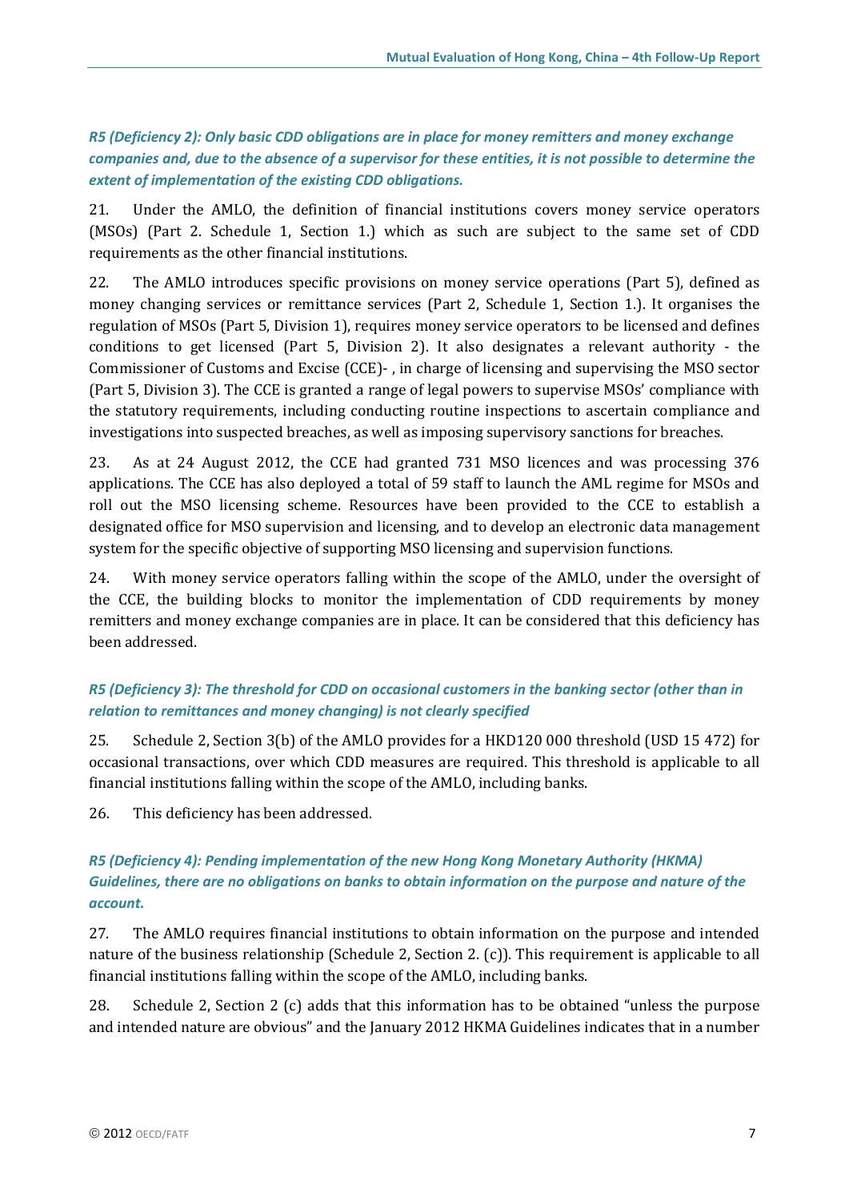*R5 (Deficiency 2): Only basic CDD obligations are in place for money remitters and money exchange companies and, due to the absence of a supervisor for these entities, it is not possible to determine the extent of implementation of the existing CDD obligations.*

21. Under the AMLO, the definition of financial institutions covers money service operators (MSOs) (Part 2. Schedule 1, Section 1.) which as such are subject to the same set of CDD requirements as the other financial institutions.

22. The AMLO introduces specific provisions on money service operations (Part 5), defined as money changing services or remittance services (Part 2, Schedule 1, Section 1.). It organises the regulation of MSOs (Part 5, Division 1), requires money service operators to be licensed and defines conditions to get licensed (Part 5, Division 2). It also designates a relevant authority - the Commissioner of Customs and Excise (CCE)- , in charge of licensing and supervising the MSO sector (Part 5, Division 3). The CCE is granted a range of legal powers to supervise MSOs' compliance with the statutory requirements, including conducting routine inspections to ascertain compliance and investigations into suspected breaches, as well as imposing supervisory sanctions for breaches.

23. As at 24 August 2012, the CCE had granted 731 MSO licences and was processing 376 applications. The CCE has also deployed a total of 59 staff to launch the AML regime for MSOs and roll out the MSO licensing scheme. Resources have been provided to the CCE to establish a designated office for MSO supervision and licensing, and to develop an electronic data management system for the specific objective of supporting MSO licensing and supervision functions.

24. With money service operators falling within the scope of the AMLO, under the oversight of the CCE, the building blocks to monitor the implementation of CDD requirements by money remitters and money exchange companies are in place. It can be considered that this deficiency has been addressed.

*R5 (Deficiency 3): The threshold for CDD on occasional customers in the banking sector (other than in relation to remittances and money changing) is not clearly specified*

25. Schedule 2, Section 3(b) of the AMLO provides for a HKD120 000 threshold (USD 15 472) for occasional transactions, over which CDD measures are required. This threshold is applicable to all financial institutions falling within the scope of the AMLO, including banks.

26. This deficiency has been addressed.

*R5 (Deficiency 4): Pending implementation of the new Hong Kong Monetary Authority (HKMA) Guidelines, there are no obligations on banks to obtain information on the purpose and nature of the account.*

27. The AMLO requires financial institutions to obtain information on the purpose and intended nature of the business relationship (Schedule 2, Section 2. (c)). This requirement is applicable to all financial institutions falling within the scope of the AMLO, including banks.

28. Schedule 2, Section 2 (c) adds that this information has to be obtained "unless the purpose and intended nature are obvious" and the January 2012 HKMA Guidelines indicates that in a number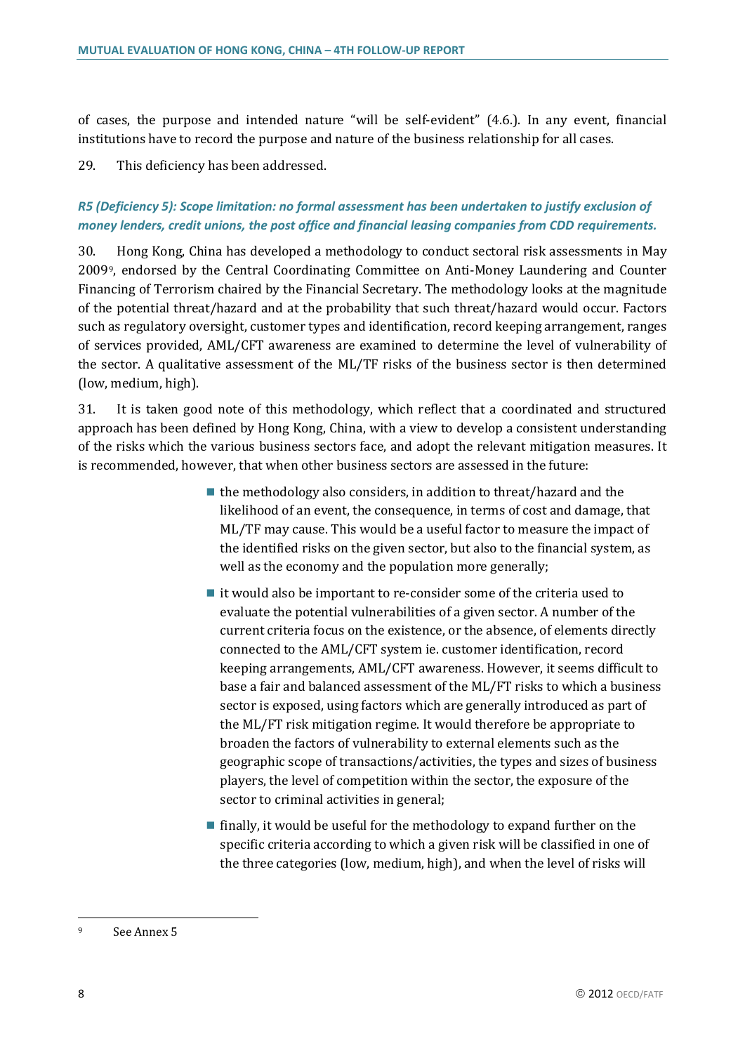of cases, the purpose and intended nature "will be self-evident" (4.6.). In any event, financial institutions have to record the purpose and nature of the business relationship for all cases.

29. This deficiency has been addressed.

***R5 (Deficiency 5): Scope limitation: no formal assessment has been undertaken to justify exclusion of money lenders, credit unions, the post office and financial leasing companies from CDD requirements.***

30. Hong Kong, China has developed a methodology to conduct sectoral risk assessments in May 2009[9], endorsed by the Central Coordinating Committee on Anti-Money Laundering and Counter Financing of Terrorism chaired by the Financial Secretary. The methodology looks at the magnitude of the potential threat/hazard and at the probability that such threat/hazard would occur. Factors such as regulatory oversight, customer types and identification, record keeping arrangement, ranges of services provided, AML/CFT awareness are examined to determine the level of vulnerability of the sector. A qualitative assessment of the ML/TF risks of the business sector is then determined (low, medium, high).

31. It is taken good note of this methodology, which reflect that a coordinated and structured approach has been defined by Hong Kong, China, with a view to develop a consistent understanding of the risks which the various business sectors face, and adopt the relevant mitigation measures. It is recommended, however, that when other business sectors are assessed in the future:

- the methodology also considers, in addition to threat/hazard and the likelihood of an event, the consequence, in terms of cost and damage, that ML/TF may cause. This would be a useful factor to measure the impact of the identified risks on the given sector, but also to the financial system, as well as the economy and the population more generally;
- it would also be important to re-consider some of the criteria used to evaluate the potential vulnerabilities of a given sector. A number of the current criteria focus on the existence, or the absence, of elements directly connected to the AML/CFT system ie. customer identification, record keeping arrangements, AML/CFT awareness. However, it seems difficult to base a fair and balanced assessment of the ML/FT risks to which a business sector is exposed, using factors which are generally introduced as part of the ML/FT risk mitigation regime. It would therefore be appropriate to broaden the factors of vulnerability to external elements such as the geographic scope of transactions/activities, the types and sizes of business players, the level of competition within the sector, the exposure of the sector to criminal activities in general;
- finally, it would be useful for the methodology to expand further on the specific criteria according to which a given risk will be classified in one of the three categories (low, medium, high), and when the level of risks will

[9] See Annex 5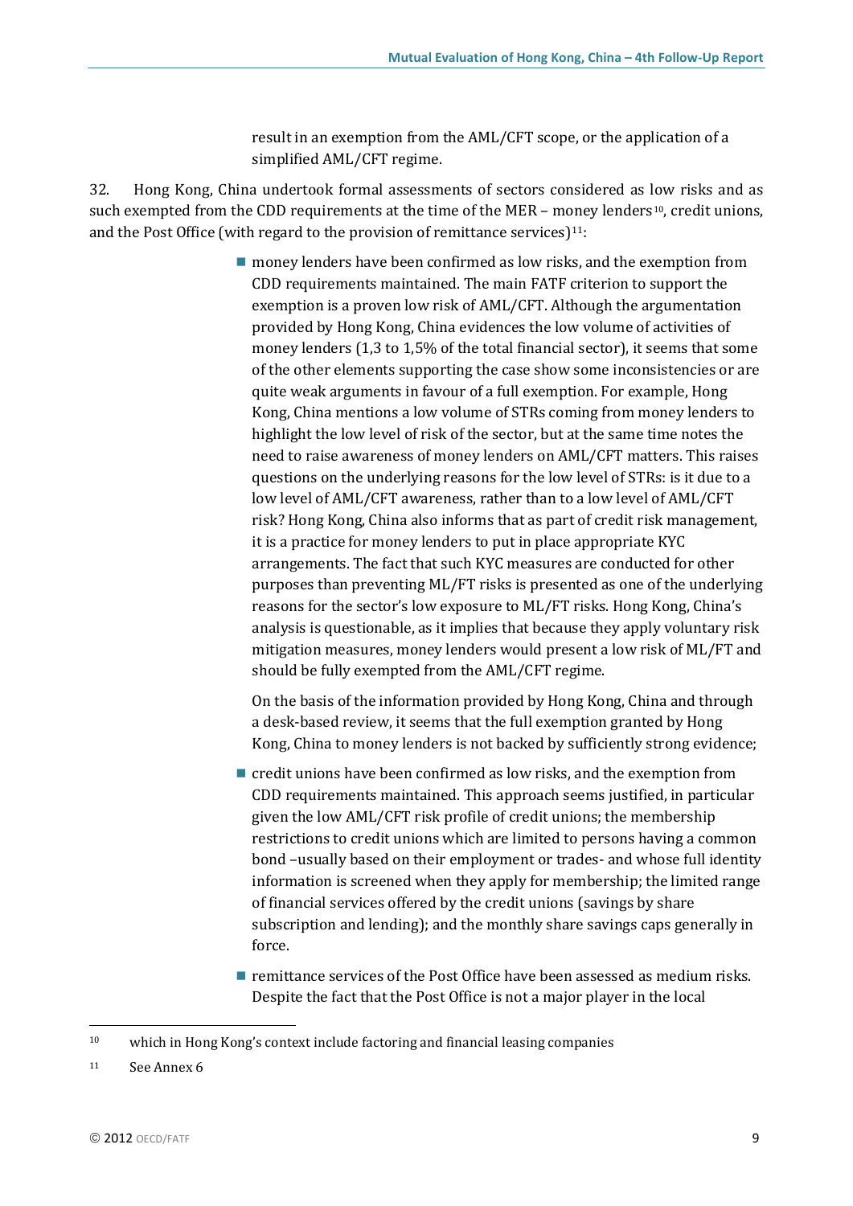result in an exemption from the AML/CFT scope, or the application of a simplified AML/CFT regime.

32. Hong Kong, China undertook formal assessments of sectors considered as low risks and as such exempted from the CDD requirements at the time of the MER – money lenders[10], credit unions, and the Post Office (with regard to the provision of remittance services)[11]:

- money lenders have been confirmed as low risks, and the exemption from CDD requirements maintained. The main FATF criterion to support the exemption is a proven low risk of AML/CFT. Although the argumentation provided by Hong Kong, China evidences the low volume of activities of money lenders (1,3 to 1,5% of the total financial sector), it seems that some of the other elements supporting the case show some inconsistencies or are quite weak arguments in favour of a full exemption. For example, Hong Kong, China mentions a low volume of STRs coming from money lenders to highlight the low level of risk of the sector, but at the same time notes the need to raise awareness of money lenders on AML/CFT matters. This raises questions on the underlying reasons for the low level of STRs: is it due to a low level of AML/CFT awareness, rather than to a low level of AML/CFT risk? Hong Kong, China also informs that as part of credit risk management, it is a practice for money lenders to put in place appropriate KYC arrangements. The fact that such KYC measures are conducted for other purposes than preventing ML/FT risks is presented as one of the underlying reasons for the sector's low exposure to ML/FT risks. Hong Kong, China's analysis is questionable, as it implies that because they apply voluntary risk mitigation measures, money lenders would present a low risk of ML/FT and should be fully exempted from the AML/CFT regime.

  On the basis of the information provided by Hong Kong, China and through a desk-based review, it seems that the full exemption granted by Hong Kong, China to money lenders is not backed by sufficiently strong evidence;

- credit unions have been confirmed as low risks, and the exemption from CDD requirements maintained. This approach seems justified, in particular given the low AML/CFT risk profile of credit unions; the membership restrictions to credit unions which are limited to persons having a common bond –usually based on their employment or trades- and whose full identity information is screened when they apply for membership; the limited range of financial services offered by the credit unions (savings by share subscription and lending); and the monthly share savings caps generally in force.

- remittance services of the Post Office have been assessed as medium risks. Despite the fact that the Post Office is not a major player in the local

[10] which in Hong Kong's context include factoring and financial leasing companies

[11] See Annex 6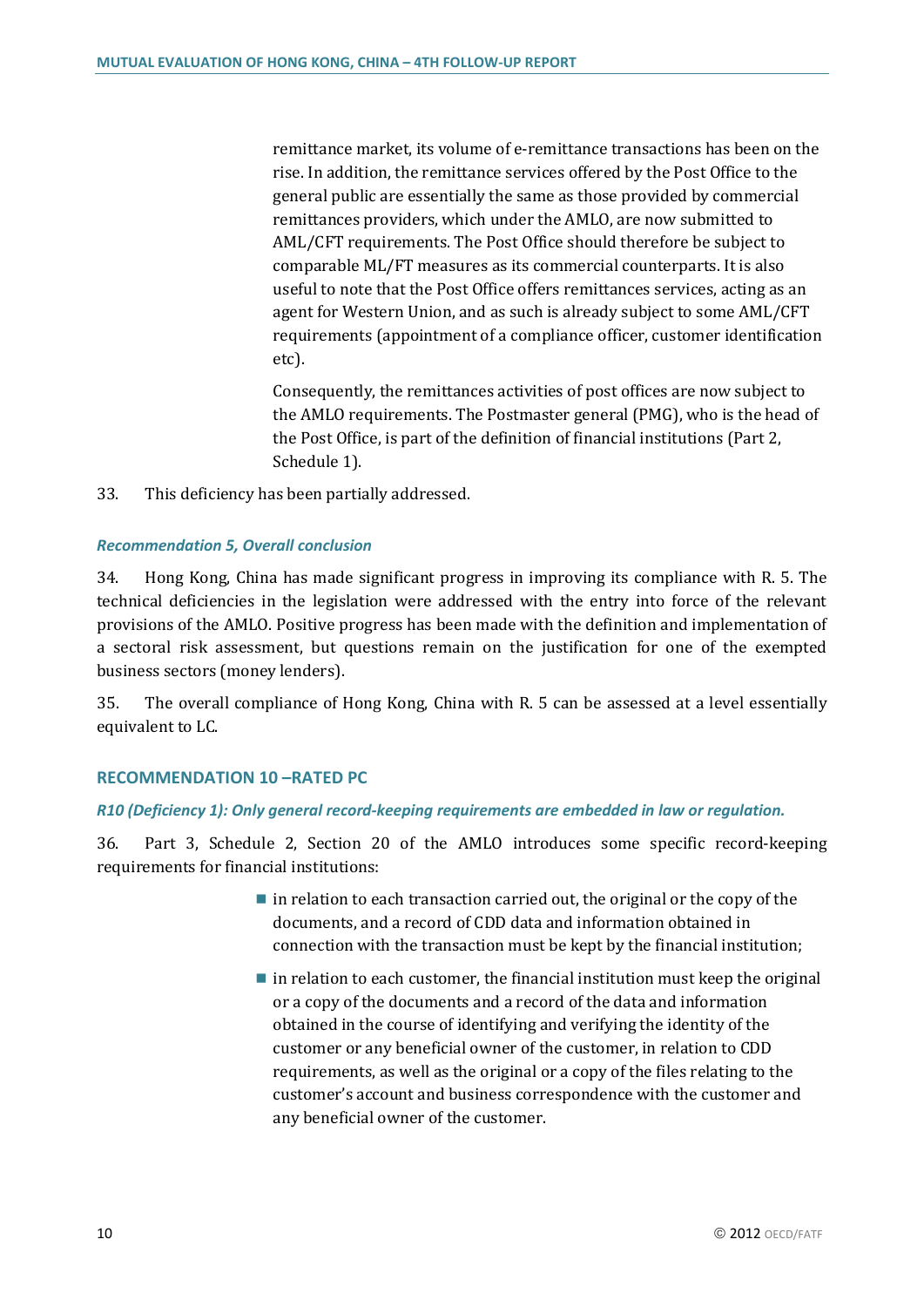remittance market, its volume of e-remittance transactions has been on the rise. In addition, the remittance services offered by the Post Office to the general public are essentially the same as those provided by commercial remittances providers, which under the AMLO, are now submitted to AML/CFT requirements. The Post Office should therefore be subject to comparable ML/FT measures as its commercial counterparts. It is also useful to note that the Post Office offers remittances services, acting as an agent for Western Union, and as such is already subject to some AML/CFT requirements (appointment of a compliance officer, customer identification etc).

Consequently, the remittances activities of post offices are now subject to the AMLO requirements. The Postmaster general (PMG), who is the head of the Post Office, is part of the definition of financial institutions (Part 2, Schedule 1).

33. This deficiency has been partially addressed.

### *Recommendation 5, Overall conclusion*

34. Hong Kong, China has made significant progress in improving its compliance with R. 5. The technical deficiencies in the legislation were addressed with the entry into force of the relevant provisions of the AMLO. Positive progress has been made with the definition and implementation of a sectoral risk assessment, but questions remain on the justification for one of the exempted business sectors (money lenders).

35. The overall compliance of Hong Kong, China with R. 5 can be assessed at a level essentially equivalent to LC.

## RECOMMENDATION 10 –RATED PC

### *R10 (Deficiency 1): Only general record-keeping requirements are embedded in law or regulation.*

36. Part 3, Schedule 2, Section 20 of the AMLO introduces some specific record-keeping requirements for financial institutions:

- in relation to each transaction carried out, the original or the copy of the documents, and a record of CDD data and information obtained in connection with the transaction must be kept by the financial institution;
- in relation to each customer, the financial institution must keep the original or a copy of the documents and a record of the data and information obtained in the course of identifying and verifying the identity of the customer or any beneficial owner of the customer, in relation to CDD requirements, as well as the original or a copy of the files relating to the customer's account and business correspondence with the customer and any beneficial owner of the customer.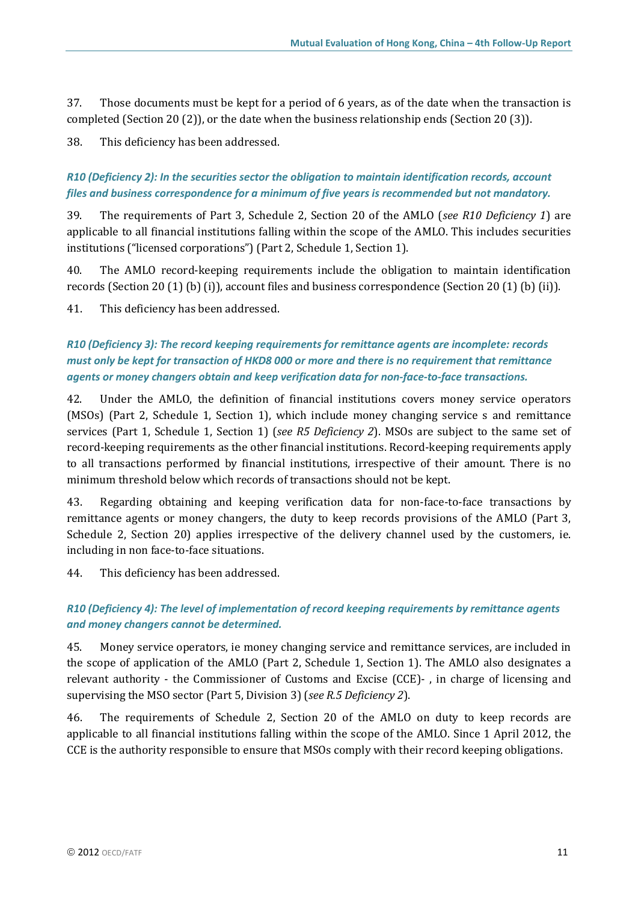37. Those documents must be kept for a period of 6 years, as of the date when the transaction is completed (Section 20 (2)), or the date when the business relationship ends (Section 20 (3)).

38. This deficiency has been addressed.

***R10 (Deficiency 2): In the securities sector the obligation to maintain identification records, account files and business correspondence for a minimum of five years is recommended but not mandatory.***

39. The requirements of Part 3, Schedule 2, Section 20 of the AMLO (*see R10 Deficiency 1*) are applicable to all financial institutions falling within the scope of the AMLO. This includes securities institutions ("licensed corporations") (Part 2, Schedule 1, Section 1).

40. The AMLO record-keeping requirements include the obligation to maintain identification records (Section 20 (1) (b) (i)), account files and business correspondence (Section 20 (1) (b) (ii)).

41. This deficiency has been addressed.

***R10 (Deficiency 3): The record keeping requirements for remittance agents are incomplete: records must only be kept for transaction of HKD8 000 or more and there is no requirement that remittance agents or money changers obtain and keep verification data for non-face-to-face transactions.***

42. Under the AMLO, the definition of financial institutions covers money service operators (MSOs) (Part 2, Schedule 1, Section 1), which include money changing service s and remittance services (Part 1, Schedule 1, Section 1) (*see R5 Deficiency 2*). MSOs are subject to the same set of record-keeping requirements as the other financial institutions. Record-keeping requirements apply to all transactions performed by financial institutions, irrespective of their amount. There is no minimum threshold below which records of transactions should not be kept.

43. Regarding obtaining and keeping verification data for non-face-to-face transactions by remittance agents or money changers, the duty to keep records provisions of the AMLO (Part 3, Schedule 2, Section 20) applies irrespective of the delivery channel used by the customers, ie. including in non face-to-face situations.

44. This deficiency has been addressed.

***R10 (Deficiency 4): The level of implementation of record keeping requirements by remittance agents and money changers cannot be determined.***

45. Money service operators, ie money changing service and remittance services, are included in the scope of application of the AMLO (Part 2, Schedule 1, Section 1). The AMLO also designates a relevant authority - the Commissioner of Customs and Excise (CCE)- , in charge of licensing and supervising the MSO sector (Part 5, Division 3) (*see R.5 Deficiency 2*).

46. The requirements of Schedule 2, Section 20 of the AMLO on duty to keep records are applicable to all financial institutions falling within the scope of the AMLO. Since 1 April 2012, the CCE is the authority responsible to ensure that MSOs comply with their record keeping obligations.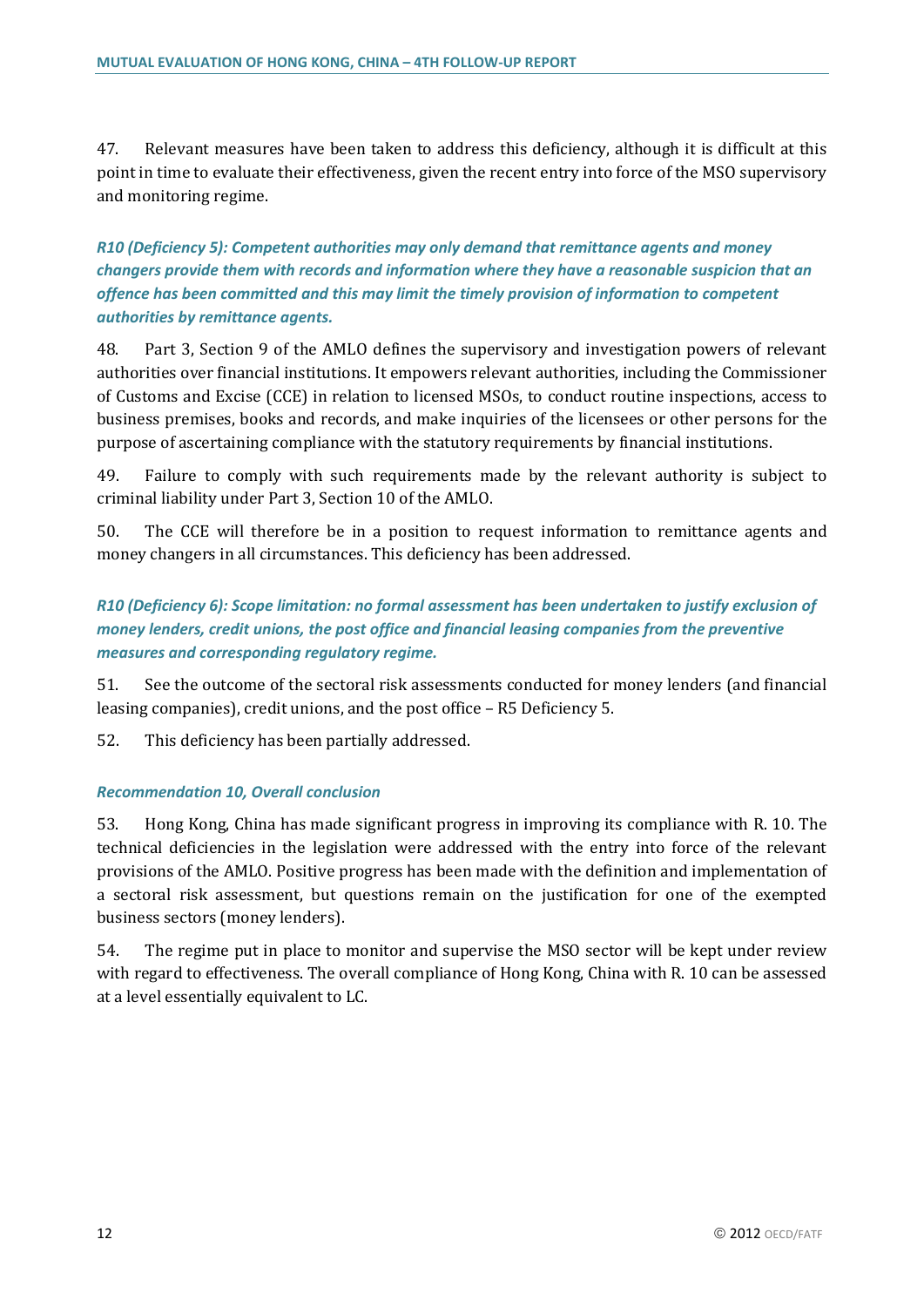47. Relevant measures have been taken to address this deficiency, although it is difficult at this point in time to evaluate their effectiveness, given the recent entry into force of the MSO supervisory and monitoring regime.

### *R10 (Deficiency 5): Competent authorities may only demand that remittance agents and money changers provide them with records and information where they have a reasonable suspicion that an offence has been committed and this may limit the timely provision of information to competent authorities by remittance agents.*

48. Part 3, Section 9 of the AMLO defines the supervisory and investigation powers of relevant authorities over financial institutions. It empowers relevant authorities, including the Commissioner of Customs and Excise (CCE) in relation to licensed MSOs, to conduct routine inspections, access to business premises, books and records, and make inquiries of the licensees or other persons for the purpose of ascertaining compliance with the statutory requirements by financial institutions.

49. Failure to comply with such requirements made by the relevant authority is subject to criminal liability under Part 3, Section 10 of the AMLO.

50. The CCE will therefore be in a position to request information to remittance agents and money changers in all circumstances. This deficiency has been addressed.

### *R10 (Deficiency 6): Scope limitation: no formal assessment has been undertaken to justify exclusion of money lenders, credit unions, the post office and financial leasing companies from the preventive measures and corresponding regulatory regime.*

51. See the outcome of the sectoral risk assessments conducted for money lenders (and financial leasing companies), credit unions, and the post office – R5 Deficiency 5.

52. This deficiency has been partially addressed.

### *Recommendation 10, Overall conclusion*

53. Hong Kong, China has made significant progress in improving its compliance with R. 10. The technical deficiencies in the legislation were addressed with the entry into force of the relevant provisions of the AMLO. Positive progress has been made with the definition and implementation of a sectoral risk assessment, but questions remain on the justification for one of the exempted business sectors (money lenders).

54. The regime put in place to monitor and supervise the MSO sector will be kept under review with regard to effectiveness. The overall compliance of Hong Kong, China with R. 10 can be assessed at a level essentially equivalent to LC.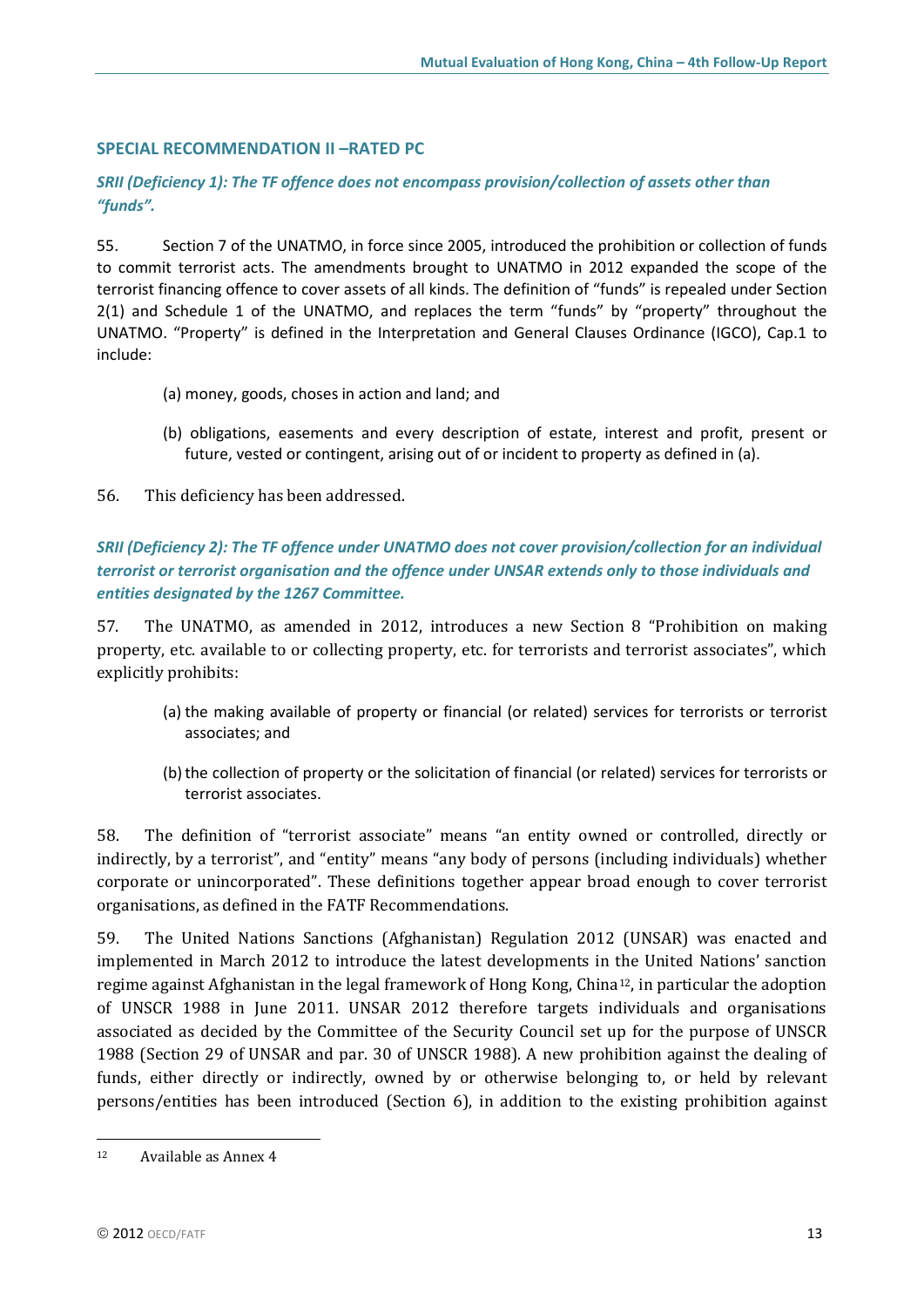## SPECIAL RECOMMENDATION II –RATED PC

### *SRII (Deficiency 1): The TF offence does not encompass provision/collection of assets other than "funds".*

55. Section 7 of the UNATMO, in force since 2005, introduced the prohibition or collection of funds to commit terrorist acts. The amendments brought to UNATMO in 2012 expanded the scope of the terrorist financing offence to cover assets of all kinds. The definition of "funds" is repealed under Section 2(1) and Schedule 1 of the UNATMO, and replaces the term "funds" by "property" throughout the UNATMO. "Property" is defined in the Interpretation and General Clauses Ordinance (IGCO), Cap.1 to include:

(a) money, goods, choses in action and land; and

(b) obligations, easements and every description of estate, interest and profit, present or future, vested or contingent, arising out of or incident to property as defined in (a).

56. This deficiency has been addressed.

### *SRII (Deficiency 2): The TF offence under UNATMO does not cover provision/collection for an individual terrorist or terrorist organisation and the offence under UNSAR extends only to those individuals and entities designated by the 1267 Committee.*

57. The UNATMO, as amended in 2012, introduces a new Section 8 "Prohibition on making property, etc. available to or collecting property, etc. for terrorists and terrorist associates", which explicitly prohibits:

(a) the making available of property or financial (or related) services for terrorists or terrorist associates; and

(b) the collection of property or the solicitation of financial (or related) services for terrorists or terrorist associates.

58. The definition of "terrorist associate" means "an entity owned or controlled, directly or indirectly, by a terrorist", and "entity" means "any body of persons (including individuals) whether corporate or unincorporated". These definitions together appear broad enough to cover terrorist organisations, as defined in the FATF Recommendations.

59. The United Nations Sanctions (Afghanistan) Regulation 2012 (UNSAR) was enacted and implemented in March 2012 to introduce the latest developments in the United Nations' sanction regime against Afghanistan in the legal framework of Hong Kong, China[12], in particular the adoption of UNSCR 1988 in June 2011. UNSAR 2012 therefore targets individuals and organisations associated as decided by the Committee of the Security Council set up for the purpose of UNSCR 1988 (Section 29 of UNSAR and par. 30 of UNSCR 1988). A new prohibition against the dealing of funds, either directly or indirectly, owned by or otherwise belonging to, or held by relevant persons/entities has been introduced (Section 6), in addition to the existing prohibition against

---

[12] Available as Annex 4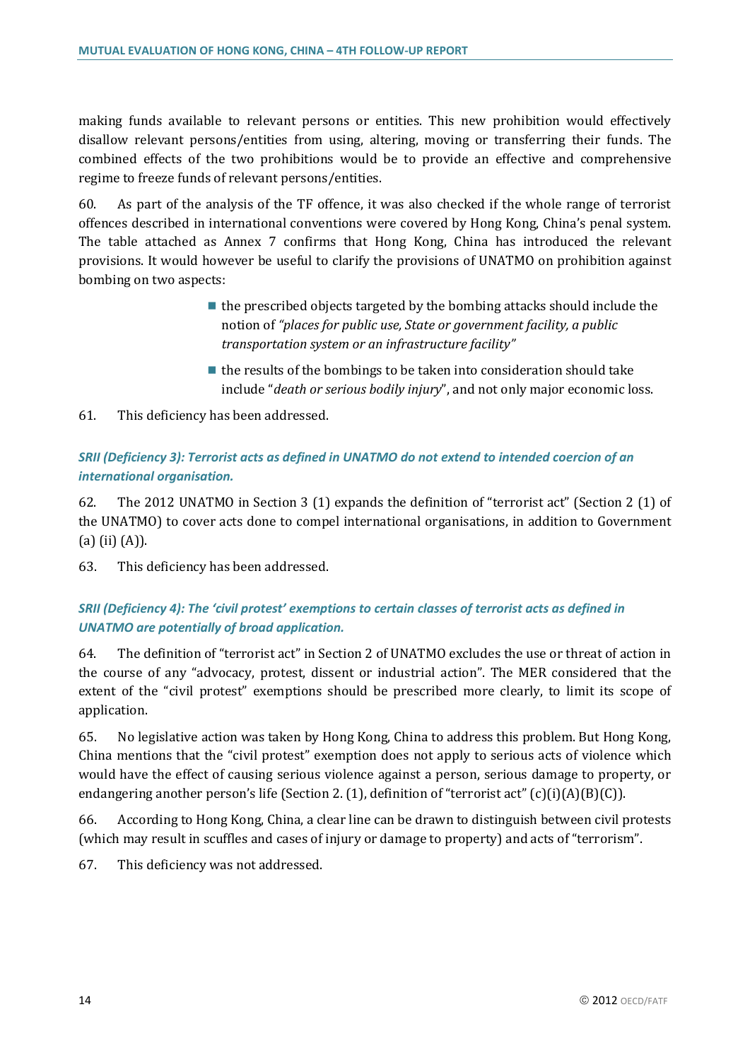making funds available to relevant persons or entities. This new prohibition would effectively disallow relevant persons/entities from using, altering, moving or transferring their funds. The combined effects of the two prohibitions would be to provide an effective and comprehensive regime to freeze funds of relevant persons/entities.

60. As part of the analysis of the TF offence, it was also checked if the whole range of terrorist offences described in international conventions were covered by Hong Kong, China's penal system. The table attached as Annex 7 confirms that Hong Kong, China has introduced the relevant provisions. It would however be useful to clarify the provisions of UNATMO on prohibition against bombing on two aspects:

- the prescribed objects targeted by the bombing attacks should include the notion of *"places for public use, State or government facility, a public transportation system or an infrastructure facility"*
- the results of the bombings to be taken into consideration should take include "*death or serious bodily injury*", and not only major economic loss.

61. This deficiency has been addressed.

### *SRII (Deficiency 3): Terrorist acts as defined in UNATMO do not extend to intended coercion of an international organisation.*

62. The 2012 UNATMO in Section 3 (1) expands the definition of "terrorist act" (Section 2 (1) of the UNATMO) to cover acts done to compel international organisations, in addition to Government (a) (ii) (A)).

63. This deficiency has been addressed.

### *SRII (Deficiency 4): The 'civil protest' exemptions to certain classes of terrorist acts as defined in UNATMO are potentially of broad application.*

64. The definition of "terrorist act" in Section 2 of UNATMO excludes the use or threat of action in the course of any "advocacy, protest, dissent or industrial action". The MER considered that the extent of the "civil protest" exemptions should be prescribed more clearly, to limit its scope of application.

65. No legislative action was taken by Hong Kong, China to address this problem. But Hong Kong, China mentions that the "civil protest" exemption does not apply to serious acts of violence which would have the effect of causing serious violence against a person, serious damage to property, or endangering another person's life (Section 2. (1), definition of "terrorist act" (c)(i)(A)(B)(C)).

66. According to Hong Kong, China, a clear line can be drawn to distinguish between civil protests (which may result in scuffles and cases of injury or damage to property) and acts of "terrorism".

67. This deficiency was not addressed.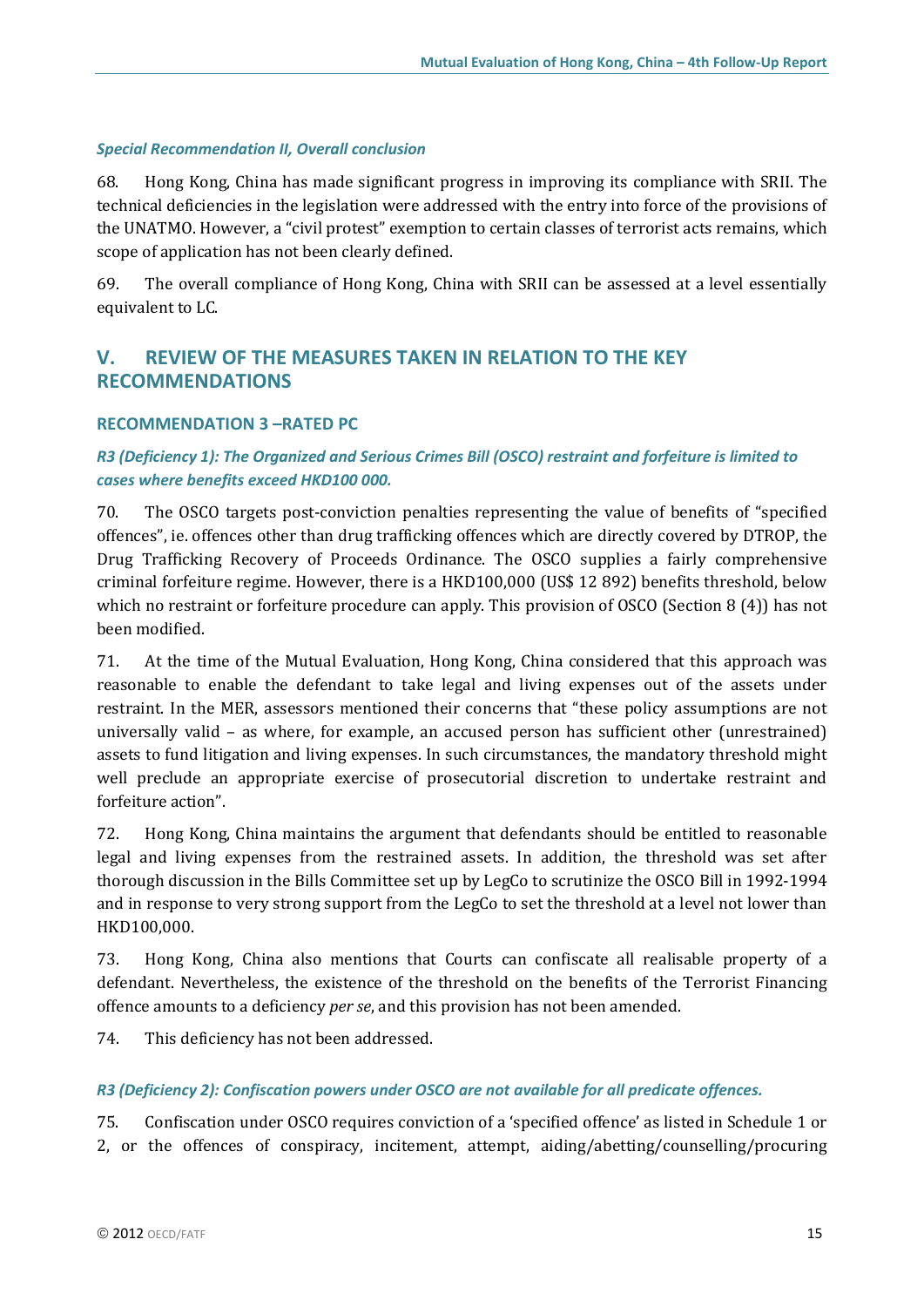*Special Recommendation II, Overall conclusion*

68. Hong Kong, China has made significant progress in improving its compliance with SRII. The technical deficiencies in the legislation were addressed with the entry into force of the provisions of the UNATMO. However, a "civil protest" exemption to certain classes of terrorist acts remains, which scope of application has not been clearly defined.

69. The overall compliance of Hong Kong, China with SRII can be assessed at a level essentially equivalent to LC.

## V. REVIEW OF THE MEASURES TAKEN IN RELATION TO THE KEY RECOMMENDATIONS

### RECOMMENDATION 3 –RATED PC

*R3 (Deficiency 1): The Organized and Serious Crimes Bill (OSCO) restraint and forfeiture is limited to cases where benefits exceed HKD100 000.*

70. The OSCO targets post-conviction penalties representing the value of benefits of "specified offences", ie. offences other than drug trafficking offences which are directly covered by DTROP, the Drug Trafficking Recovery of Proceeds Ordinance. The OSCO supplies a fairly comprehensive criminal forfeiture regime. However, there is a HKD100,000 (US$ 12 892) benefits threshold, below which no restraint or forfeiture procedure can apply. This provision of OSCO (Section 8 (4)) has not been modified.

71. At the time of the Mutual Evaluation, Hong Kong, China considered that this approach was reasonable to enable the defendant to take legal and living expenses out of the assets under restraint. In the MER, assessors mentioned their concerns that "these policy assumptions are not universally valid – as where, for example, an accused person has sufficient other (unrestrained) assets to fund litigation and living expenses. In such circumstances, the mandatory threshold might well preclude an appropriate exercise of prosecutorial discretion to undertake restraint and forfeiture action".

72. Hong Kong, China maintains the argument that defendants should be entitled to reasonable legal and living expenses from the restrained assets. In addition, the threshold was set after thorough discussion in the Bills Committee set up by LegCo to scrutinize the OSCO Bill in 1992-1994 and in response to very strong support from the LegCo to set the threshold at a level not lower than HKD100,000.

73. Hong Kong, China also mentions that Courts can confiscate all realisable property of a defendant. Nevertheless, the existence of the threshold on the benefits of the Terrorist Financing offence amounts to a deficiency *per se*, and this provision has not been amended.

74. This deficiency has not been addressed.

*R3 (Deficiency 2): Confiscation powers under OSCO are not available for all predicate offences.*

75. Confiscation under OSCO requires conviction of a 'specified offence' as listed in Schedule 1 or 2, or the offences of conspiracy, incitement, attempt, aiding/abetting/counselling/procuring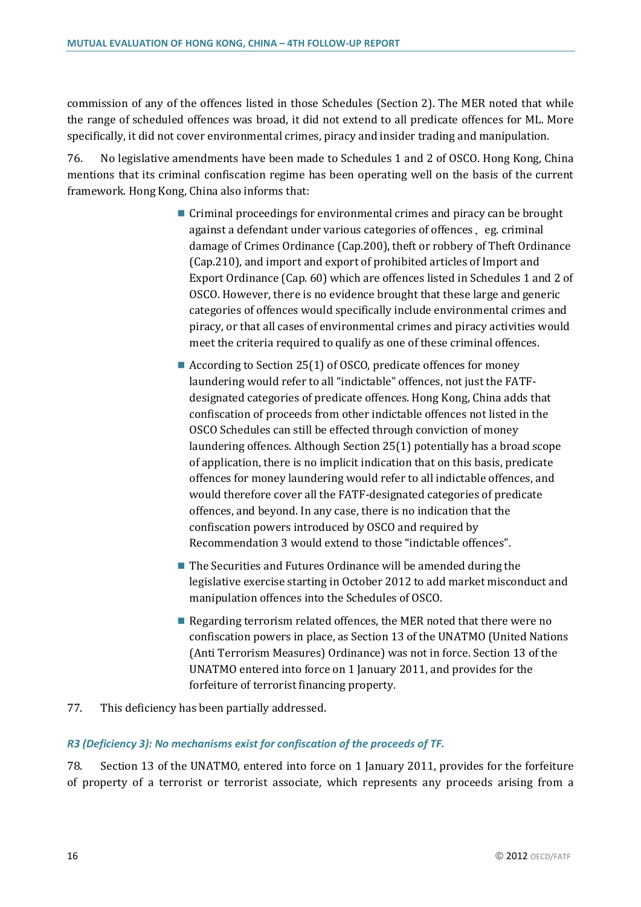commission of any of the offences listed in those Schedules (Section 2). The MER noted that while the range of scheduled offences was broad, it did not extend to all predicate offences for ML. More specifically, it did not cover environmental crimes, piracy and insider trading and manipulation.

76. No legislative amendments have been made to Schedules 1 and 2 of OSCO. Hong Kong, China mentions that its criminal confiscation regime has been operating well on the basis of the current framework. Hong Kong, China also informs that:

- Criminal proceedings for environmental crimes and piracy can be brought against a defendant under various categories of offences， eg. criminal damage of Crimes Ordinance (Cap.200), theft or robbery of Theft Ordinance (Cap.210), and import and export of prohibited articles of Import and Export Ordinance (Cap. 60) which are offences listed in Schedules 1 and 2 of OSCO. However, there is no evidence brought that these large and generic categories of offences would specifically include environmental crimes and piracy, or that all cases of environmental crimes and piracy activities would meet the criteria required to qualify as one of these criminal offences.
- According to Section 25(1) of OSCO, predicate offences for money laundering would refer to all "indictable" offences, not just the FATF-designated categories of predicate offences. Hong Kong, China adds that confiscation of proceeds from other indictable offences not listed in the OSCO Schedules can still be effected through conviction of money laundering offences. Although Section 25(1) potentially has a broad scope of application, there is no implicit indication that on this basis, predicate offences for money laundering would refer to all indictable offences, and would therefore cover all the FATF-designated categories of predicate offences, and beyond. In any case, there is no indication that the confiscation powers introduced by OSCO and required by Recommendation 3 would extend to those "indictable offences".
- The Securities and Futures Ordinance will be amended during the legislative exercise starting in October 2012 to add market misconduct and manipulation offences into the Schedules of OSCO.
- Regarding terrorism related offences, the MER noted that there were no confiscation powers in place, as Section 13 of the UNATMO (United Nations (Anti Terrorism Measures) Ordinance) was not in force. Section 13 of the UNATMO entered into force on 1 January 2011, and provides for the forfeiture of terrorist financing property.

77. This deficiency has been partially addressed.

***R3 (Deficiency 3): No mechanisms exist for confiscation of the proceeds of TF.***

78. Section 13 of the UNATMO, entered into force on 1 January 2011, provides for the forfeiture of property of a terrorist or terrorist associate, which represents any proceeds arising from a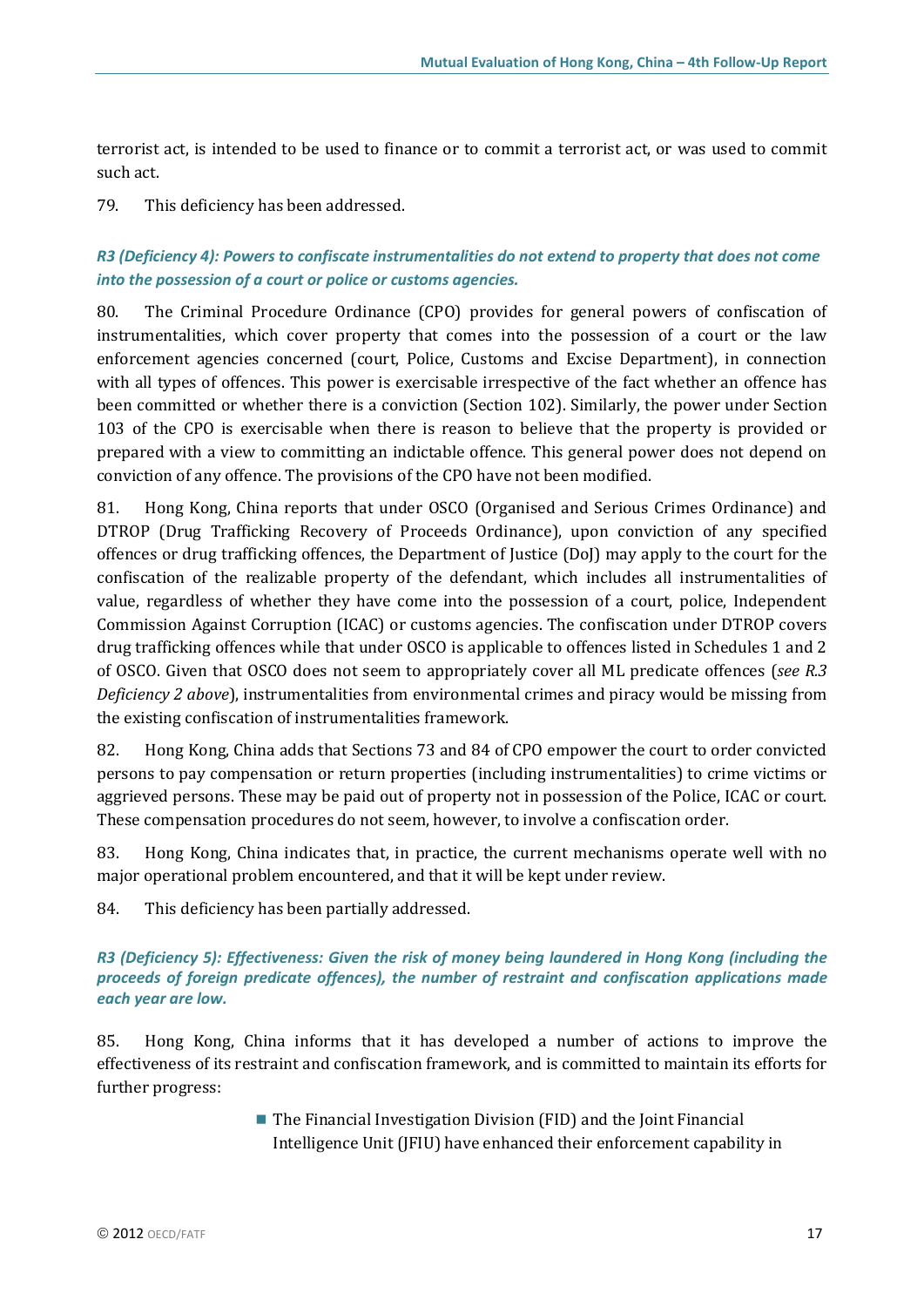terrorist act, is intended to be used to finance or to commit a terrorist act, or was used to commit such act.

79. This deficiency has been addressed.

*R3 (Deficiency 4): Powers to confiscate instrumentalities do not extend to property that does not come into the possession of a court or police or customs agencies.*

80. The Criminal Procedure Ordinance (CPO) provides for general powers of confiscation of instrumentalities, which cover property that comes into the possession of a court or the law enforcement agencies concerned (court, Police, Customs and Excise Department), in connection with all types of offences. This power is exercisable irrespective of the fact whether an offence has been committed or whether there is a conviction (Section 102). Similarly, the power under Section 103 of the CPO is exercisable when there is reason to believe that the property is provided or prepared with a view to committing an indictable offence. This general power does not depend on conviction of any offence. The provisions of the CPO have not been modified.

81. Hong Kong, China reports that under OSCO (Organised and Serious Crimes Ordinance) and DTROP (Drug Trafficking Recovery of Proceeds Ordinance), upon conviction of any specified offences or drug trafficking offences, the Department of Justice (DoJ) may apply to the court for the confiscation of the realizable property of the defendant, which includes all instrumentalities of value, regardless of whether they have come into the possession of a court, police, Independent Commission Against Corruption (ICAC) or customs agencies. The confiscation under DTROP covers drug trafficking offences while that under OSCO is applicable to offences listed in Schedules 1 and 2 of OSCO. Given that OSCO does not seem to appropriately cover all ML predicate offences (*see R.3 Deficiency 2 above*), instrumentalities from environmental crimes and piracy would be missing from the existing confiscation of instrumentalities framework.

82. Hong Kong, China adds that Sections 73 and 84 of CPO empower the court to order convicted persons to pay compensation or return properties (including instrumentalities) to crime victims or aggrieved persons. These may be paid out of property not in possession of the Police, ICAC or court. These compensation procedures do not seem, however, to involve a confiscation order.

83. Hong Kong, China indicates that, in practice, the current mechanisms operate well with no major operational problem encountered, and that it will be kept under review.

84. This deficiency has been partially addressed.

*R3 (Deficiency 5): Effectiveness: Given the risk of money being laundered in Hong Kong (including the proceeds of foreign predicate offences), the number of restraint and confiscation applications made each year are low.*

85. Hong Kong, China informs that it has developed a number of actions to improve the effectiveness of its restraint and confiscation framework, and is committed to maintain its efforts for further progress:

- The Financial Investigation Division (FID) and the Joint Financial Intelligence Unit (JFIU) have enhanced their enforcement capability in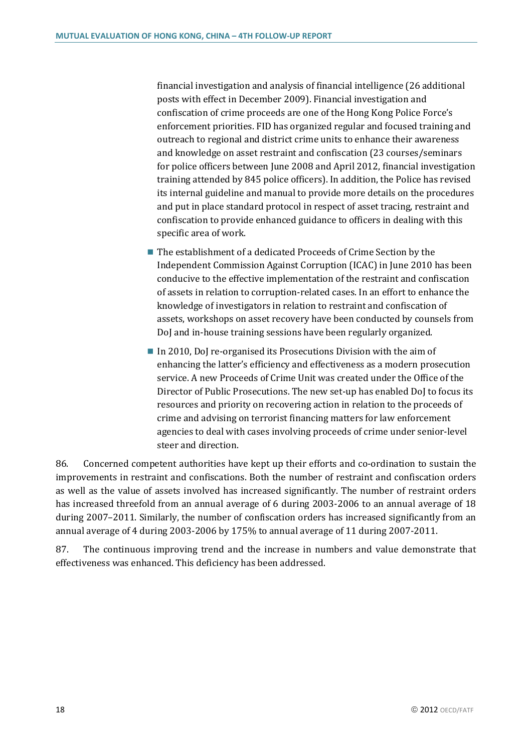financial investigation and analysis of financial intelligence (26 additional posts with effect in December 2009). Financial investigation and confiscation of crime proceeds are one of the Hong Kong Police Force's enforcement priorities. FID has organized regular and focused training and outreach to regional and district crime units to enhance their awareness and knowledge on asset restraint and confiscation (23 courses/seminars for police officers between June 2008 and April 2012, financial investigation training attended by 845 police officers). In addition, the Police has revised its internal guideline and manual to provide more details on the procedures and put in place standard protocol in respect of asset tracing, restraint and confiscation to provide enhanced guidance to officers in dealing with this specific area of work.

- The establishment of a dedicated Proceeds of Crime Section by the Independent Commission Against Corruption (ICAC) in June 2010 has been conducive to the effective implementation of the restraint and confiscation of assets in relation to corruption-related cases. In an effort to enhance the knowledge of investigators in relation to restraint and confiscation of assets, workshops on asset recovery have been conducted by counsels from DoJ and in-house training sessions have been regularly organized.
- In 2010, DoJ re-organised its Prosecutions Division with the aim of enhancing the latter's efficiency and effectiveness as a modern prosecution service. A new Proceeds of Crime Unit was created under the Office of the Director of Public Prosecutions. The new set-up has enabled DoJ to focus its resources and priority on recovering action in relation to the proceeds of crime and advising on terrorist financing matters for law enforcement agencies to deal with cases involving proceeds of crime under senior-level steer and direction.

86. Concerned competent authorities have kept up their efforts and co-ordination to sustain the improvements in restraint and confiscations. Both the number of restraint and confiscation orders as well as the value of assets involved has increased significantly. The number of restraint orders has increased threefold from an annual average of 6 during 2003-2006 to an annual average of 18 during 2007–2011. Similarly, the number of confiscation orders has increased significantly from an annual average of 4 during 2003-2006 by 175% to annual average of 11 during 2007-2011.

87. The continuous improving trend and the increase in numbers and value demonstrate that effectiveness was enhanced. This deficiency has been addressed.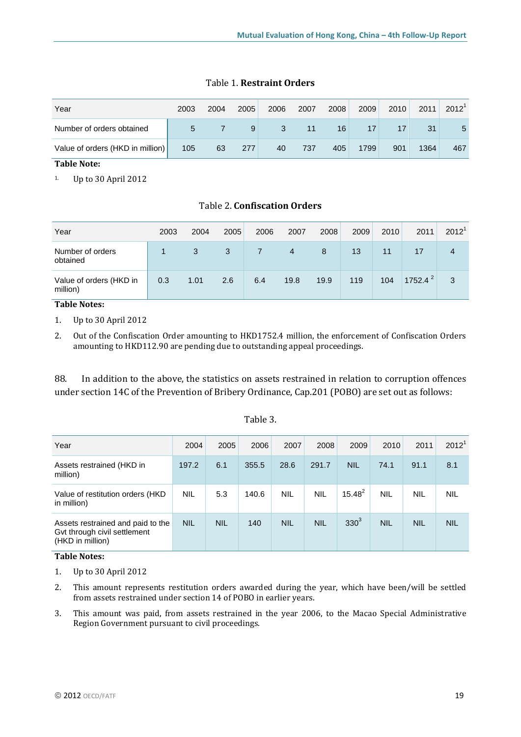Table 1. **Restraint Orders**

| Year | 2003 | 2004 | 2005 | 2006 | 2007 | 2008 | 2009 | 2010 | 2011 | 2012[1] |
|---|---|---|---|---|---|---|---|---|---|---|
| Number of orders obtained | 5 | 7 | 9 | 3 | 11 | 16 | 17 | 17 | 31 | 5 |
| Value of orders (HKD in million) | 105 | 63 | 277 | 40 | 737 | 405 | 1799 | 901 | 1364 | 467 |

**Table Note:**

1. Up to 30 April 2012

Table 2. **Confiscation Orders**

| Year | 2003 | 2004 | 2005 | 2006 | 2007 | 2008 | 2009 | 2010 | 2011 | 2012[1] |
|---|---|---|---|---|---|---|---|---|---|---|
| Number of orders obtained | 1 | 3 | 3 | 7 | 4 | 8 | 13 | 11 | 17 | 4 |
| Value of orders (HKD in million) | 0.3 | 1.01 | 2.6 | 6.4 | 19.8 | 19.9 | 119 | 104 | 1752.4 [2] | 3 |

**Table Notes:**

1. Up to 30 April 2012
2. Out of the Confiscation Order amounting to HKD1752.4 million, the enforcement of Confiscation Orders amounting to HKD112.90 are pending due to outstanding appeal proceedings.

88. In addition to the above, the statistics on assets restrained in relation to corruption offences under section 14C of the Prevention of Bribery Ordinance, Cap.201 (POBO) are set out as follows:

Table 3.

| Year | 2004 | 2005 | 2006 | 2007 | 2008 | 2009 | 2010 | 2011 | 2012[1] |
|---|---|---|---|---|---|---|---|---|---|
| Assets restrained (HKD in million) | 197.2 | 6.1 | 355.5 | 28.6 | 291.7 | NIL | 74.1 | 91.1 | 8.1 |
| Value of restitution orders (HKD in million) | NIL | 5.3 | 140.6 | NIL | NIL | 15.48[2] | NIL | NIL | NIL |
| Assets restrained and paid to the Gvt through civil settlement (HKD in million) | NIL | NIL | 140 | NIL | NIL | 330[3] | NIL | NIL | NIL |

**Table Notes:**

1. Up to 30 April 2012
2. This amount represents restitution orders awarded during the year, which have been/will be settled from assets restrained under section 14 of POBO in earlier years.
3. This amount was paid, from assets restrained in the year 2006, to the Macao Special Administrative Region Government pursuant to civil proceedings.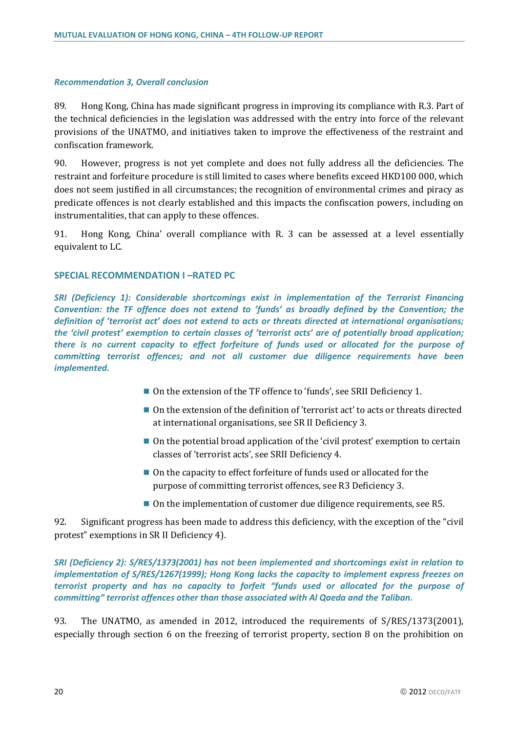*Recommendation 3, Overall conclusion*

89. Hong Kong, China has made significant progress in improving its compliance with R.3. Part of the technical deficiencies in the legislation was addressed with the entry into force of the relevant provisions of the UNATMO, and initiatives taken to improve the effectiveness of the restraint and confiscation framework.

90. However, progress is not yet complete and does not fully address all the deficiencies. The restraint and forfeiture procedure is still limited to cases where benefits exceed HKD100 000, which does not seem justified in all circumstances; the recognition of environmental crimes and piracy as predicate offences is not clearly established and this impacts the confiscation powers, including on instrumentalities, that can apply to these offences.

91. Hong Kong, China' overall compliance with R. 3 can be assessed at a level essentially equivalent to LC.

## SPECIAL RECOMMENDATION I –RATED PC

***SRI (Deficiency 1): Considerable shortcomings exist in implementation of the Terrorist Financing Convention: the TF offence does not extend to 'funds' as broadly defined by the Convention; the definition of 'terrorist act' does not extend to acts or threats directed at international organisations; the 'civil protest' exemption to certain classes of 'terrorist acts' are of potentially broad application; there is no current capacity to effect forfeiture of funds used or allocated for the purpose of committing terrorist offences; and not all customer due diligence requirements have been implemented.***

- On the extension of the TF offence to 'funds', see SRII Deficiency 1.
- On the extension of the definition of 'terrorist act' to acts or threats directed at international organisations, see SR II Deficiency 3.
- On the potential broad application of the 'civil protest' exemption to certain classes of 'terrorist acts', see SRII Deficiency 4.
- On the capacity to effect forfeiture of funds used or allocated for the purpose of committing terrorist offences, see R3 Deficiency 3.
- On the implementation of customer due diligence requirements, see R5.

92. Significant progress has been made to address this deficiency, with the exception of the "civil protest" exemptions in SR II Deficiency 4).

***SRI (Deficiency 2): S/RES/1373(2001) has not been implemented and shortcomings exist in relation to implementation of S/RES/1267(1999); Hong Kong lacks the capacity to implement express freezes on terrorist property and has no capacity to forfeit "funds used or allocated for the purpose of committing" terrorist offences other than those associated with Al Qaeda and the Taliban.***

93. The UNATMO, as amended in 2012, introduced the requirements of S/RES/1373(2001), especially through section 6 on the freezing of terrorist property, section 8 on the prohibition on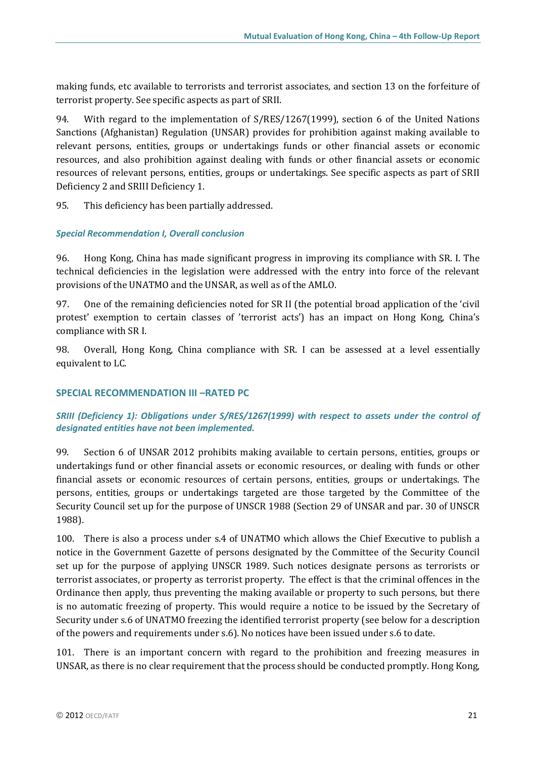making funds, etc available to terrorists and terrorist associates, and section 13 on the forfeiture of terrorist property. See specific aspects as part of SRII.

94. With regard to the implementation of S/RES/1267(1999), section 6 of the United Nations Sanctions (Afghanistan) Regulation (UNSAR) provides for prohibition against making available to relevant persons, entities, groups or undertakings funds or other financial assets or economic resources, and also prohibition against dealing with funds or other financial assets or economic resources of relevant persons, entities, groups or undertakings. See specific aspects as part of SRII Deficiency 2 and SRIII Deficiency 1.

95. This deficiency has been partially addressed.

#### *Special Recommendation I, Overall conclusion*

96. Hong Kong, China has made significant progress in improving its compliance with SR. I. The technical deficiencies in the legislation were addressed with the entry into force of the relevant provisions of the UNATMO and the UNSAR, as well as of the AMLO.

97. One of the remaining deficiencies noted for SR II (the potential broad application of the 'civil protest' exemption to certain classes of 'terrorist acts') has an impact on Hong Kong, China's compliance with SR I.

98. Overall, Hong Kong, China compliance with SR. I can be assessed at a level essentially equivalent to LC.

### SPECIAL RECOMMENDATION III –RATED PC

#### *SRIII (Deficiency 1): Obligations under S/RES/1267(1999) with respect to assets under the control of designated entities have not been implemented.*

99. Section 6 of UNSAR 2012 prohibits making available to certain persons, entities, groups or undertakings fund or other financial assets or economic resources, or dealing with funds or other financial assets or economic resources of certain persons, entities, groups or undertakings. The persons, entities, groups or undertakings targeted are those targeted by the Committee of the Security Council set up for the purpose of UNSCR 1988 (Section 29 of UNSAR and par. 30 of UNSCR 1988).

100. There is also a process under s.4 of UNATMO which allows the Chief Executive to publish a notice in the Government Gazette of persons designated by the Committee of the Security Council set up for the purpose of applying UNSCR 1989. Such notices designate persons as terrorists or terrorist associates, or property as terrorist property. The effect is that the criminal offences in the Ordinance then apply, thus preventing the making available or property to such persons, but there is no automatic freezing of property. This would require a notice to be issued by the Secretary of Security under s.6 of UNATMO freezing the identified terrorist property (see below for a description of the powers and requirements under s.6). No notices have been issued under s.6 to date.

101. There is an important concern with regard to the prohibition and freezing measures in UNSAR, as there is no clear requirement that the process should be conducted promptly. Hong Kong,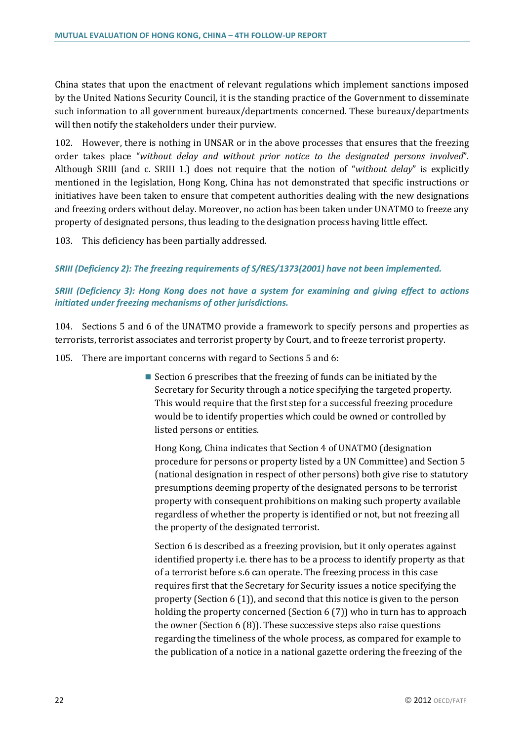China states that upon the enactment of relevant regulations which implement sanctions imposed by the United Nations Security Council, it is the standing practice of the Government to disseminate such information to all government bureaux/departments concerned. These bureaux/departments will then notify the stakeholders under their purview.

102. However, there is nothing in UNSAR or in the above processes that ensures that the freezing order takes place "*without delay and without prior notice to the designated persons involved*". Although SRIII (and c. SRIII 1.) does not require that the notion of "*without delay*" is explicitly mentioned in the legislation, Hong Kong, China has not demonstrated that specific instructions or initiatives have been taken to ensure that competent authorities dealing with the new designations and freezing orders without delay. Moreover, no action has been taken under UNATMO to freeze any property of designated persons, thus leading to the designation process having little effect.

103. This deficiency has been partially addressed.

***SRIII (Deficiency 2): The freezing requirements of S/RES/1373(2001) have not been implemented.***

***SRIII (Deficiency 3): Hong Kong does not have a system for examining and giving effect to actions initiated under freezing mechanisms of other jurisdictions.***

104. Sections 5 and 6 of the UNATMO provide a framework to specify persons and properties as terrorists, terrorist associates and terrorist property by Court, and to freeze terrorist property.

105. There are important concerns with regard to Sections 5 and 6:

- Section 6 prescribes that the freezing of funds can be initiated by the Secretary for Security through a notice specifying the targeted property. This would require that the first step for a successful freezing procedure would be to identify properties which could be owned or controlled by listed persons or entities.

  Hong Kong, China indicates that Section 4 of UNATMO (designation procedure for persons or property listed by a UN Committee) and Section 5 (national designation in respect of other persons) both give rise to statutory presumptions deeming property of the designated persons to be terrorist property with consequent prohibitions on making such property available regardless of whether the property is identified or not, but not freezing all the property of the designated terrorist.

  Section 6 is described as a freezing provision, but it only operates against identified property i.e. there has to be a process to identify property as that of a terrorist before s.6 can operate. The freezing process in this case requires first that the Secretary for Security issues a notice specifying the property (Section 6 (1)), and second that this notice is given to the person holding the property concerned (Section 6 (7)) who in turn has to approach the owner (Section 6 (8)). These successive steps also raise questions regarding the timeliness of the whole process, as compared for example to the publication of a notice in a national gazette ordering the freezing of the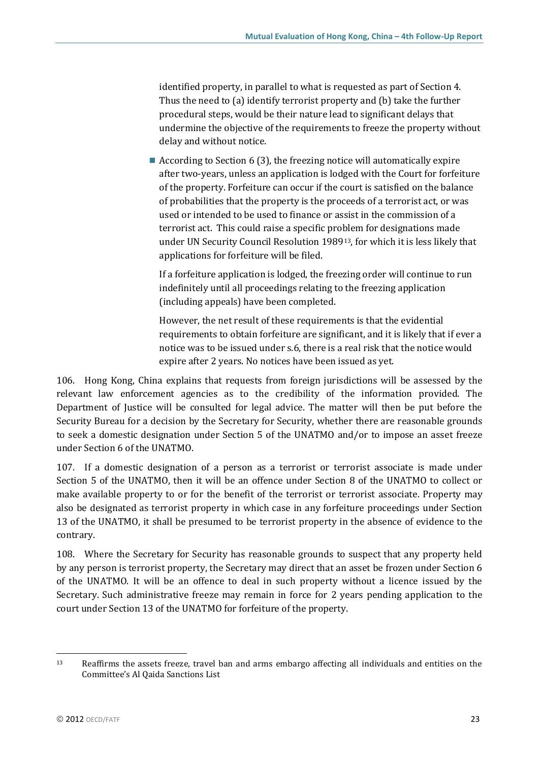identified property, in parallel to what is requested as part of Section 4. Thus the need to (a) identify terrorist property and (b) take the further procedural steps, would be their nature lead to significant delays that undermine the objective of the requirements to freeze the property without delay and without notice.

- According to Section 6 (3), the freezing notice will automatically expire after two-years, unless an application is lodged with the Court for forfeiture of the property. Forfeiture can occur if the court is satisfied on the balance of probabilities that the property is the proceeds of a terrorist act, or was used or intended to be used to finance or assist in the commission of a terrorist act. This could raise a specific problem for designations made under UN Security Council Resolution 1989[13], for which it is less likely that applications for forfeiture will be filed.

  If a forfeiture application is lodged, the freezing order will continue to run indefinitely until all proceedings relating to the freezing application (including appeals) have been completed.

  However, the net result of these requirements is that the evidential requirements to obtain forfeiture are significant, and it is likely that if ever a notice was to be issued under s.6, there is a real risk that the notice would expire after 2 years. No notices have been issued as yet.

106. Hong Kong, China explains that requests from foreign jurisdictions will be assessed by the relevant law enforcement agencies as to the credibility of the information provided. The Department of Justice will be consulted for legal advice. The matter will then be put before the Security Bureau for a decision by the Secretary for Security, whether there are reasonable grounds to seek a domestic designation under Section 5 of the UNATMO and/or to impose an asset freeze under Section 6 of the UNATMO.

107. If a domestic designation of a person as a terrorist or terrorist associate is made under Section 5 of the UNATMO, then it will be an offence under Section 8 of the UNATMO to collect or make available property to or for the benefit of the terrorist or terrorist associate. Property may also be designated as terrorist property in which case in any forfeiture proceedings under Section 13 of the UNATMO, it shall be presumed to be terrorist property in the absence of evidence to the contrary.

108. Where the Secretary for Security has reasonable grounds to suspect that any property held by any person is terrorist property, the Secretary may direct that an asset be frozen under Section 6 of the UNATMO. It will be an offence to deal in such property without a licence issued by the Secretary. Such administrative freeze may remain in force for 2 years pending application to the court under Section 13 of the UNATMO for forfeiture of the property.

[13] Reaffirms the assets freeze, travel ban and arms embargo affecting all individuals and entities on the Committee's Al Qaida Sanctions List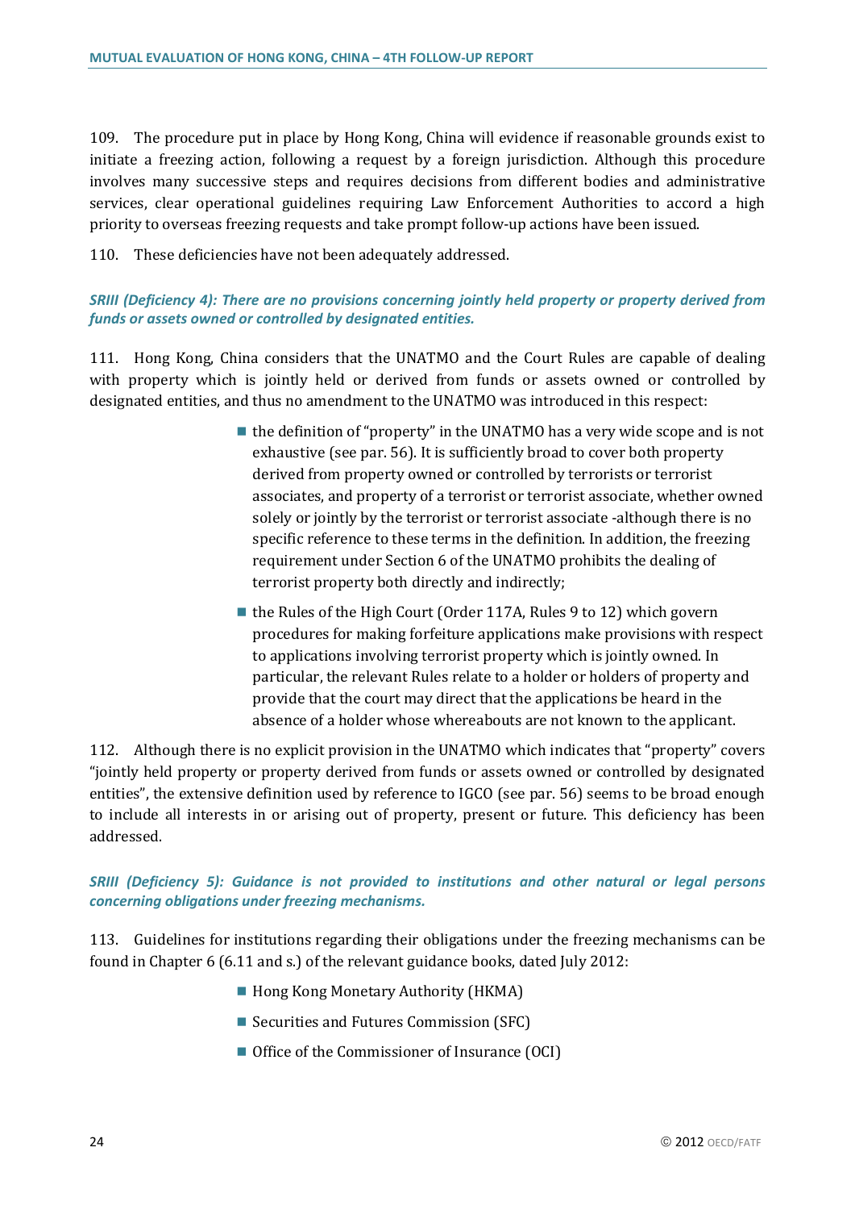109. The procedure put in place by Hong Kong, China will evidence if reasonable grounds exist to initiate a freezing action, following a request by a foreign jurisdiction. Although this procedure involves many successive steps and requires decisions from different bodies and administrative services, clear operational guidelines requiring Law Enforcement Authorities to accord a high priority to overseas freezing requests and take prompt follow-up actions have been issued.

110. These deficiencies have not been adequately addressed.

***SRIII (Deficiency 4): There are no provisions concerning jointly held property or property derived from funds or assets owned or controlled by designated entities.***

111. Hong Kong, China considers that the UNATMO and the Court Rules are capable of dealing with property which is jointly held or derived from funds or assets owned or controlled by designated entities, and thus no amendment to the UNATMO was introduced in this respect:

- the definition of "property" in the UNATMO has a very wide scope and is not exhaustive (see par. 56). It is sufficiently broad to cover both property derived from property owned or controlled by terrorists or terrorist associates, and property of a terrorist or terrorist associate, whether owned solely or jointly by the terrorist or terrorist associate -although there is no specific reference to these terms in the definition. In addition, the freezing requirement under Section 6 of the UNATMO prohibits the dealing of terrorist property both directly and indirectly;
- the Rules of the High Court (Order 117A, Rules 9 to 12) which govern procedures for making forfeiture applications make provisions with respect to applications involving terrorist property which is jointly owned. In particular, the relevant Rules relate to a holder or holders of property and provide that the court may direct that the applications be heard in the absence of a holder whose whereabouts are not known to the applicant.

112. Although there is no explicit provision in the UNATMO which indicates that "property" covers "jointly held property or property derived from funds or assets owned or controlled by designated entities", the extensive definition used by reference to IGCO (see par. 56) seems to be broad enough to include all interests in or arising out of property, present or future. This deficiency has been addressed.

***SRIII (Deficiency 5): Guidance is not provided to institutions and other natural or legal persons concerning obligations under freezing mechanisms.***

113. Guidelines for institutions regarding their obligations under the freezing mechanisms can be found in Chapter 6 (6.11 and s.) of the relevant guidance books, dated July 2012:

- Hong Kong Monetary Authority (HKMA)
- Securities and Futures Commission (SFC)
- Office of the Commissioner of Insurance (OCI)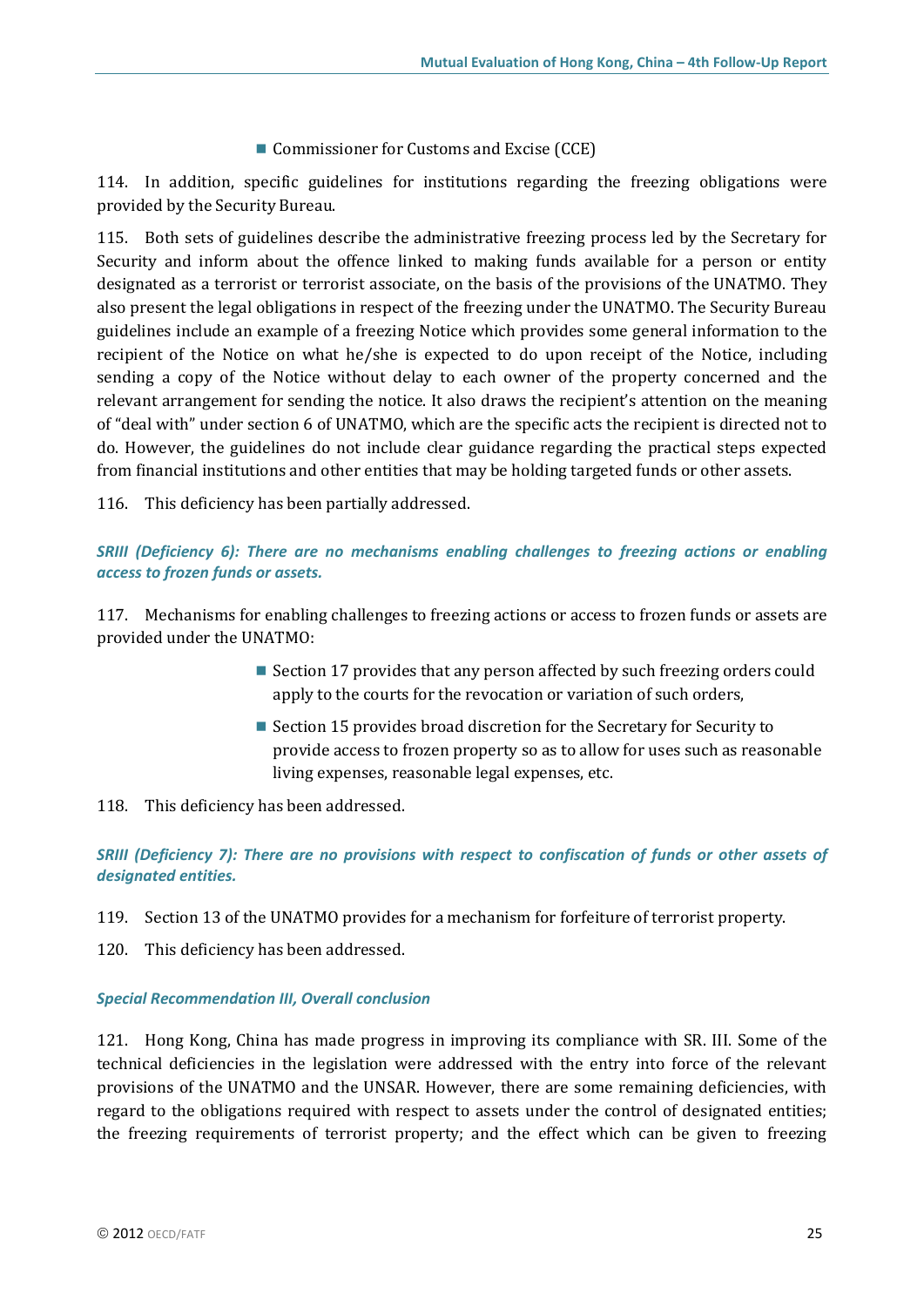- Commissioner for Customs and Excise (CCE)

114. In addition, specific guidelines for institutions regarding the freezing obligations were provided by the Security Bureau.

115. Both sets of guidelines describe the administrative freezing process led by the Secretary for Security and inform about the offence linked to making funds available for a person or entity designated as a terrorist or terrorist associate, on the basis of the provisions of the UNATMO. They also present the legal obligations in respect of the freezing under the UNATMO. The Security Bureau guidelines include an example of a freezing Notice which provides some general information to the recipient of the Notice on what he/she is expected to do upon receipt of the Notice, including sending a copy of the Notice without delay to each owner of the property concerned and the relevant arrangement for sending the notice. It also draws the recipient's attention on the meaning of "deal with" under section 6 of UNATMO, which are the specific acts the recipient is directed not to do. However, the guidelines do not include clear guidance regarding the practical steps expected from financial institutions and other entities that may be holding targeted funds or other assets.

116. This deficiency has been partially addressed.

***SRIII (Deficiency 6): There are no mechanisms enabling challenges to freezing actions or enabling access to frozen funds or assets.***

117. Mechanisms for enabling challenges to freezing actions or access to frozen funds or assets are provided under the UNATMO:

- Section 17 provides that any person affected by such freezing orders could apply to the courts for the revocation or variation of such orders,
- Section 15 provides broad discretion for the Secretary for Security to provide access to frozen property so as to allow for uses such as reasonable living expenses, reasonable legal expenses, etc.

118. This deficiency has been addressed.

***SRIII (Deficiency 7): There are no provisions with respect to confiscation of funds or other assets of designated entities.***

119. Section 13 of the UNATMO provides for a mechanism for forfeiture of terrorist property.

120. This deficiency has been addressed.

***Special Recommendation III, Overall conclusion***

121. Hong Kong, China has made progress in improving its compliance with SR. III. Some of the technical deficiencies in the legislation were addressed with the entry into force of the relevant provisions of the UNATMO and the UNSAR. However, there are some remaining deficiencies, with regard to the obligations required with respect to assets under the control of designated entities; the freezing requirements of terrorist property; and the effect which can be given to freezing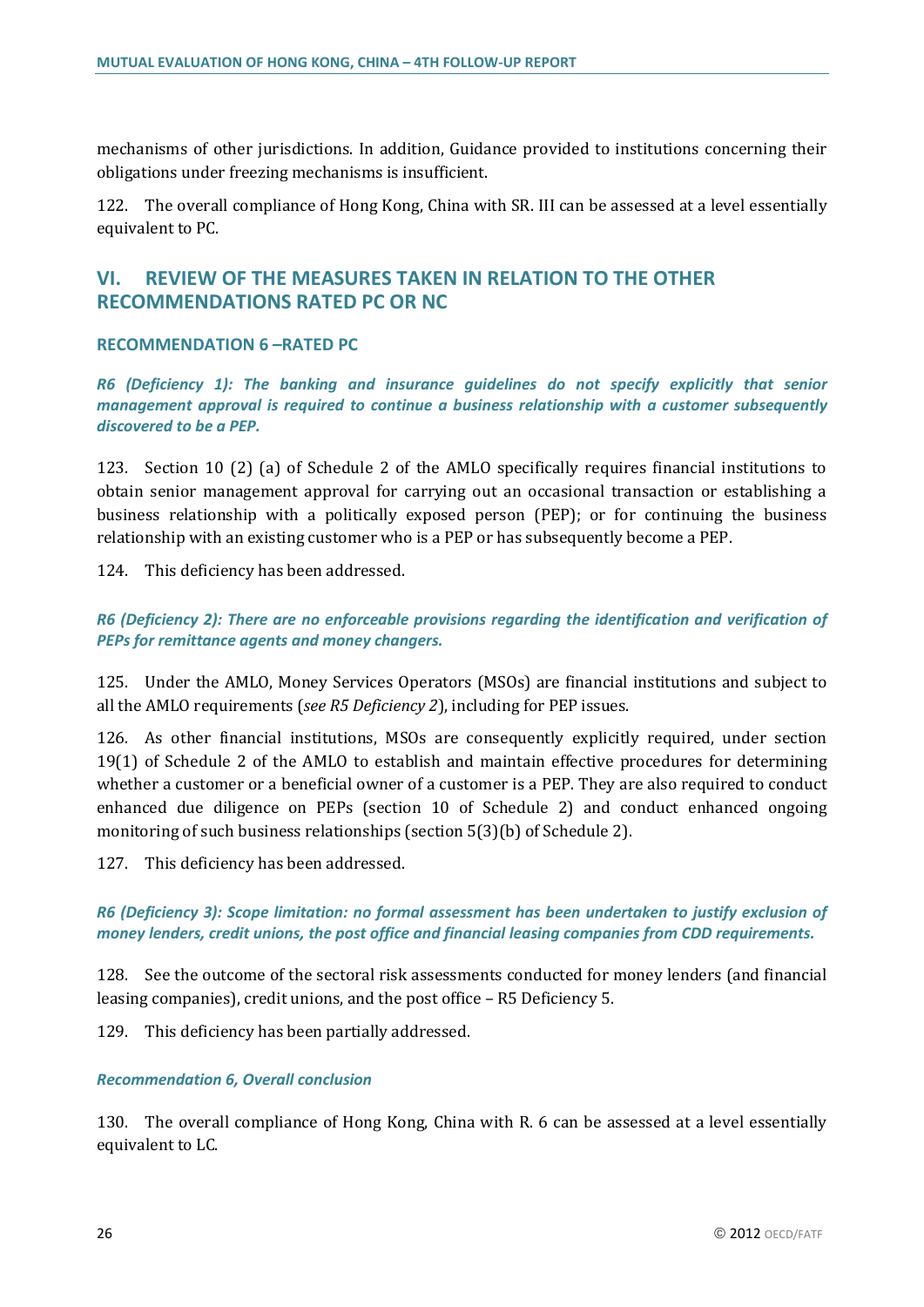mechanisms of other jurisdictions. In addition, Guidance provided to institutions concerning their obligations under freezing mechanisms is insufficient.

122. The overall compliance of Hong Kong, China with SR. III can be assessed at a level essentially equivalent to PC.

## VI. REVIEW OF THE MEASURES TAKEN IN RELATION TO THE OTHER RECOMMENDATIONS RATED PC OR NC

### RECOMMENDATION 6 –RATED PC

***R6 (Deficiency 1): The banking and insurance guidelines do not specify explicitly that senior management approval is required to continue a business relationship with a customer subsequently discovered to be a PEP.***

123. Section 10 (2) (a) of Schedule 2 of the AMLO specifically requires financial institutions to obtain senior management approval for carrying out an occasional transaction or establishing a business relationship with a politically exposed person (PEP); or for continuing the business relationship with an existing customer who is a PEP or has subsequently become a PEP.

124. This deficiency has been addressed.

***R6 (Deficiency 2): There are no enforceable provisions regarding the identification and verification of PEPs for remittance agents and money changers.***

125. Under the AMLO, Money Services Operators (MSOs) are financial institutions and subject to all the AMLO requirements (*see R5 Deficiency 2*), including for PEP issues.

126. As other financial institutions, MSOs are consequently explicitly required, under section 19(1) of Schedule 2 of the AMLO to establish and maintain effective procedures for determining whether a customer or a beneficial owner of a customer is a PEP. They are also required to conduct enhanced due diligence on PEPs (section 10 of Schedule 2) and conduct enhanced ongoing monitoring of such business relationships (section 5(3)(b) of Schedule 2).

127. This deficiency has been addressed.

***R6 (Deficiency 3): Scope limitation: no formal assessment has been undertaken to justify exclusion of money lenders, credit unions, the post office and financial leasing companies from CDD requirements.***

128. See the outcome of the sectoral risk assessments conducted for money lenders (and financial leasing companies), credit unions, and the post office – R5 Deficiency 5.

129. This deficiency has been partially addressed.

***Recommendation 6, Overall conclusion***

130. The overall compliance of Hong Kong, China with R. 6 can be assessed at a level essentially equivalent to LC.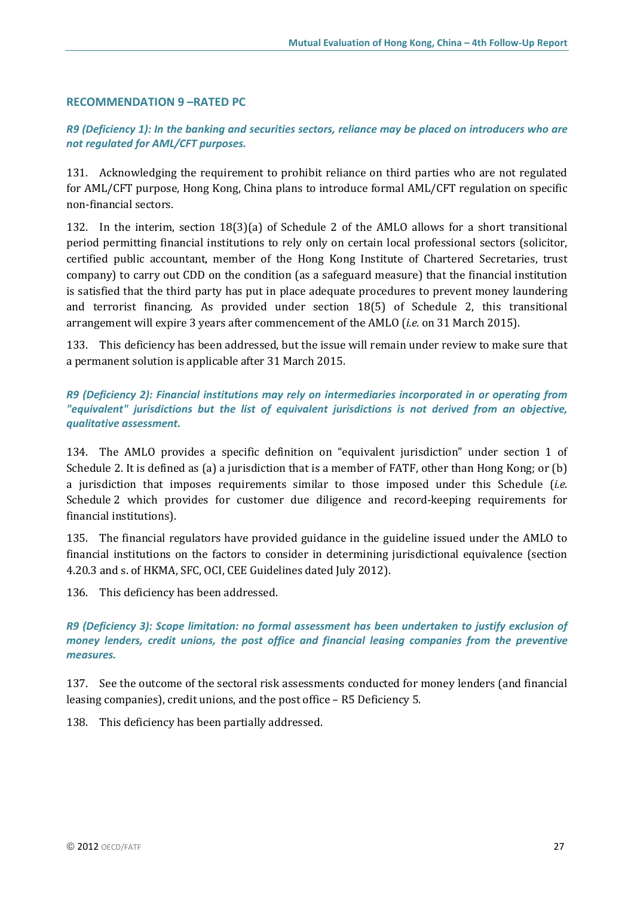### RECOMMENDATION 9 –RATED PC

***R9 (Deficiency 1): In the banking and securities sectors, reliance may be placed on introducers who are not regulated for AML/CFT purposes.***

131. Acknowledging the requirement to prohibit reliance on third parties who are not regulated for AML/CFT purpose, Hong Kong, China plans to introduce formal AML/CFT regulation on specific non-financial sectors.

132. In the interim, section 18(3)(a) of Schedule 2 of the AMLO allows for a short transitional period permitting financial institutions to rely only on certain local professional sectors (solicitor, certified public accountant, member of the Hong Kong Institute of Chartered Secretaries, trust company) to carry out CDD on the condition (as a safeguard measure) that the financial institution is satisfied that the third party has put in place adequate procedures to prevent money laundering and terrorist financing. As provided under section 18(5) of Schedule 2, this transitional arrangement will expire 3 years after commencement of the AMLO (*i.e.* on 31 March 2015).

133. This deficiency has been addressed, but the issue will remain under review to make sure that a permanent solution is applicable after 31 March 2015.

***R9 (Deficiency 2): Financial institutions may rely on intermediaries incorporated in or operating from "equivalent" jurisdictions but the list of equivalent jurisdictions is not derived from an objective, qualitative assessment.***

134. The AMLO provides a specific definition on "equivalent jurisdiction" under section 1 of Schedule 2. It is defined as (a) a jurisdiction that is a member of FATF, other than Hong Kong; or (b) a jurisdiction that imposes requirements similar to those imposed under this Schedule (*i.e.* Schedule 2 which provides for customer due diligence and record-keeping requirements for financial institutions).

135. The financial regulators have provided guidance in the guideline issued under the AMLO to financial institutions on the factors to consider in determining jurisdictional equivalence (section 4.20.3 and s. of HKMA, SFC, OCI, CEE Guidelines dated July 2012).

136. This deficiency has been addressed.

***R9 (Deficiency 3): Scope limitation: no formal assessment has been undertaken to justify exclusion of money lenders, credit unions, the post office and financial leasing companies from the preventive measures.***

137. See the outcome of the sectoral risk assessments conducted for money lenders (and financial leasing companies), credit unions, and the post office – R5 Deficiency 5.

138. This deficiency has been partially addressed.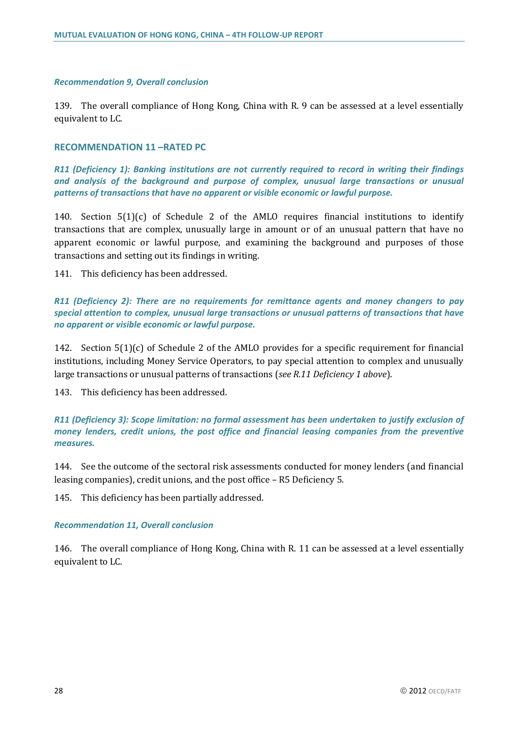#### *Recommendation 9, Overall conclusion*

139. The overall compliance of Hong Kong, China with R. 9 can be assessed at a level essentially equivalent to LC.

### RECOMMENDATION 11 –RATED PC

***R11 (Deficiency 1): Banking institutions are not currently required to record in writing their findings and analysis of the background and purpose of complex, unusual large transactions or unusual patterns of transactions that have no apparent or visible economic or lawful purpose.***

140. Section 5(1)(c) of Schedule 2 of the AMLO requires financial institutions to identify transactions that are complex, unusually large in amount or of an unusual pattern that have no apparent economic or lawful purpose, and examining the background and purposes of those transactions and setting out its findings in writing.

141. This deficiency has been addressed.

***R11 (Deficiency 2): There are no requirements for remittance agents and money changers to pay special attention to complex, unusual large transactions or unusual patterns of transactions that have no apparent or visible economic or lawful purpose.***

142. Section 5(1)(c) of Schedule 2 of the AMLO provides for a specific requirement for financial institutions, including Money Service Operators, to pay special attention to complex and unusually large transactions or unusual patterns of transactions (*see R.11 Deficiency 1 above*).

143. This deficiency has been addressed.

***R11 (Deficiency 3): Scope limitation: no formal assessment has been undertaken to justify exclusion of money lenders, credit unions, the post office and financial leasing companies from the preventive measures.***

144. See the outcome of the sectoral risk assessments conducted for money lenders (and financial leasing companies), credit unions, and the post office – R5 Deficiency 5.

145. This deficiency has been partially addressed.

#### *Recommendation 11, Overall conclusion*

146. The overall compliance of Hong Kong, China with R. 11 can be assessed at a level essentially equivalent to LC.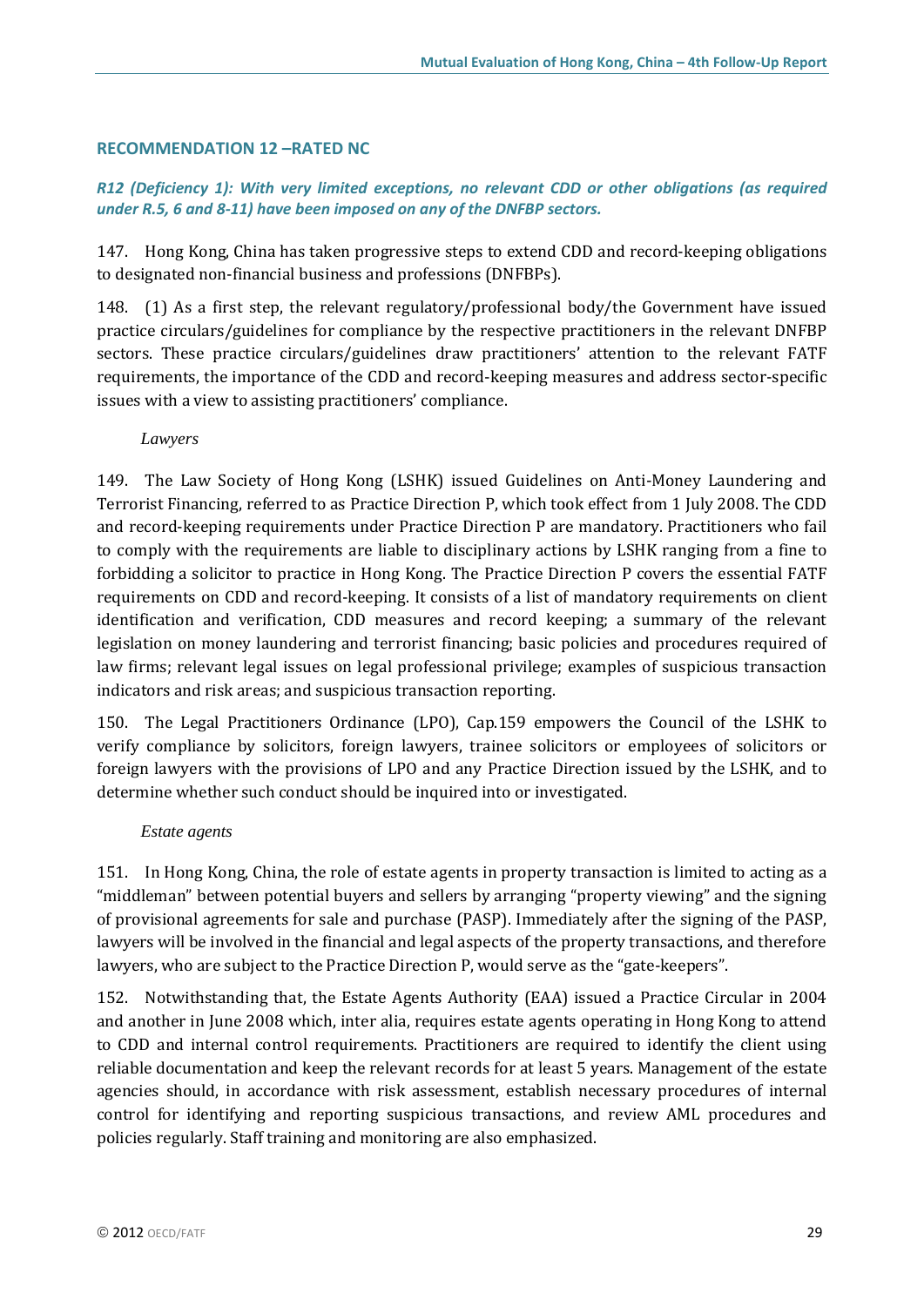## RECOMMENDATION 12 –RATED NC

***R12 (Deficiency 1): With very limited exceptions, no relevant CDD or other obligations (as required under R.5, 6 and 8-11) have been imposed on any of the DNFBP sectors.***

147. Hong Kong, China has taken progressive steps to extend CDD and record-keeping obligations to designated non-financial business and professions (DNFBPs).

148. (1) As a first step, the relevant regulatory/professional body/the Government have issued practice circulars/guidelines for compliance by the respective practitioners in the relevant DNFBP sectors. These practice circulars/guidelines draw practitioners' attention to the relevant FATF requirements, the importance of the CDD and record-keeping measures and address sector-specific issues with a view to assisting practitioners' compliance.

*Lawyers*

149. The Law Society of Hong Kong (LSHK) issued Guidelines on Anti-Money Laundering and Terrorist Financing, referred to as Practice Direction P, which took effect from 1 July 2008. The CDD and record-keeping requirements under Practice Direction P are mandatory. Practitioners who fail to comply with the requirements are liable to disciplinary actions by LSHK ranging from a fine to forbidding a solicitor to practice in Hong Kong. The Practice Direction P covers the essential FATF requirements on CDD and record-keeping. It consists of a list of mandatory requirements on client identification and verification, CDD measures and record keeping; a summary of the relevant legislation on money laundering and terrorist financing; basic policies and procedures required of law firms; relevant legal issues on legal professional privilege; examples of suspicious transaction indicators and risk areas; and suspicious transaction reporting.

150. The Legal Practitioners Ordinance (LPO), Cap.159 empowers the Council of the LSHK to verify compliance by solicitors, foreign lawyers, trainee solicitors or employees of solicitors or foreign lawyers with the provisions of LPO and any Practice Direction issued by the LSHK, and to determine whether such conduct should be inquired into or investigated.

*Estate agents*

151. In Hong Kong, China, the role of estate agents in property transaction is limited to acting as a "middleman" between potential buyers and sellers by arranging "property viewing" and the signing of provisional agreements for sale and purchase (PASP). Immediately after the signing of the PASP, lawyers will be involved in the financial and legal aspects of the property transactions, and therefore lawyers, who are subject to the Practice Direction P, would serve as the "gate-keepers".

152. Notwithstanding that, the Estate Agents Authority (EAA) issued a Practice Circular in 2004 and another in June 2008 which, inter alia, requires estate agents operating in Hong Kong to attend to CDD and internal control requirements. Practitioners are required to identify the client using reliable documentation and keep the relevant records for at least 5 years. Management of the estate agencies should, in accordance with risk assessment, establish necessary procedures of internal control for identifying and reporting suspicious transactions, and review AML procedures and policies regularly. Staff training and monitoring are also emphasized.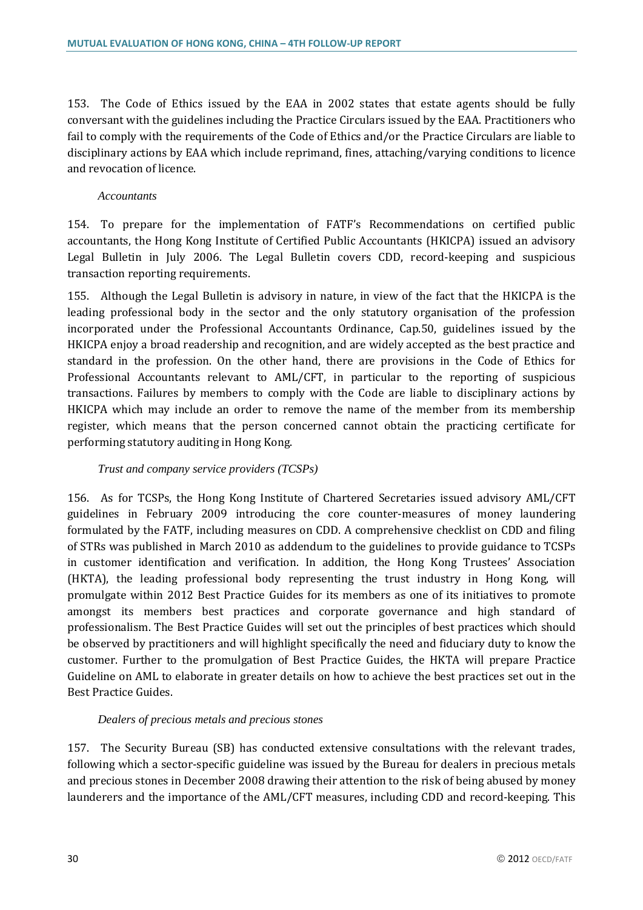153. The Code of Ethics issued by the EAA in 2002 states that estate agents should be fully conversant with the guidelines including the Practice Circulars issued by the EAA. Practitioners who fail to comply with the requirements of the Code of Ethics and/or the Practice Circulars are liable to disciplinary actions by EAA which include reprimand, fines, attaching/varying conditions to licence and revocation of licence.

*Accountants*

154. To prepare for the implementation of FATF's Recommendations on certified public accountants, the Hong Kong Institute of Certified Public Accountants (HKICPA) issued an advisory Legal Bulletin in July 2006. The Legal Bulletin covers CDD, record-keeping and suspicious transaction reporting requirements.

155. Although the Legal Bulletin is advisory in nature, in view of the fact that the HKICPA is the leading professional body in the sector and the only statutory organisation of the profession incorporated under the Professional Accountants Ordinance, Cap.50, guidelines issued by the HKICPA enjoy a broad readership and recognition, and are widely accepted as the best practice and standard in the profession. On the other hand, there are provisions in the Code of Ethics for Professional Accountants relevant to AML/CFT, in particular to the reporting of suspicious transactions. Failures by members to comply with the Code are liable to disciplinary actions by HKICPA which may include an order to remove the name of the member from its membership register, which means that the person concerned cannot obtain the practicing certificate for performing statutory auditing in Hong Kong.

*Trust and company service providers (TCSPs)*

156. As for TCSPs, the Hong Kong Institute of Chartered Secretaries issued advisory AML/CFT guidelines in February 2009 introducing the core counter-measures of money laundering formulated by the FATF, including measures on CDD. A comprehensive checklist on CDD and filing of STRs was published in March 2010 as addendum to the guidelines to provide guidance to TCSPs in customer identification and verification. In addition, the Hong Kong Trustees' Association (HKTA), the leading professional body representing the trust industry in Hong Kong, will promulgate within 2012 Best Practice Guides for its members as one of its initiatives to promote amongst its members best practices and corporate governance and high standard of professionalism. The Best Practice Guides will set out the principles of best practices which should be observed by practitioners and will highlight specifically the need and fiduciary duty to know the customer. Further to the promulgation of Best Practice Guides, the HKTA will prepare Practice Guideline on AML to elaborate in greater details on how to achieve the best practices set out in the Best Practice Guides.

*Dealers of precious metals and precious stones*

157. The Security Bureau (SB) has conducted extensive consultations with the relevant trades, following which a sector-specific guideline was issued by the Bureau for dealers in precious metals and precious stones in December 2008 drawing their attention to the risk of being abused by money launderers and the importance of the AML/CFT measures, including CDD and record-keeping. This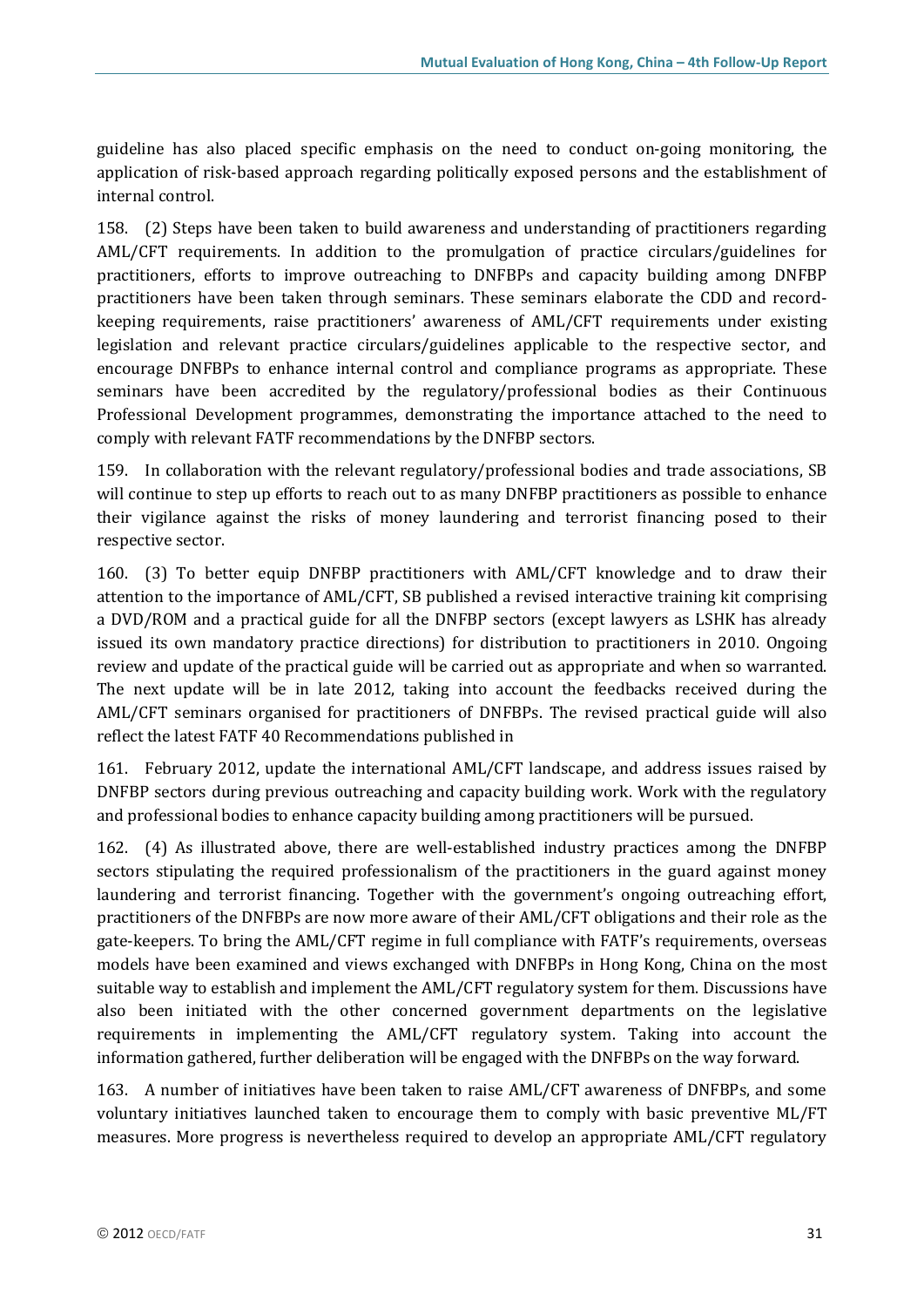guideline has also placed specific emphasis on the need to conduct on-going monitoring, the application of risk-based approach regarding politically exposed persons and the establishment of internal control.

158. (2) Steps have been taken to build awareness and understanding of practitioners regarding AML/CFT requirements. In addition to the promulgation of practice circulars/guidelines for practitioners, efforts to improve outreaching to DNFBPs and capacity building among DNFBP practitioners have been taken through seminars. These seminars elaborate the CDD and record-keeping requirements, raise practitioners' awareness of AML/CFT requirements under existing legislation and relevant practice circulars/guidelines applicable to the respective sector, and encourage DNFBPs to enhance internal control and compliance programs as appropriate. These seminars have been accredited by the regulatory/professional bodies as their Continuous Professional Development programmes, demonstrating the importance attached to the need to comply with relevant FATF recommendations by the DNFBP sectors.

159. In collaboration with the relevant regulatory/professional bodies and trade associations, SB will continue to step up efforts to reach out to as many DNFBP practitioners as possible to enhance their vigilance against the risks of money laundering and terrorist financing posed to their respective sector.

160. (3) To better equip DNFBP practitioners with AML/CFT knowledge and to draw their attention to the importance of AML/CFT, SB published a revised interactive training kit comprising a DVD/ROM and a practical guide for all the DNFBP sectors (except lawyers as LSHK has already issued its own mandatory practice directions) for distribution to practitioners in 2010. Ongoing review and update of the practical guide will be carried out as appropriate and when so warranted. The next update will be in late 2012, taking into account the feedbacks received during the AML/CFT seminars organised for practitioners of DNFBPs. The revised practical guide will also reflect the latest FATF 40 Recommendations published in

161. February 2012, update the international AML/CFT landscape, and address issues raised by DNFBP sectors during previous outreaching and capacity building work. Work with the regulatory and professional bodies to enhance capacity building among practitioners will be pursued.

162. (4) As illustrated above, there are well-established industry practices among the DNFBP sectors stipulating the required professionalism of the practitioners in the guard against money laundering and terrorist financing. Together with the government's ongoing outreaching effort, practitioners of the DNFBPs are now more aware of their AML/CFT obligations and their role as the gate-keepers. To bring the AML/CFT regime in full compliance with FATF's requirements, overseas models have been examined and views exchanged with DNFBPs in Hong Kong, China on the most suitable way to establish and implement the AML/CFT regulatory system for them. Discussions have also been initiated with the other concerned government departments on the legislative requirements in implementing the AML/CFT regulatory system. Taking into account the information gathered, further deliberation will be engaged with the DNFBPs on the way forward.

163. A number of initiatives have been taken to raise AML/CFT awareness of DNFBPs, and some voluntary initiatives launched taken to encourage them to comply with basic preventive ML/FT measures. More progress is nevertheless required to develop an appropriate AML/CFT regulatory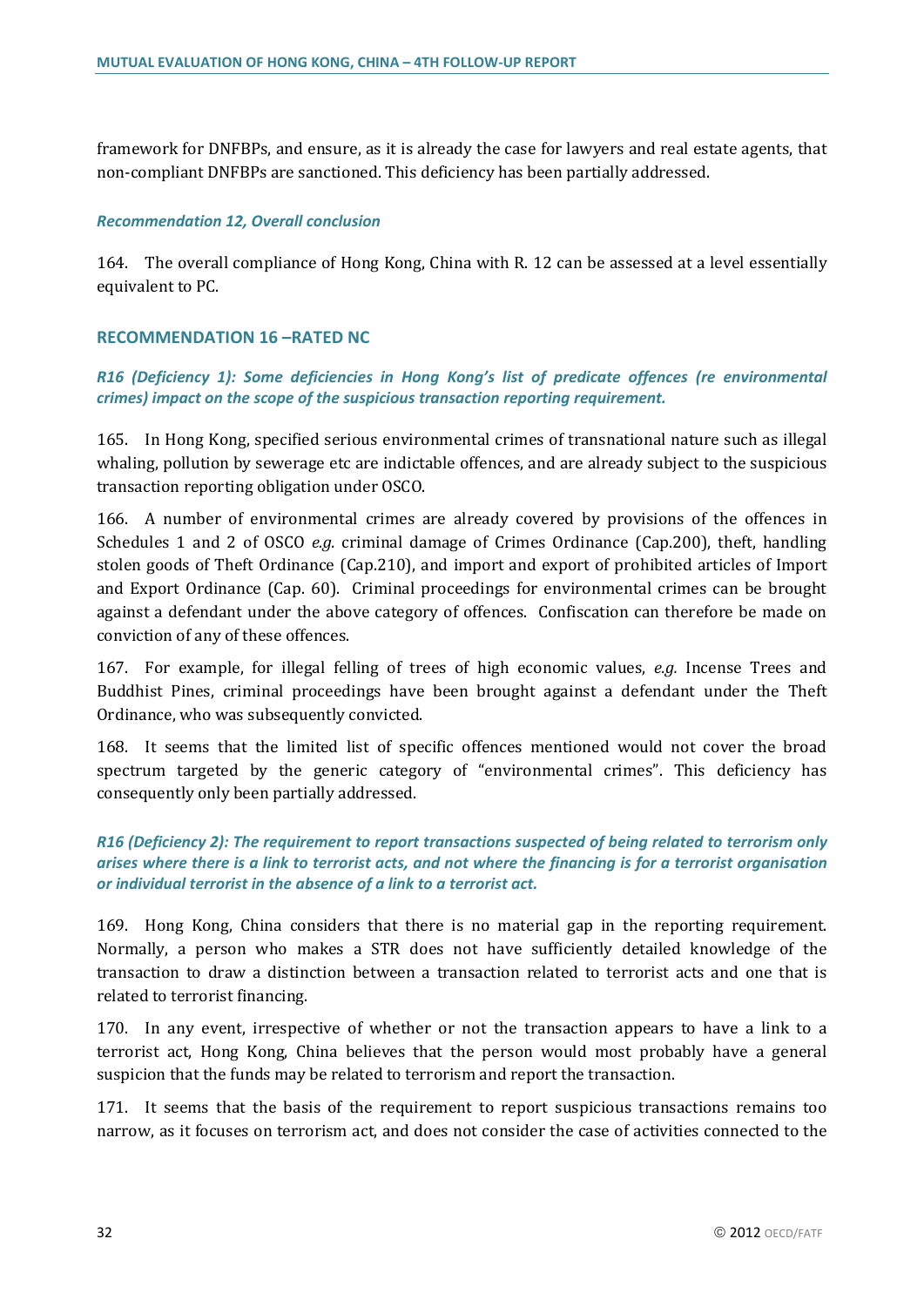framework for DNFBPs, and ensure, as it is already the case for lawyers and real estate agents, that non-compliant DNFBPs are sanctioned. This deficiency has been partially addressed.

#### *Recommendation 12, Overall conclusion*

164. The overall compliance of Hong Kong, China with R. 12 can be assessed at a level essentially equivalent to PC.

### RECOMMENDATION 16 –RATED NC

#### *R16 (Deficiency 1): Some deficiencies in Hong Kong's list of predicate offences (re environmental crimes) impact on the scope of the suspicious transaction reporting requirement.*

165. In Hong Kong, specified serious environmental crimes of transnational nature such as illegal whaling, pollution by sewerage etc are indictable offences, and are already subject to the suspicious transaction reporting obligation under OSCO.

166. A number of environmental crimes are already covered by provisions of the offences in Schedules 1 and 2 of OSCO *e.g.* criminal damage of Crimes Ordinance (Cap.200), theft, handling stolen goods of Theft Ordinance (Cap.210), and import and export of prohibited articles of Import and Export Ordinance (Cap. 60). Criminal proceedings for environmental crimes can be brought against a defendant under the above category of offences. Confiscation can therefore be made on conviction of any of these offences.

167. For example, for illegal felling of trees of high economic values, *e.g.* Incense Trees and Buddhist Pines, criminal proceedings have been brought against a defendant under the Theft Ordinance, who was subsequently convicted.

168. It seems that the limited list of specific offences mentioned would not cover the broad spectrum targeted by the generic category of "environmental crimes". This deficiency has consequently only been partially addressed.

#### *R16 (Deficiency 2): The requirement to report transactions suspected of being related to terrorism only arises where there is a link to terrorist acts, and not where the financing is for a terrorist organisation or individual terrorist in the absence of a link to a terrorist act.*

169. Hong Kong, China considers that there is no material gap in the reporting requirement. Normally, a person who makes a STR does not have sufficiently detailed knowledge of the transaction to draw a distinction between a transaction related to terrorist acts and one that is related to terrorist financing.

170. In any event, irrespective of whether or not the transaction appears to have a link to a terrorist act, Hong Kong, China believes that the person would most probably have a general suspicion that the funds may be related to terrorism and report the transaction.

171. It seems that the basis of the requirement to report suspicious transactions remains too narrow, as it focuses on terrorism act, and does not consider the case of activities connected to the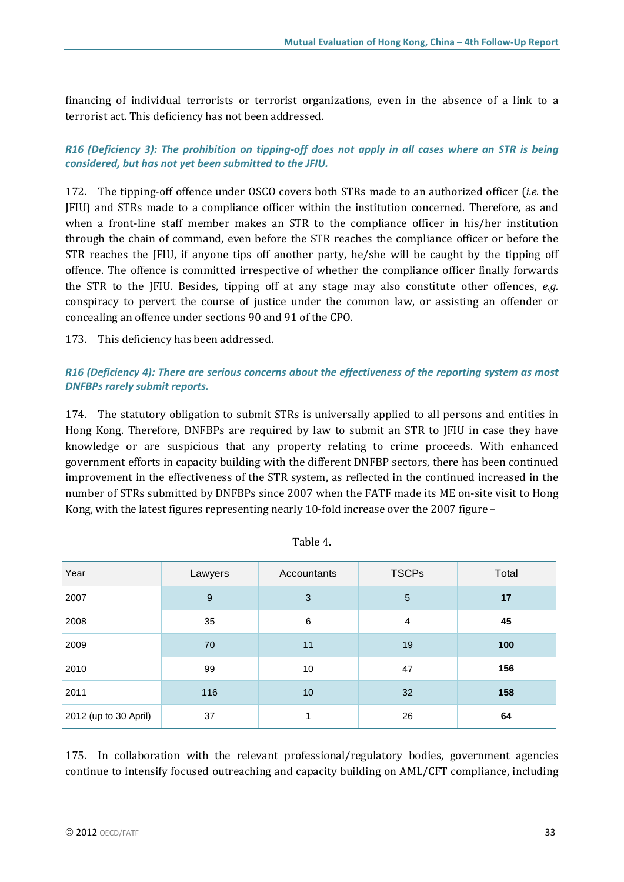financing of individual terrorists or terrorist organizations, even in the absence of a link to a terrorist act. This deficiency has not been addressed.

***R16 (Deficiency 3): The prohibition on tipping-off does not apply in all cases where an STR is being considered, but has not yet been submitted to the JFIU.***

172. The tipping-off offence under OSCO covers both STRs made to an authorized officer (*i.e.* the JFIU) and STRs made to a compliance officer within the institution concerned. Therefore, as and when a front-line staff member makes an STR to the compliance officer in his/her institution through the chain of command, even before the STR reaches the compliance officer or before the STR reaches the JFIU, if anyone tips off another party, he/she will be caught by the tipping off offence. The offence is committed irrespective of whether the compliance officer finally forwards the STR to the JFIU. Besides, tipping off at any stage may also constitute other offences, *e.g.* conspiracy to pervert the course of justice under the common law, or assisting an offender or concealing an offence under sections 90 and 91 of the CPO.

173. This deficiency has been addressed.

***R16 (Deficiency 4): There are serious concerns about the effectiveness of the reporting system as most DNFBPs rarely submit reports.***

174. The statutory obligation to submit STRs is universally applied to all persons and entities in Hong Kong. Therefore, DNFBPs are required by law to submit an STR to JFIU in case they have knowledge or are suspicious that any property relating to crime proceeds. With enhanced government efforts in capacity building with the different DNFBP sectors, there has been continued improvement in the effectiveness of the STR system, as reflected in the continued increased in the number of STRs submitted by DNFBPs since 2007 when the FATF made its ME on-site visit to Hong Kong, with the latest figures representing nearly 10-fold increase over the 2007 figure –

Table 4.

| Year | Lawyers | Accountants | TSCPs | Total |
|---|---|---|---|---|
| 2007 | 9 | 3 | 5 | **17** |
| 2008 | 35 | 6 | 4 | **45** |
| 2009 | 70 | 11 | 19 | **100** |
| 2010 | 99 | 10 | 47 | **156** |
| 2011 | 116 | 10 | 32 | **158** |
| 2012 (up to 30 April) | 37 | 1 | 26 | **64** |

175. In collaboration with the relevant professional/regulatory bodies, government agencies continue to intensify focused outreaching and capacity building on AML/CFT compliance, including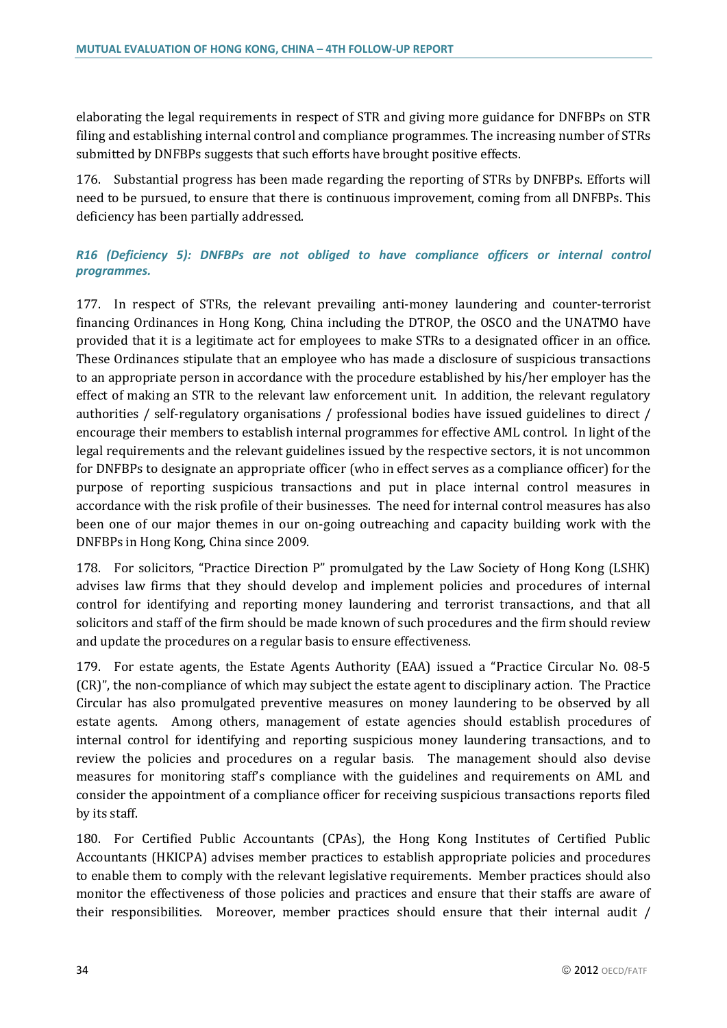elaborating the legal requirements in respect of STR and giving more guidance for DNFBPs on STR filing and establishing internal control and compliance programmes. The increasing number of STRs submitted by DNFBPs suggests that such efforts have brought positive effects.

176. Substantial progress has been made regarding the reporting of STRs by DNFBPs. Efforts will need to be pursued, to ensure that there is continuous improvement, coming from all DNFBPs. This deficiency has been partially addressed.

***R16 (Deficiency 5): DNFBPs are not obliged to have compliance officers or internal control programmes.***

177. In respect of STRs, the relevant prevailing anti-money laundering and counter-terrorist financing Ordinances in Hong Kong, China including the DTROP, the OSCO and the UNATMO have provided that it is a legitimate act for employees to make STRs to a designated officer in an office. These Ordinances stipulate that an employee who has made a disclosure of suspicious transactions to an appropriate person in accordance with the procedure established by his/her employer has the effect of making an STR to the relevant law enforcement unit. In addition, the relevant regulatory authorities / self-regulatory organisations / professional bodies have issued guidelines to direct / encourage their members to establish internal programmes for effective AML control. In light of the legal requirements and the relevant guidelines issued by the respective sectors, it is not uncommon for DNFBPs to designate an appropriate officer (who in effect serves as a compliance officer) for the purpose of reporting suspicious transactions and put in place internal control measures in accordance with the risk profile of their businesses. The need for internal control measures has also been one of our major themes in our on-going outreaching and capacity building work with the DNFBPs in Hong Kong, China since 2009.

178. For solicitors, "Practice Direction P" promulgated by the Law Society of Hong Kong (LSHK) advises law firms that they should develop and implement policies and procedures of internal control for identifying and reporting money laundering and terrorist transactions, and that all solicitors and staff of the firm should be made known of such procedures and the firm should review and update the procedures on a regular basis to ensure effectiveness.

179. For estate agents, the Estate Agents Authority (EAA) issued a "Practice Circular No. 08-5 (CR)", the non-compliance of which may subject the estate agent to disciplinary action. The Practice Circular has also promulgated preventive measures on money laundering to be observed by all estate agents. Among others, management of estate agencies should establish procedures of internal control for identifying and reporting suspicious money laundering transactions, and to review the policies and procedures on a regular basis. The management should also devise measures for monitoring staff's compliance with the guidelines and requirements on AML and consider the appointment of a compliance officer for receiving suspicious transactions reports filed by its staff.

180. For Certified Public Accountants (CPAs), the Hong Kong Institutes of Certified Public Accountants (HKICPA) advises member practices to establish appropriate policies and procedures to enable them to comply with the relevant legislative requirements. Member practices should also monitor the effectiveness of those policies and practices and ensure that their staffs are aware of their responsibilities. Moreover, member practices should ensure that their internal audit /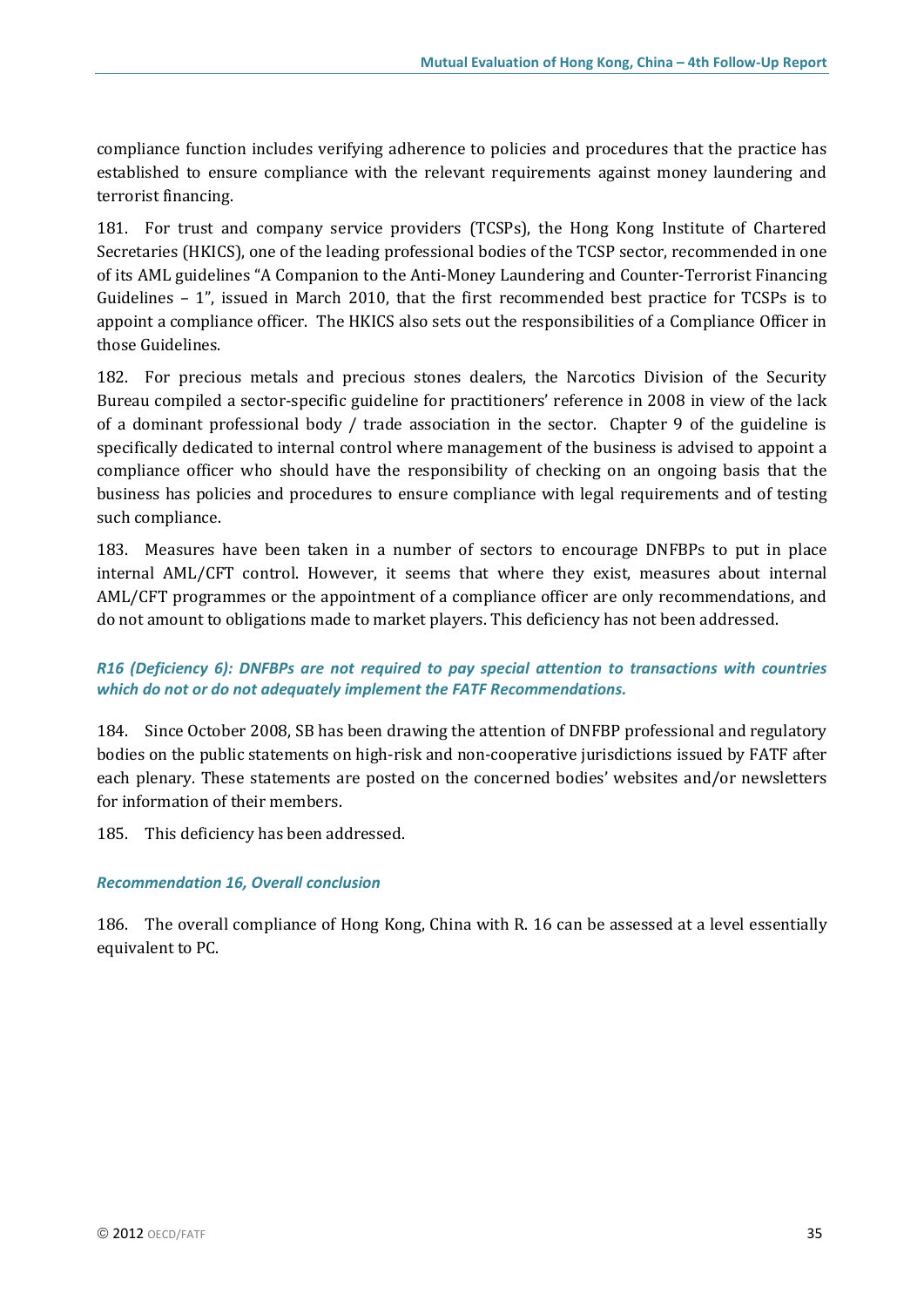compliance function includes verifying adherence to policies and procedures that the practice has established to ensure compliance with the relevant requirements against money laundering and terrorist financing.

181. For trust and company service providers (TCSPs), the Hong Kong Institute of Chartered Secretaries (HKICS), one of the leading professional bodies of the TCSP sector, recommended in one of its AML guidelines "A Companion to the Anti-Money Laundering and Counter-Terrorist Financing Guidelines – 1", issued in March 2010, that the first recommended best practice for TCSPs is to appoint a compliance officer. The HKICS also sets out the responsibilities of a Compliance Officer in those Guidelines.

182. For precious metals and precious stones dealers, the Narcotics Division of the Security Bureau compiled a sector-specific guideline for practitioners' reference in 2008 in view of the lack of a dominant professional body / trade association in the sector. Chapter 9 of the guideline is specifically dedicated to internal control where management of the business is advised to appoint a compliance officer who should have the responsibility of checking on an ongoing basis that the business has policies and procedures to ensure compliance with legal requirements and of testing such compliance.

183. Measures have been taken in a number of sectors to encourage DNFBPs to put in place internal AML/CFT control. However, it seems that where they exist, measures about internal AML/CFT programmes or the appointment of a compliance officer are only recommendations, and do not amount to obligations made to market players. This deficiency has not been addressed.

***R16 (Deficiency 6): DNFBPs are not required to pay special attention to transactions with countries which do not or do not adequately implement the FATF Recommendations.***

184. Since October 2008, SB has been drawing the attention of DNFBP professional and regulatory bodies on the public statements on high-risk and non-cooperative jurisdictions issued by FATF after each plenary. These statements are posted on the concerned bodies' websites and/or newsletters for information of their members.

185. This deficiency has been addressed.

***Recommendation 16, Overall conclusion***

186. The overall compliance of Hong Kong, China with R. 16 can be assessed at a level essentially equivalent to PC.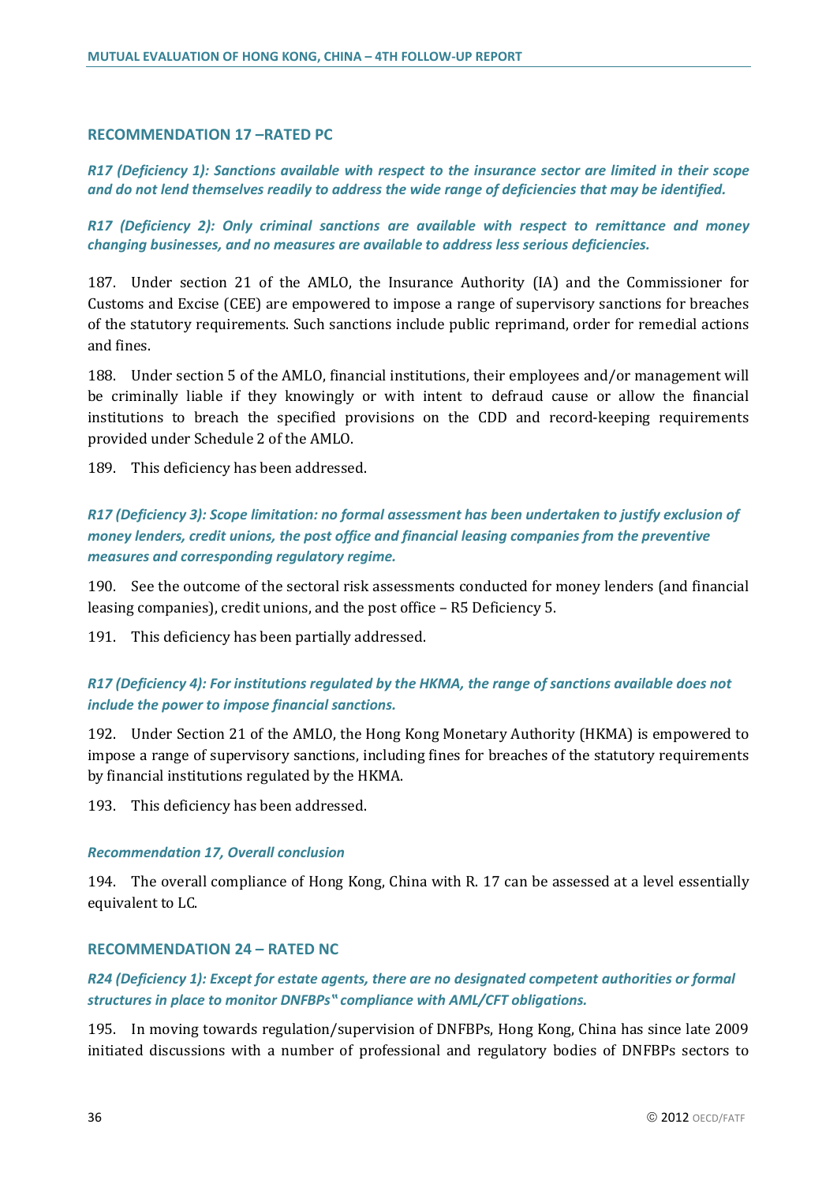## RECOMMENDATION 17 –RATED PC

***R17 (Deficiency 1): Sanctions available with respect to the insurance sector are limited in their scope and do not lend themselves readily to address the wide range of deficiencies that may be identified.***

***R17 (Deficiency 2): Only criminal sanctions are available with respect to remittance and money changing businesses, and no measures are available to address less serious deficiencies.***

187. Under section 21 of the AMLO, the Insurance Authority (IA) and the Commissioner for Customs and Excise (CEE) are empowered to impose a range of supervisory sanctions for breaches of the statutory requirements. Such sanctions include public reprimand, order for remedial actions and fines.

188. Under section 5 of the AMLO, financial institutions, their employees and/or management will be criminally liable if they knowingly or with intent to defraud cause or allow the financial institutions to breach the specified provisions on the CDD and record-keeping requirements provided under Schedule 2 of the AMLO.

189. This deficiency has been addressed.

***R17 (Deficiency 3): Scope limitation: no formal assessment has been undertaken to justify exclusion of money lenders, credit unions, the post office and financial leasing companies from the preventive measures and corresponding regulatory regime.***

190. See the outcome of the sectoral risk assessments conducted for money lenders (and financial leasing companies), credit unions, and the post office – R5 Deficiency 5.

191. This deficiency has been partially addressed.

***R17 (Deficiency 4): For institutions regulated by the HKMA, the range of sanctions available does not include the power to impose financial sanctions.***

192. Under Section 21 of the AMLO, the Hong Kong Monetary Authority (HKMA) is empowered to impose a range of supervisory sanctions, including fines for breaches of the statutory requirements by financial institutions regulated by the HKMA.

193. This deficiency has been addressed.

*Recommendation 17, Overall conclusion*

194. The overall compliance of Hong Kong, China with R. 17 can be assessed at a level essentially equivalent to LC.

## RECOMMENDATION 24 – RATED NC

***R24 (Deficiency 1): Except for estate agents, there are no designated competent authorities or formal structures in place to monitor DNFBPs" compliance with AML/CFT obligations.***

195. In moving towards regulation/supervision of DNFBPs, Hong Kong, China has since late 2009 initiated discussions with a number of professional and regulatory bodies of DNFBPs sectors to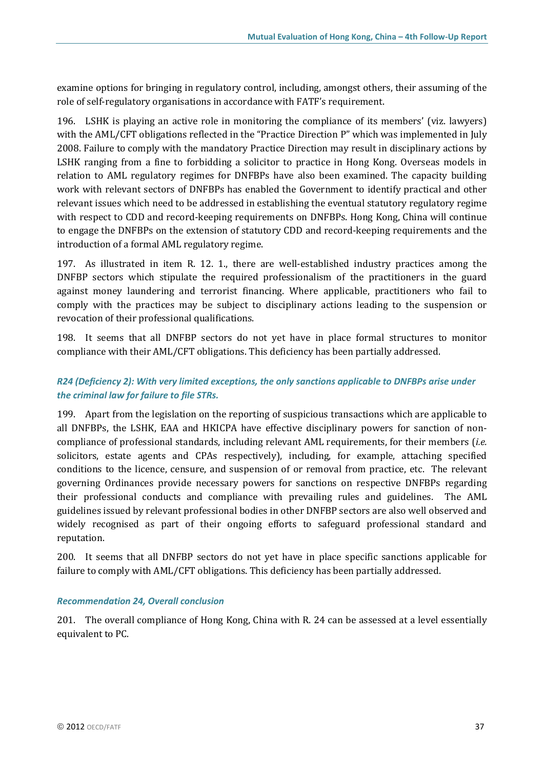examine options for bringing in regulatory control, including, amongst others, their assuming of the role of self-regulatory organisations in accordance with FATF's requirement.

196. LSHK is playing an active role in monitoring the compliance of its members' (viz. lawyers) with the AML/CFT obligations reflected in the "Practice Direction P" which was implemented in July 2008. Failure to comply with the mandatory Practice Direction may result in disciplinary actions by LSHK ranging from a fine to forbidding a solicitor to practice in Hong Kong. Overseas models in relation to AML regulatory regimes for DNFBPs have also been examined. The capacity building work with relevant sectors of DNFBPs has enabled the Government to identify practical and other relevant issues which need to be addressed in establishing the eventual statutory regulatory regime with respect to CDD and record-keeping requirements on DNFBPs. Hong Kong, China will continue to engage the DNFBPs on the extension of statutory CDD and record-keeping requirements and the introduction of a formal AML regulatory regime.

197. As illustrated in item R. 12. 1., there are well-established industry practices among the DNFBP sectors which stipulate the required professionalism of the practitioners in the guard against money laundering and terrorist financing. Where applicable, practitioners who fail to comply with the practices may be subject to disciplinary actions leading to the suspension or revocation of their professional qualifications.

198. It seems that all DNFBP sectors do not yet have in place formal structures to monitor compliance with their AML/CFT obligations. This deficiency has been partially addressed.

### *R24 (Deficiency 2): With very limited exceptions, the only sanctions applicable to DNFBPs arise under the criminal law for failure to file STRs.*

199. Apart from the legislation on the reporting of suspicious transactions which are applicable to all DNFBPs, the LSHK, EAA and HKICPA have effective disciplinary powers for sanction of non-compliance of professional standards, including relevant AML requirements, for their members (*i.e.* solicitors, estate agents and CPAs respectively), including, for example, attaching specified conditions to the licence, censure, and suspension of or removal from practice, etc. The relevant governing Ordinances provide necessary powers for sanctions on respective DNFBPs regarding their professional conducts and compliance with prevailing rules and guidelines. The AML guidelines issued by relevant professional bodies in other DNFBP sectors are also well observed and widely recognised as part of their ongoing efforts to safeguard professional standard and reputation.

200. It seems that all DNFBP sectors do not yet have in place specific sanctions applicable for failure to comply with AML/CFT obligations. This deficiency has been partially addressed.

### *Recommendation 24, Overall conclusion*

201. The overall compliance of Hong Kong, China with R. 24 can be assessed at a level essentially equivalent to PC.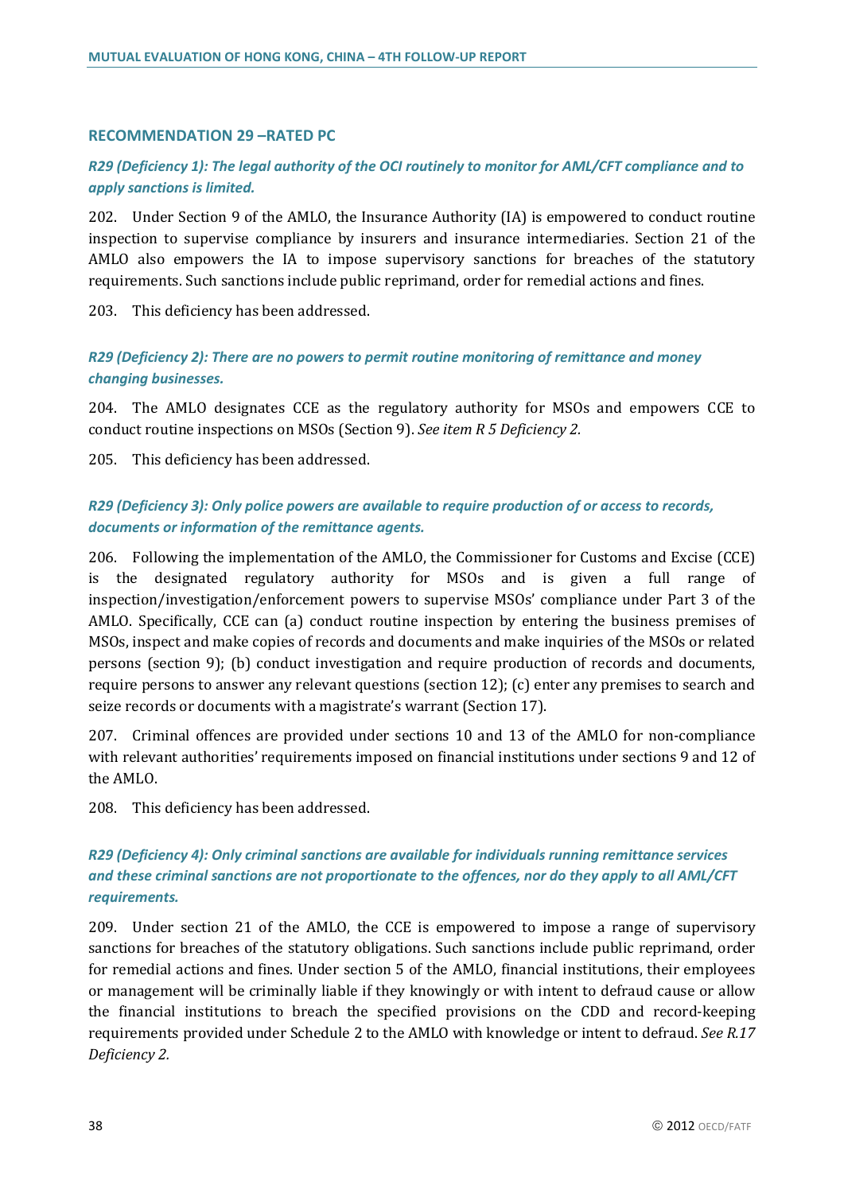## RECOMMENDATION 29 –RATED PC

### *R29 (Deficiency 1): The legal authority of the OCI routinely to monitor for AML/CFT compliance and to apply sanctions is limited.*

202. Under Section 9 of the AMLO, the Insurance Authority (IA) is empowered to conduct routine inspection to supervise compliance by insurers and insurance intermediaries. Section 21 of the AMLO also empowers the IA to impose supervisory sanctions for breaches of the statutory requirements. Such sanctions include public reprimand, order for remedial actions and fines.

203. This deficiency has been addressed.

### *R29 (Deficiency 2): There are no powers to permit routine monitoring of remittance and money changing businesses.*

204. The AMLO designates CCE as the regulatory authority for MSOs and empowers CCE to conduct routine inspections on MSOs (Section 9). *See item R 5 Deficiency 2.*

205. This deficiency has been addressed.

### *R29 (Deficiency 3): Only police powers are available to require production of or access to records, documents or information of the remittance agents.*

206. Following the implementation of the AMLO, the Commissioner for Customs and Excise (CCE) is the designated regulatory authority for MSOs and is given a full range of inspection/investigation/enforcement powers to supervise MSOs' compliance under Part 3 of the AMLO. Specifically, CCE can (a) conduct routine inspection by entering the business premises of MSOs, inspect and make copies of records and documents and make inquiries of the MSOs or related persons (section 9); (b) conduct investigation and require production of records and documents, require persons to answer any relevant questions (section 12); (c) enter any premises to search and seize records or documents with a magistrate's warrant (Section 17).

207. Criminal offences are provided under sections 10 and 13 of the AMLO for non-compliance with relevant authorities' requirements imposed on financial institutions under sections 9 and 12 of the AMLO.

208. This deficiency has been addressed.

### *R29 (Deficiency 4): Only criminal sanctions are available for individuals running remittance services and these criminal sanctions are not proportionate to the offences, nor do they apply to all AML/CFT requirements.*

209. Under section 21 of the AMLO, the CCE is empowered to impose a range of supervisory sanctions for breaches of the statutory obligations. Such sanctions include public reprimand, order for remedial actions and fines. Under section 5 of the AMLO, financial institutions, their employees or management will be criminally liable if they knowingly or with intent to defraud cause or allow the financial institutions to breach the specified provisions on the CDD and record-keeping requirements provided under Schedule 2 to the AMLO with knowledge or intent to defraud. *See R.17 Deficiency 2.*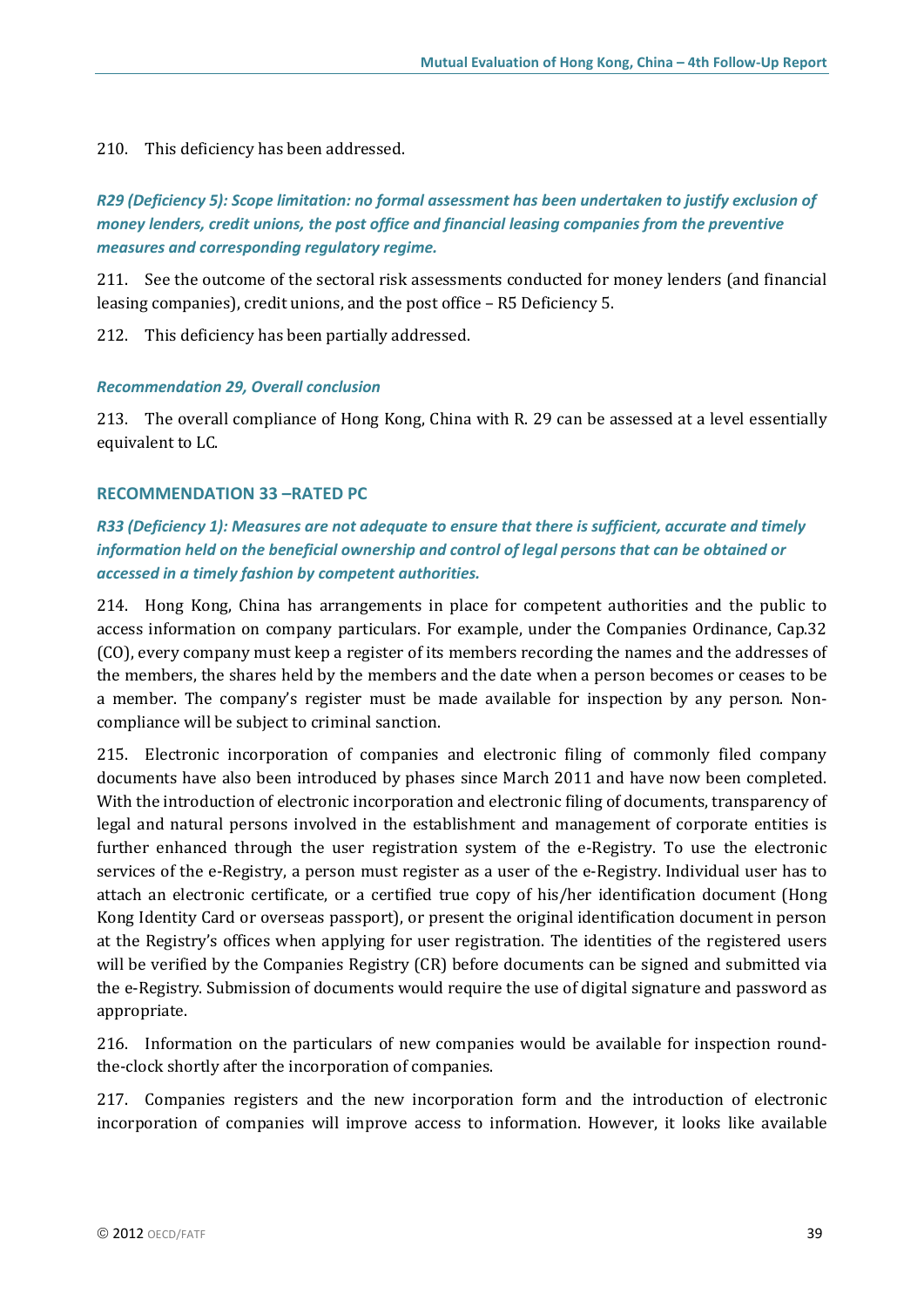210. This deficiency has been addressed.

*R29 (Deficiency 5): Scope limitation: no formal assessment has been undertaken to justify exclusion of money lenders, credit unions, the post office and financial leasing companies from the preventive measures and corresponding regulatory regime.*

211. See the outcome of the sectoral risk assessments conducted for money lenders (and financial leasing companies), credit unions, and the post office – R5 Deficiency 5.

212. This deficiency has been partially addressed.

*Recommendation 29, Overall conclusion*

213. The overall compliance of Hong Kong, China with R. 29 can be assessed at a level essentially equivalent to LC.

### RECOMMENDATION 33 –RATED PC

*R33 (Deficiency 1): Measures are not adequate to ensure that there is sufficient, accurate and timely information held on the beneficial ownership and control of legal persons that can be obtained or accessed in a timely fashion by competent authorities.*

214. Hong Kong, China has arrangements in place for competent authorities and the public to access information on company particulars. For example, under the Companies Ordinance, Cap.32 (CO), every company must keep a register of its members recording the names and the addresses of the members, the shares held by the members and the date when a person becomes or ceases to be a member. The company's register must be made available for inspection by any person. Non-compliance will be subject to criminal sanction.

215. Electronic incorporation of companies and electronic filing of commonly filed company documents have also been introduced by phases since March 2011 and have now been completed. With the introduction of electronic incorporation and electronic filing of documents, transparency of legal and natural persons involved in the establishment and management of corporate entities is further enhanced through the user registration system of the e-Registry. To use the electronic services of the e-Registry, a person must register as a user of the e-Registry. Individual user has to attach an electronic certificate, or a certified true copy of his/her identification document (Hong Kong Identity Card or overseas passport), or present the original identification document in person at the Registry's offices when applying for user registration. The identities of the registered users will be verified by the Companies Registry (CR) before documents can be signed and submitted via the e-Registry. Submission of documents would require the use of digital signature and password as appropriate.

216. Information on the particulars of new companies would be available for inspection round-the-clock shortly after the incorporation of companies.

217. Companies registers and the new incorporation form and the introduction of electronic incorporation of companies will improve access to information. However, it looks like available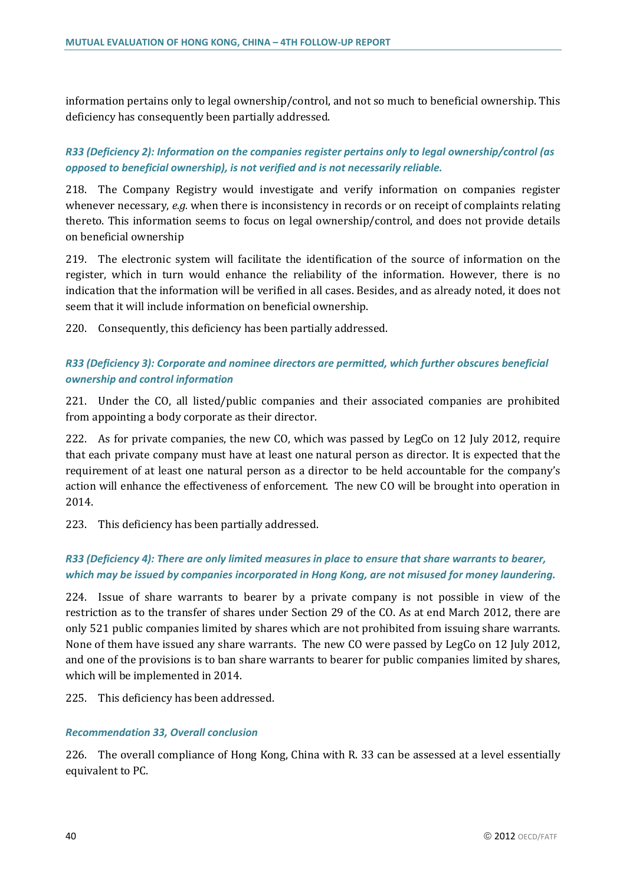information pertains only to legal ownership/control, and not so much to beneficial ownership. This deficiency has consequently been partially addressed.

### *R33 (Deficiency 2): Information on the companies register pertains only to legal ownership/control (as opposed to beneficial ownership), is not verified and is not necessarily reliable.*

218. The Company Registry would investigate and verify information on companies register whenever necessary, *e.g.* when there is inconsistency in records or on receipt of complaints relating thereto. This information seems to focus on legal ownership/control, and does not provide details on beneficial ownership

219. The electronic system will facilitate the identification of the source of information on the register, which in turn would enhance the reliability of the information. However, there is no indication that the information will be verified in all cases. Besides, and as already noted, it does not seem that it will include information on beneficial ownership.

220. Consequently, this deficiency has been partially addressed.

### *R33 (Deficiency 3): Corporate and nominee directors are permitted, which further obscures beneficial ownership and control information*

221. Under the CO, all listed/public companies and their associated companies are prohibited from appointing a body corporate as their director.

222. As for private companies, the new CO, which was passed by LegCo on 12 July 2012, require that each private company must have at least one natural person as director. It is expected that the requirement of at least one natural person as a director to be held accountable for the company's action will enhance the effectiveness of enforcement. The new CO will be brought into operation in 2014.

223. This deficiency has been partially addressed.

### *R33 (Deficiency 4): There are only limited measures in place to ensure that share warrants to bearer, which may be issued by companies incorporated in Hong Kong, are not misused for money laundering.*

224. Issue of share warrants to bearer by a private company is not possible in view of the restriction as to the transfer of shares under Section 29 of the CO. As at end March 2012, there are only 521 public companies limited by shares which are not prohibited from issuing share warrants. None of them have issued any share warrants. The new CO were passed by LegCo on 12 July 2012, and one of the provisions is to ban share warrants to bearer for public companies limited by shares, which will be implemented in 2014.

225. This deficiency has been addressed.

### *Recommendation 33, Overall conclusion*

226. The overall compliance of Hong Kong, China with R. 33 can be assessed at a level essentially equivalent to PC.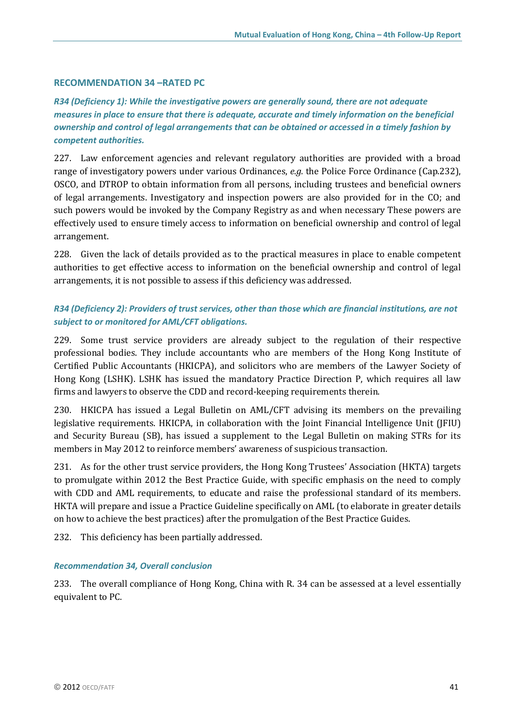## RECOMMENDATION 34 –RATED PC

***R34 (Deficiency 1): While the investigative powers are generally sound, there are not adequate measures in place to ensure that there is adequate, accurate and timely information on the beneficial ownership and control of legal arrangements that can be obtained or accessed in a timely fashion by competent authorities.***

227. Law enforcement agencies and relevant regulatory authorities are provided with a broad range of investigatory powers under various Ordinances, *e.g.* the Police Force Ordinance (Cap.232), OSCO, and DTROP to obtain information from all persons, including trustees and beneficial owners of legal arrangements. Investigatory and inspection powers are also provided for in the CO; and such powers would be invoked by the Company Registry as and when necessary These powers are effectively used to ensure timely access to information on beneficial ownership and control of legal arrangement.

228. Given the lack of details provided as to the practical measures in place to enable competent authorities to get effective access to information on the beneficial ownership and control of legal arrangements, it is not possible to assess if this deficiency was addressed.

***R34 (Deficiency 2): Providers of trust services, other than those which are financial institutions, are not subject to or monitored for AML/CFT obligations.***

229. Some trust service providers are already subject to the regulation of their respective professional bodies. They include accountants who are members of the Hong Kong Institute of Certified Public Accountants (HKICPA), and solicitors who are members of the Lawyer Society of Hong Kong (LSHK). LSHK has issued the mandatory Practice Direction P, which requires all law firms and lawyers to observe the CDD and record-keeping requirements therein.

230. HKICPA has issued a Legal Bulletin on AML/CFT advising its members on the prevailing legislative requirements. HKICPA, in collaboration with the Joint Financial Intelligence Unit (JFIU) and Security Bureau (SB), has issued a supplement to the Legal Bulletin on making STRs for its members in May 2012 to reinforce members' awareness of suspicious transaction.

231. As for the other trust service providers, the Hong Kong Trustees' Association (HKTA) targets to promulgate within 2012 the Best Practice Guide, with specific emphasis on the need to comply with CDD and AML requirements, to educate and raise the professional standard of its members. HKTA will prepare and issue a Practice Guideline specifically on AML (to elaborate in greater details on how to achieve the best practices) after the promulgation of the Best Practice Guides.

232. This deficiency has been partially addressed.

***Recommendation 34, Overall conclusion***

233. The overall compliance of Hong Kong, China with R. 34 can be assessed at a level essentially equivalent to PC.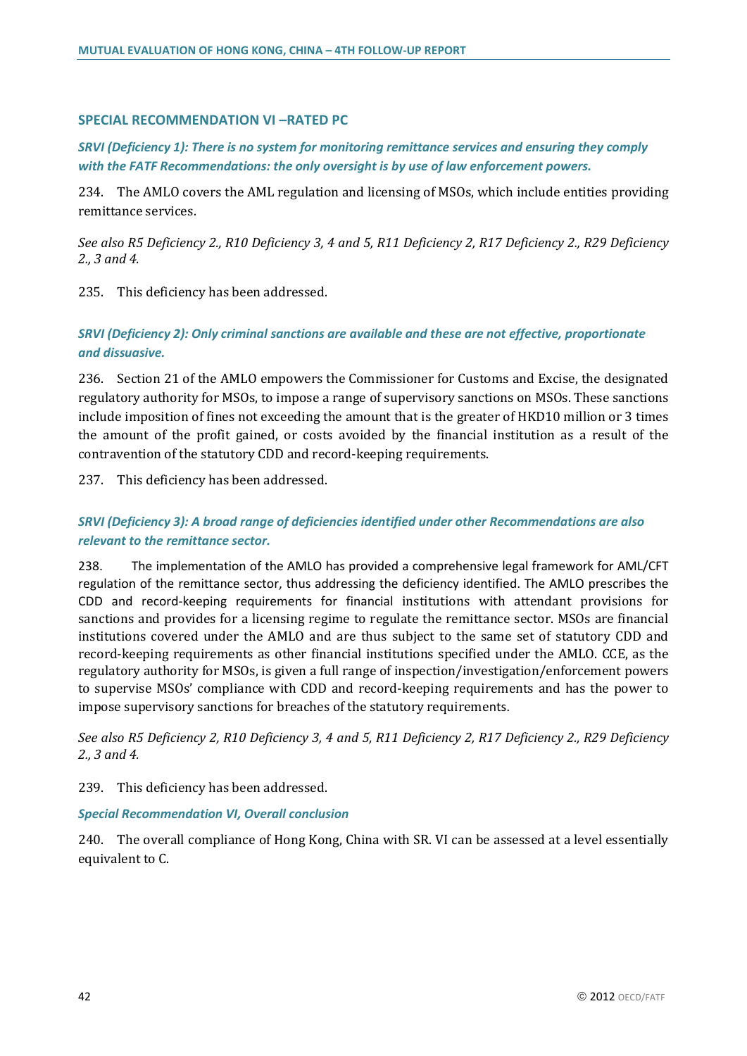## SPECIAL RECOMMENDATION VI –RATED PC

### *SRVI (Deficiency 1): There is no system for monitoring remittance services and ensuring they comply with the FATF Recommendations: the only oversight is by use of law enforcement powers.*

234. The AMLO covers the AML regulation and licensing of MSOs, which include entities providing remittance services.

*See also R5 Deficiency 2., R10 Deficiency 3, 4 and 5, R11 Deficiency 2, R17 Deficiency 2., R29 Deficiency 2., 3 and 4.*

235. This deficiency has been addressed.

### *SRVI (Deficiency 2): Only criminal sanctions are available and these are not effective, proportionate and dissuasive.*

236. Section 21 of the AMLO empowers the Commissioner for Customs and Excise, the designated regulatory authority for MSOs, to impose a range of supervisory sanctions on MSOs. These sanctions include imposition of fines not exceeding the amount that is the greater of HKD10 million or 3 times the amount of the profit gained, or costs avoided by the financial institution as a result of the contravention of the statutory CDD and record-keeping requirements.

237. This deficiency has been addressed.

### *SRVI (Deficiency 3): A broad range of deficiencies identified under other Recommendations are also relevant to the remittance sector.*

238. The implementation of the AMLO has provided a comprehensive legal framework for AML/CFT regulation of the remittance sector, thus addressing the deficiency identified. The AMLO prescribes the CDD and record-keeping requirements for financial institutions with attendant provisions for sanctions and provides for a licensing regime to regulate the remittance sector. MSOs are financial institutions covered under the AMLO and are thus subject to the same set of statutory CDD and record-keeping requirements as other financial institutions specified under the AMLO. CCE, as the regulatory authority for MSOs, is given a full range of inspection/investigation/enforcement powers to supervise MSOs' compliance with CDD and record-keeping requirements and has the power to impose supervisory sanctions for breaches of the statutory requirements.

*See also R5 Deficiency 2, R10 Deficiency 3, 4 and 5, R11 Deficiency 2, R17 Deficiency 2., R29 Deficiency 2., 3 and 4.*

239. This deficiency has been addressed.

#### *Special Recommendation VI, Overall conclusion*

240. The overall compliance of Hong Kong, China with SR. VI can be assessed at a level essentially equivalent to C.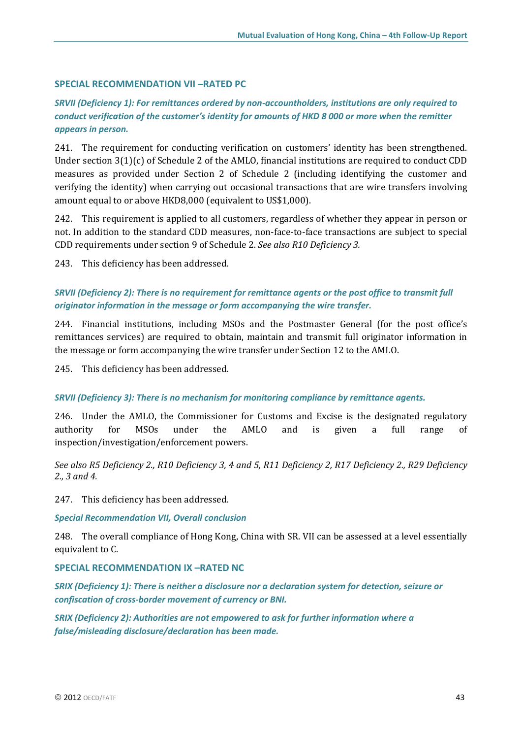## SPECIAL RECOMMENDATION VII –RATED PC

***SRVII (Deficiency 1): For remittances ordered by non-accountholders, institutions are only required to conduct verification of the customer's identity for amounts of HKD 8 000 or more when the remitter appears in person.***

241. The requirement for conducting verification on customers' identity has been strengthened. Under section 3(1)(c) of Schedule 2 of the AMLO, financial institutions are required to conduct CDD measures as provided under Section 2 of Schedule 2 (including identifying the customer and verifying the identity) when carrying out occasional transactions that are wire transfers involving amount equal to or above HKD8,000 (equivalent to US$1,000).

242. This requirement is applied to all customers, regardless of whether they appear in person or not. In addition to the standard CDD measures, non-face-to-face transactions are subject to special CDD requirements under section 9 of Schedule 2. *See also R10 Deficiency 3.*

243. This deficiency has been addressed.

***SRVII (Deficiency 2): There is no requirement for remittance agents or the post office to transmit full originator information in the message or form accompanying the wire transfer.***

244. Financial institutions, including MSOs and the Postmaster General (for the post office's remittances services) are required to obtain, maintain and transmit full originator information in the message or form accompanying the wire transfer under Section 12 to the AMLO.

245. This deficiency has been addressed.

***SRVII (Deficiency 3): There is no mechanism for monitoring compliance by remittance agents.***

246. Under the AMLO, the Commissioner for Customs and Excise is the designated regulatory authority for MSOs under the AMLO and is given a full range of inspection/investigation/enforcement powers.

*See also R5 Deficiency 2., R10 Deficiency 3, 4 and 5, R11 Deficiency 2, R17 Deficiency 2., R29 Deficiency 2., 3 and 4.*

247. This deficiency has been addressed.

***Special Recommendation VII, Overall conclusion***

248. The overall compliance of Hong Kong, China with SR. VII can be assessed at a level essentially equivalent to C.

## SPECIAL RECOMMENDATION IX –RATED NC

***SRIX (Deficiency 1): There is neither a disclosure nor a declaration system for detection, seizure or confiscation of cross-border movement of currency or BNI.***

***SRIX (Deficiency 2): Authorities are not empowered to ask for further information where a false/misleading disclosure/declaration has been made.***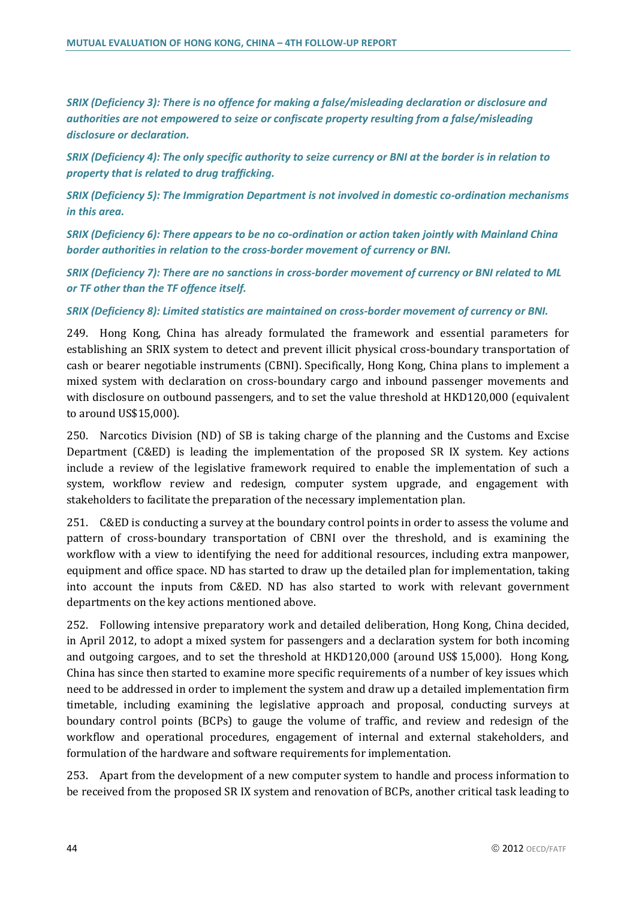***SRIX (Deficiency 3): There is no offence for making a false/misleading declaration or disclosure and authorities are not empowered to seize or confiscate property resulting from a false/misleading disclosure or declaration.***

***SRIX (Deficiency 4): The only specific authority to seize currency or BNI at the border is in relation to property that is related to drug trafficking.***

***SRIX (Deficiency 5): The Immigration Department is not involved in domestic co-ordination mechanisms in this area.***

***SRIX (Deficiency 6): There appears to be no co-ordination or action taken jointly with Mainland China border authorities in relation to the cross-border movement of currency or BNI.***

***SRIX (Deficiency 7): There are no sanctions in cross-border movement of currency or BNI related to ML or TF other than the TF offence itself.***

***SRIX (Deficiency 8): Limited statistics are maintained on cross-border movement of currency or BNI.***

249. Hong Kong, China has already formulated the framework and essential parameters for establishing an SRIX system to detect and prevent illicit physical cross-boundary transportation of cash or bearer negotiable instruments (CBNI). Specifically, Hong Kong, China plans to implement a mixed system with declaration on cross-boundary cargo and inbound passenger movements and with disclosure on outbound passengers, and to set the value threshold at HKD120,000 (equivalent to around US$15,000).

250. Narcotics Division (ND) of SB is taking charge of the planning and the Customs and Excise Department (C&ED) is leading the implementation of the proposed SR IX system. Key actions include a review of the legislative framework required to enable the implementation of such a system, workflow review and redesign, computer system upgrade, and engagement with stakeholders to facilitate the preparation of the necessary implementation plan.

251. C&ED is conducting a survey at the boundary control points in order to assess the volume and pattern of cross-boundary transportation of CBNI over the threshold, and is examining the workflow with a view to identifying the need for additional resources, including extra manpower, equipment and office space. ND has started to draw up the detailed plan for implementation, taking into account the inputs from C&ED. ND has also started to work with relevant government departments on the key actions mentioned above.

252. Following intensive preparatory work and detailed deliberation, Hong Kong, China decided, in April 2012, to adopt a mixed system for passengers and a declaration system for both incoming and outgoing cargoes, and to set the threshold at HKD120,000 (around US$ 15,000). Hong Kong, China has since then started to examine more specific requirements of a number of key issues which need to be addressed in order to implement the system and draw up a detailed implementation firm timetable, including examining the legislative approach and proposal, conducting surveys at boundary control points (BCPs) to gauge the volume of traffic, and review and redesign of the workflow and operational procedures, engagement of internal and external stakeholders, and formulation of the hardware and software requirements for implementation.

253. Apart from the development of a new computer system to handle and process information to be received from the proposed SR IX system and renovation of BCPs, another critical task leading to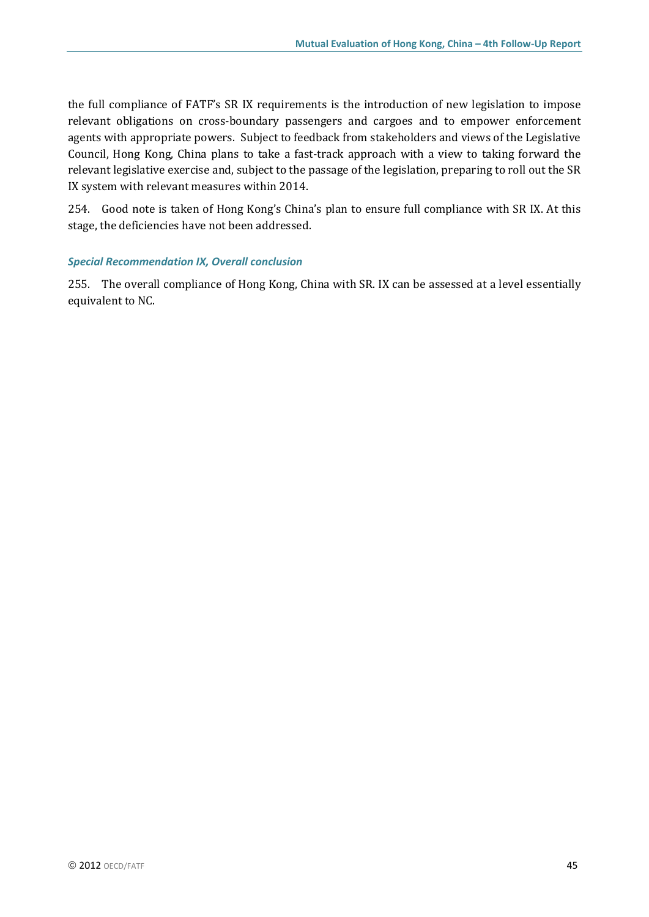the full compliance of FATF's SR IX requirements is the introduction of new legislation to impose relevant obligations on cross-boundary passengers and cargoes and to empower enforcement agents with appropriate powers. Subject to feedback from stakeholders and views of the Legislative Council, Hong Kong, China plans to take a fast-track approach with a view to taking forward the relevant legislative exercise and, subject to the passage of the legislation, preparing to roll out the SR IX system with relevant measures within 2014.

254. Good note is taken of Hong Kong's China's plan to ensure full compliance with SR IX. At this stage, the deficiencies have not been addressed.

#### *Special Recommendation IX, Overall conclusion*

255. The overall compliance of Hong Kong, China with SR. IX can be assessed at a level essentially equivalent to NC.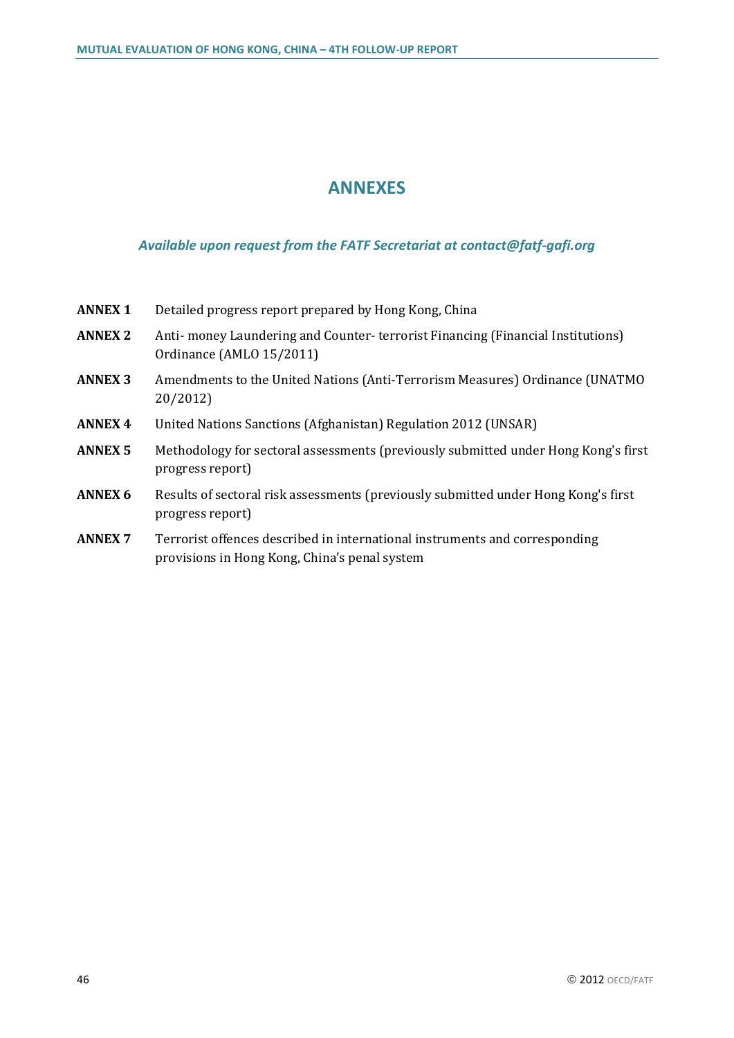# ANNEXES

***Available upon request from the FATF Secretariat at contact@fatf-gafi.org***

| | |
|---|---|
| **ANNEX 1** | Detailed progress report prepared by Hong Kong, China |
| **ANNEX 2** | Anti- money Laundering and Counter- terrorist Financing (Financial Institutions) Ordinance (AMLO 15/2011) |
| **ANNEX 3** | Amendments to the United Nations (Anti-Terrorism Measures) Ordinance (UNATMO 20/2012) |
| **ANNEX 4** | United Nations Sanctions (Afghanistan) Regulation 2012 (UNSAR) |
| **ANNEX 5** | Methodology for sectoral assessments (previously submitted under Hong Kong's first progress report) |
| **ANNEX 6** | Results of sectoral risk assessments (previously submitted under Hong Kong's first progress report) |
| **ANNEX 7** | Terrorist offences described in international instruments and corresponding provisions in Hong Kong, China's penal system |